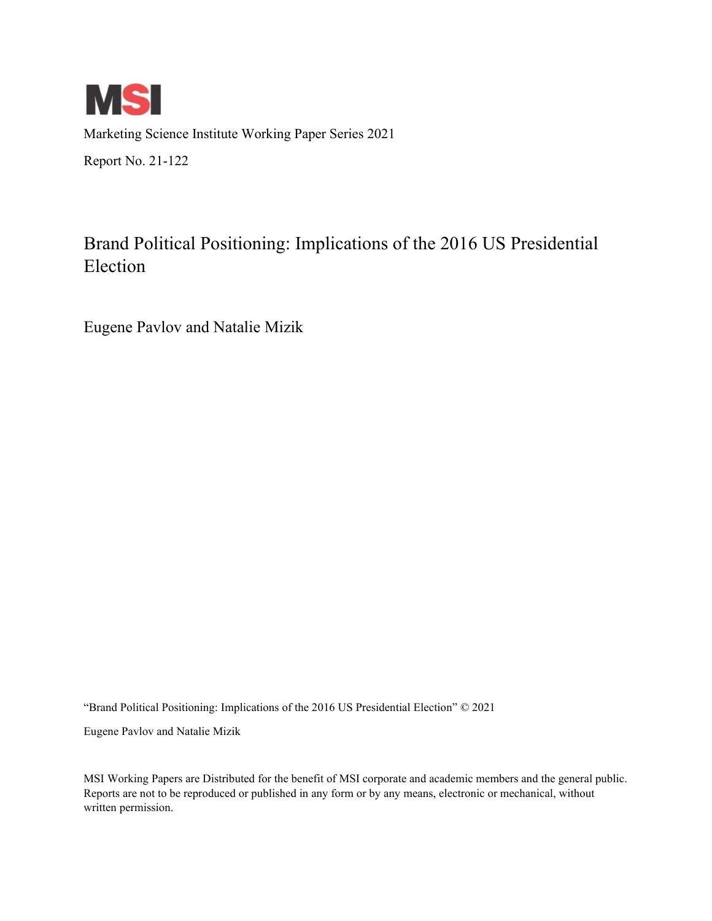MSI

Marketing Science Institute Working Paper Series 2021

Report No. 21-122

# Brand Political Positioning: Implications of the 2016 US Presidential Election

Eugene Pavlov and Natalie Mizik

"Brand Political Positioning: Implications of the 2016 US Presidential Election" © 2021

Eugene Pavlov and Natalie Mizik

MSI Working Papers are Distributed for the benefit of MSI corporate and academic members and the general public. Reports are not to be reproduced or published in any form or by any means, electronic or mechanical, without written permission.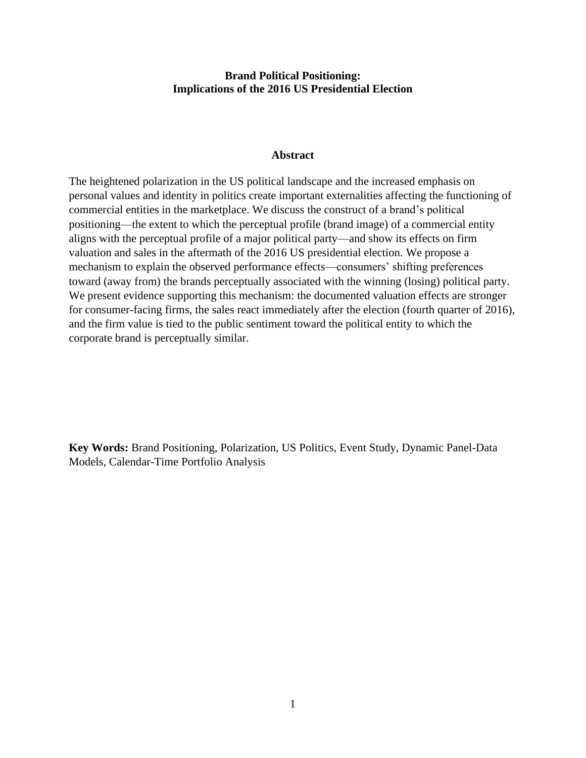# Brand Political Positioning:
# Implications of the 2016 US Presidential Election

## Abstract

The heightened polarization in the US political landscape and the increased emphasis on personal values and identity in politics create important externalities affecting the functioning of commercial entities in the marketplace. We discuss the construct of a brand's political positioning—the extent to which the perceptual profile (brand image) of a commercial entity aligns with the perceptual profile of a major political party—and show its effects on firm valuation and sales in the aftermath of the 2016 US presidential election. We propose a mechanism to explain the observed performance effects—consumers' shifting preferences toward (away from) the brands perceptually associated with the winning (losing) political party. We present evidence supporting this mechanism: the documented valuation effects are stronger for consumer-facing firms, the sales react immediately after the election (fourth quarter of 2016), and the firm value is tied to the public sentiment toward the political entity to which the corporate brand is perceptually similar.

**Key Words:** Brand Positioning, Polarization, US Politics, Event Study, Dynamic Panel-Data Models, Calendar-Time Portfolio Analysis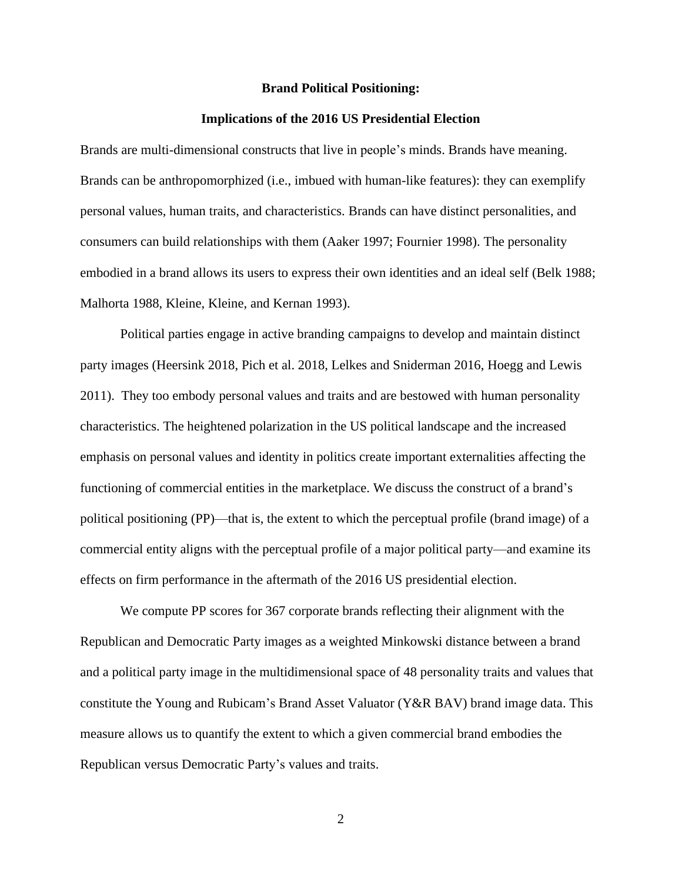**Brand Political Positioning:**

**Implications of the 2016 US Presidential Election**

Brands are multi-dimensional constructs that live in people's minds. Brands have meaning. Brands can be anthropomorphized (i.e., imbued with human-like features): they can exemplify personal values, human traits, and characteristics. Brands can have distinct personalities, and consumers can build relationships with them (Aaker 1997; Fournier 1998). The personality embodied in a brand allows its users to express their own identities and an ideal self (Belk 1988; Malhorta 1988, Kleine, Kleine, and Kernan 1993).

Political parties engage in active branding campaigns to develop and maintain distinct party images (Heersink 2018, Pich et al. 2018, Lelkes and Sniderman 2016, Hoegg and Lewis 2011). They too embody personal values and traits and are bestowed with human personality characteristics. The heightened polarization in the US political landscape and the increased emphasis on personal values and identity in politics create important externalities affecting the functioning of commercial entities in the marketplace. We discuss the construct of a brand's political positioning (PP)—that is, the extent to which the perceptual profile (brand image) of a commercial entity aligns with the perceptual profile of a major political party—and examine its effects on firm performance in the aftermath of the 2016 US presidential election.

We compute PP scores for 367 corporate brands reflecting their alignment with the Republican and Democratic Party images as a weighted Minkowski distance between a brand and a political party image in the multidimensional space of 48 personality traits and values that constitute the Young and Rubicam's Brand Asset Valuator (Y&R BAV) brand image data. This measure allows us to quantify the extent to which a given commercial brand embodies the Republican versus Democratic Party's values and traits.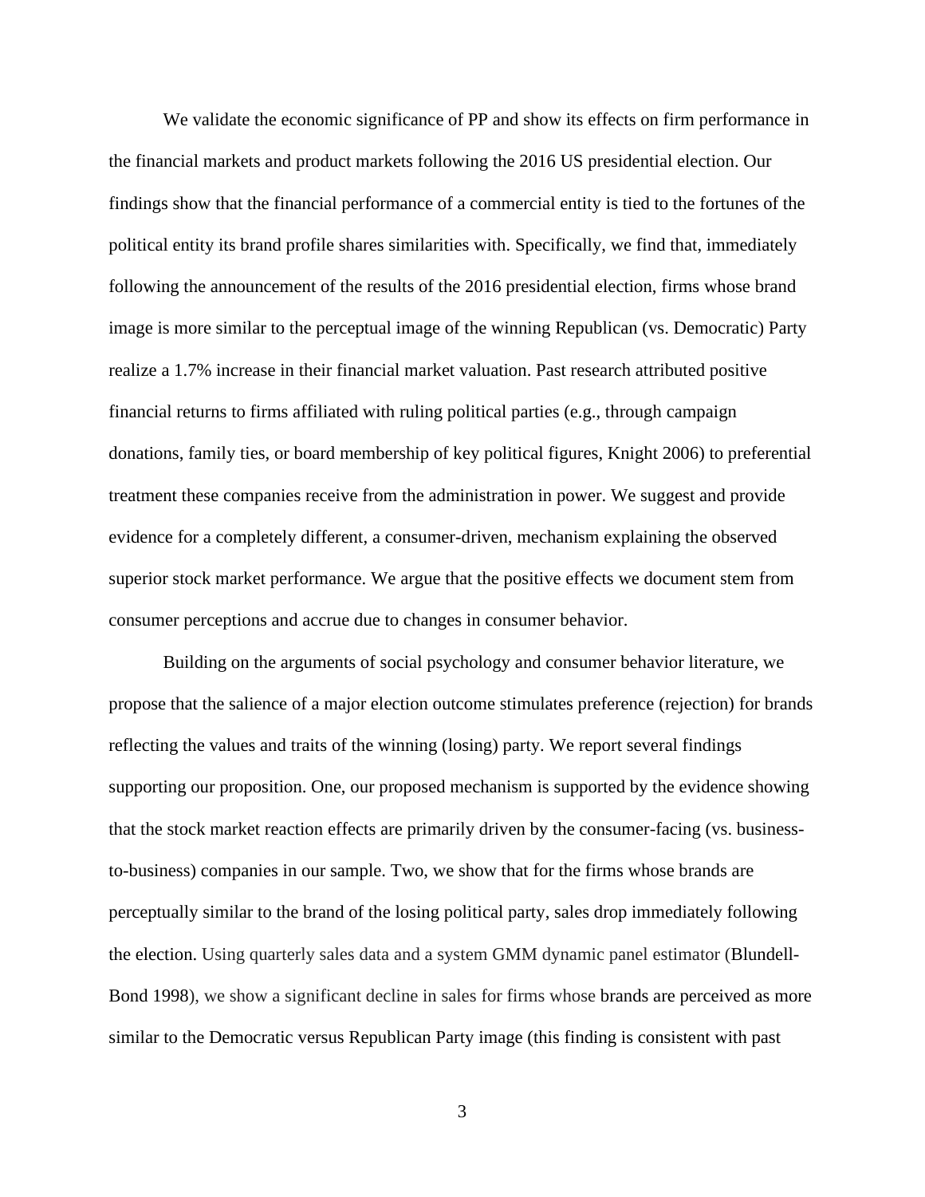We validate the economic significance of PP and show its effects on firm performance in the financial markets and product markets following the 2016 US presidential election. Our findings show that the financial performance of a commercial entity is tied to the fortunes of the political entity its brand profile shares similarities with. Specifically, we find that, immediately following the announcement of the results of the 2016 presidential election, firms whose brand image is more similar to the perceptual image of the winning Republican (vs. Democratic) Party realize a 1.7% increase in their financial market valuation. Past research attributed positive financial returns to firms affiliated with ruling political parties (e.g., through campaign donations, family ties, or board membership of key political figures, Knight 2006) to preferential treatment these companies receive from the administration in power. We suggest and provide evidence for a completely different, a consumer-driven, mechanism explaining the observed superior stock market performance. We argue that the positive effects we document stem from consumer perceptions and accrue due to changes in consumer behavior.

Building on the arguments of social psychology and consumer behavior literature, we propose that the salience of a major election outcome stimulates preference (rejection) for brands reflecting the values and traits of the winning (losing) party. We report several findings supporting our proposition. One, our proposed mechanism is supported by the evidence showing that the stock market reaction effects are primarily driven by the consumer-facing (vs. business-to-business) companies in our sample. Two, we show that for the firms whose brands are perceptually similar to the brand of the losing political party, sales drop immediately following the election. Using quarterly sales data and a system GMM dynamic panel estimator (Blundell-Bond 1998), we show a significant decline in sales for firms whose brands are perceived as more similar to the Democratic versus Republican Party image (this finding is consistent with past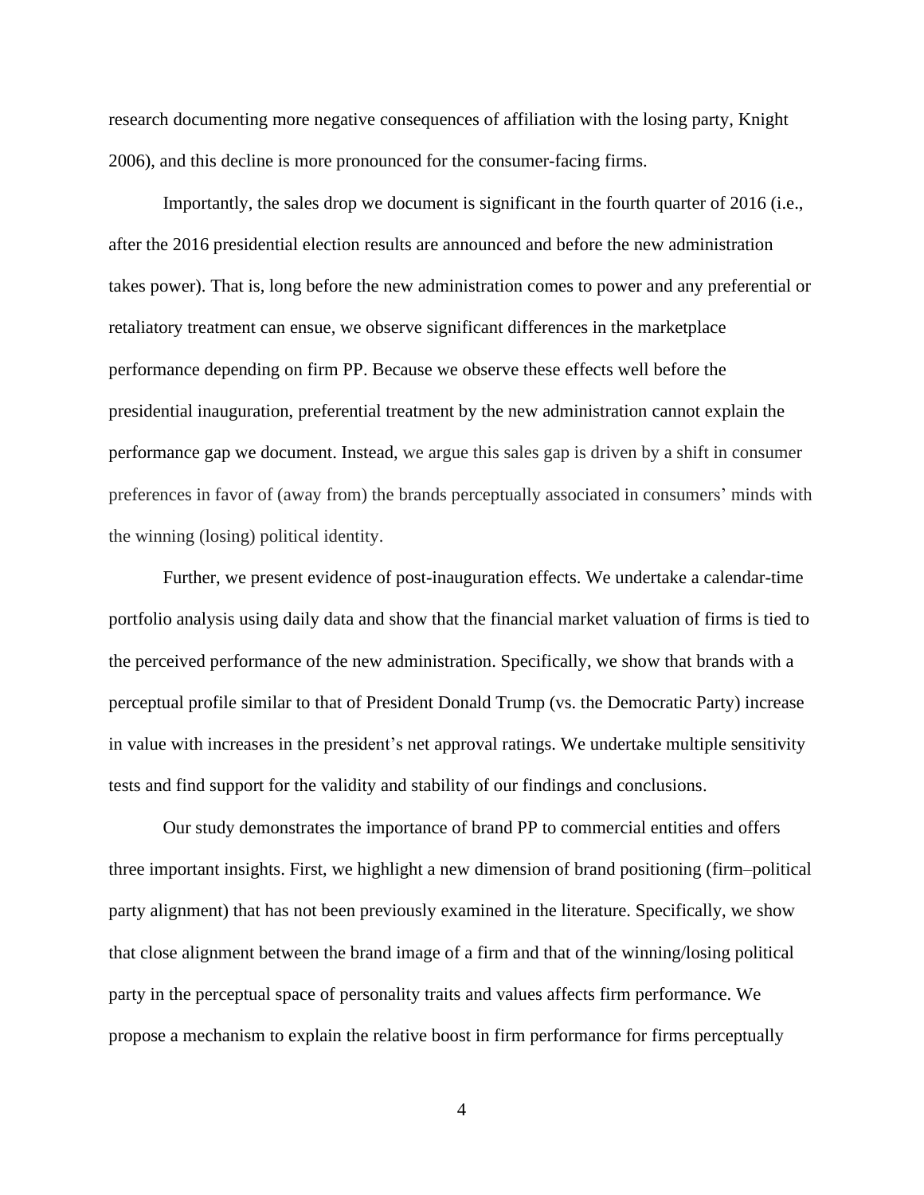research documenting more negative consequences of affiliation with the losing party, Knight 2006), and this decline is more pronounced for the consumer-facing firms.

Importantly, the sales drop we document is significant in the fourth quarter of 2016 (i.e., after the 2016 presidential election results are announced and before the new administration takes power). That is, long before the new administration comes to power and any preferential or retaliatory treatment can ensue, we observe significant differences in the marketplace performance depending on firm PP. Because we observe these effects well before the presidential inauguration, preferential treatment by the new administration cannot explain the performance gap we document. Instead, we argue this sales gap is driven by a shift in consumer preferences in favor of (away from) the brands perceptually associated in consumers' minds with the winning (losing) political identity.

Further, we present evidence of post-inauguration effects. We undertake a calendar-time portfolio analysis using daily data and show that the financial market valuation of firms is tied to the perceived performance of the new administration. Specifically, we show that brands with a perceptual profile similar to that of President Donald Trump (vs. the Democratic Party) increase in value with increases in the president's net approval ratings. We undertake multiple sensitivity tests and find support for the validity and stability of our findings and conclusions.

Our study demonstrates the importance of brand PP to commercial entities and offers three important insights. First, we highlight a new dimension of brand positioning (firm–political party alignment) that has not been previously examined in the literature. Specifically, we show that close alignment between the brand image of a firm and that of the winning/losing political party in the perceptual space of personality traits and values affects firm performance. We propose a mechanism to explain the relative boost in firm performance for firms perceptually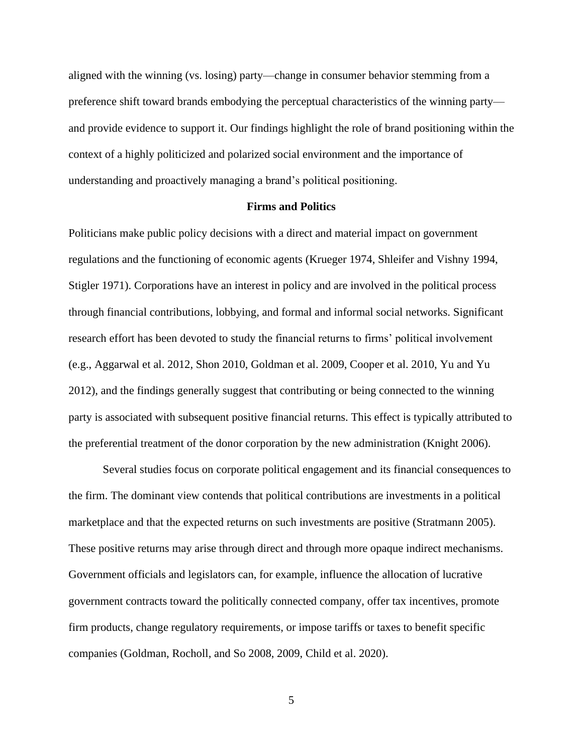aligned with the winning (vs. losing) party—change in consumer behavior stemming from a preference shift toward brands embodying the perceptual characteristics of the winning party—and provide evidence to support it. Our findings highlight the role of brand positioning within the context of a highly politicized and polarized social environment and the importance of understanding and proactively managing a brand's political positioning.

## Firms and Politics

Politicians make public policy decisions with a direct and material impact on government regulations and the functioning of economic agents (Krueger 1974, Shleifer and Vishny 1994, Stigler 1971). Corporations have an interest in policy and are involved in the political process through financial contributions, lobbying, and formal and informal social networks. Significant research effort has been devoted to study the financial returns to firms' political involvement (e.g., Aggarwal et al. 2012, Shon 2010, Goldman et al. 2009, Cooper et al. 2010, Yu and Yu 2012), and the findings generally suggest that contributing or being connected to the winning party is associated with subsequent positive financial returns. This effect is typically attributed to the preferential treatment of the donor corporation by the new administration (Knight 2006).

Several studies focus on corporate political engagement and its financial consequences to the firm. The dominant view contends that political contributions are investments in a political marketplace and that the expected returns on such investments are positive (Stratmann 2005). These positive returns may arise through direct and through more opaque indirect mechanisms. Government officials and legislators can, for example, influence the allocation of lucrative government contracts toward the politically connected company, offer tax incentives, promote firm products, change regulatory requirements, or impose tariffs or taxes to benefit specific companies (Goldman, Rocholl, and So 2008, 2009, Child et al. 2020).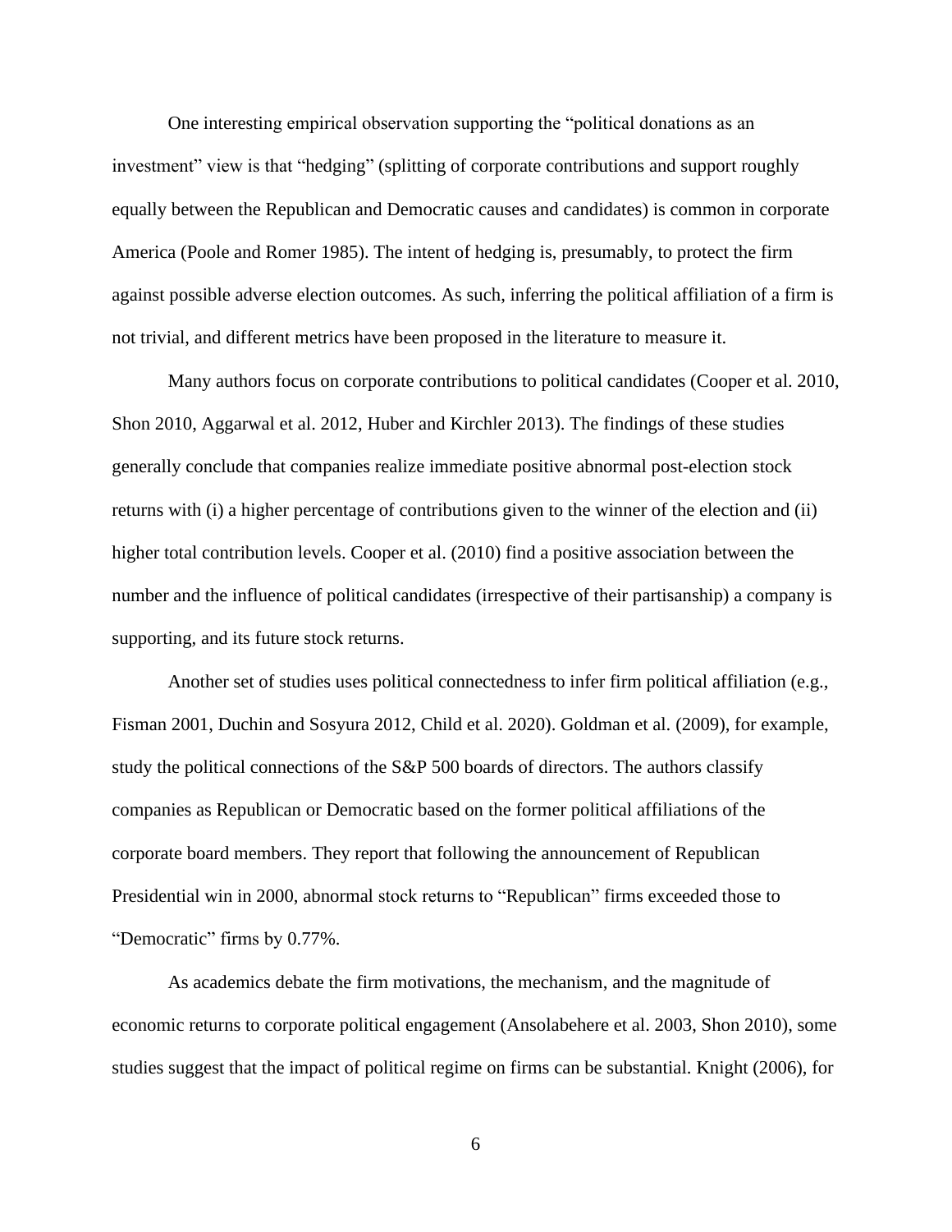One interesting empirical observation supporting the "political donations as an investment" view is that "hedging" (splitting of corporate contributions and support roughly equally between the Republican and Democratic causes and candidates) is common in corporate America (Poole and Romer 1985). The intent of hedging is, presumably, to protect the firm against possible adverse election outcomes. As such, inferring the political affiliation of a firm is not trivial, and different metrics have been proposed in the literature to measure it.

Many authors focus on corporate contributions to political candidates (Cooper et al. 2010, Shon 2010, Aggarwal et al. 2012, Huber and Kirchler 2013). The findings of these studies generally conclude that companies realize immediate positive abnormal post-election stock returns with (i) a higher percentage of contributions given to the winner of the election and (ii) higher total contribution levels. Cooper et al. (2010) find a positive association between the number and the influence of political candidates (irrespective of their partisanship) a company is supporting, and its future stock returns.

Another set of studies uses political connectedness to infer firm political affiliation (e.g., Fisman 2001, Duchin and Sosyura 2012, Child et al. 2020). Goldman et al. (2009), for example, study the political connections of the S&P 500 boards of directors. The authors classify companies as Republican or Democratic based on the former political affiliations of the corporate board members. They report that following the announcement of Republican Presidential win in 2000, abnormal stock returns to "Republican" firms exceeded those to "Democratic" firms by 0.77%.

As academics debate the firm motivations, the mechanism, and the magnitude of economic returns to corporate political engagement (Ansolabehere et al. 2003, Shon 2010), some studies suggest that the impact of political regime on firms can be substantial. Knight (2006), for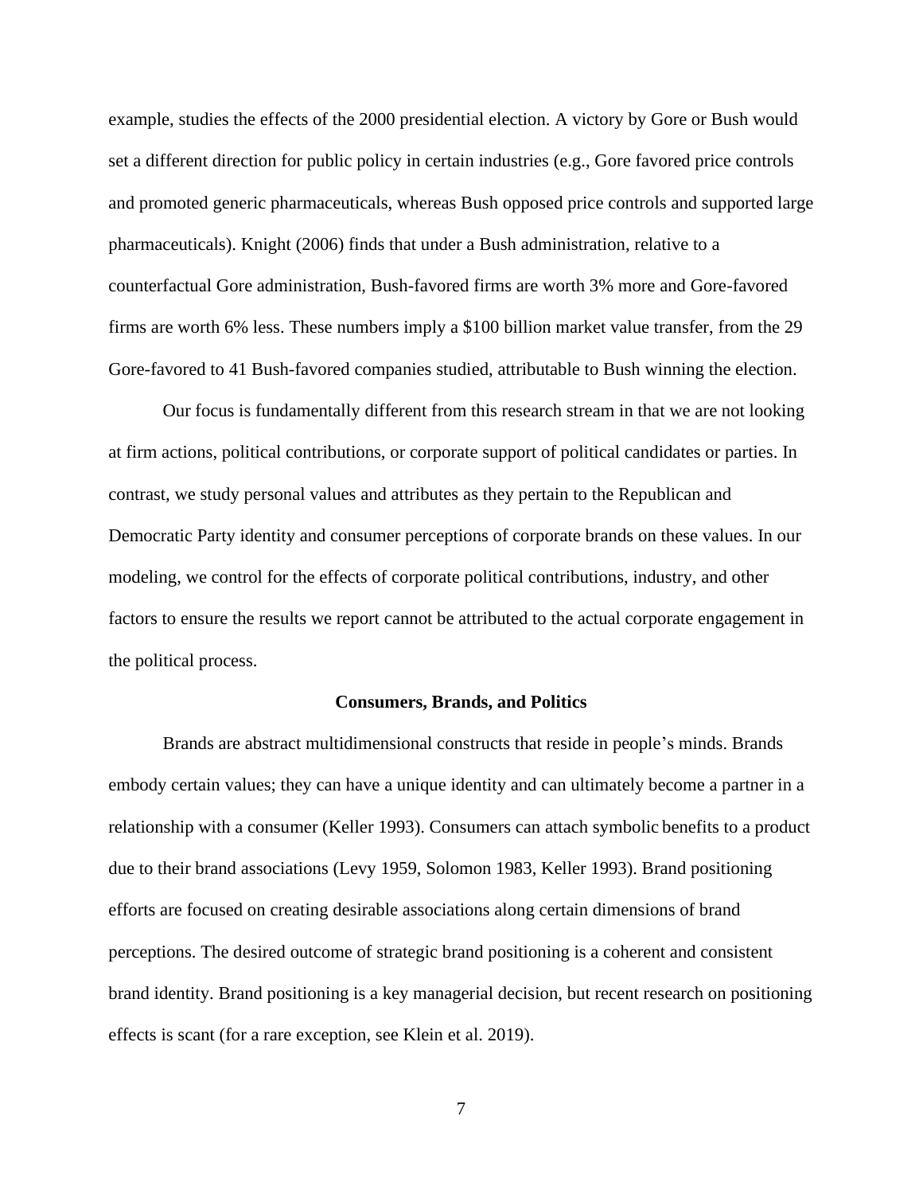example, studies the effects of the 2000 presidential election. A victory by Gore or Bush would set a different direction for public policy in certain industries (e.g., Gore favored price controls and promoted generic pharmaceuticals, whereas Bush opposed price controls and supported large pharmaceuticals). Knight (2006) finds that under a Bush administration, relative to a counterfactual Gore administration, Bush-favored firms are worth 3% more and Gore-favored firms are worth 6% less. These numbers imply a $100 billion market value transfer, from the 29 Gore-favored to 41 Bush-favored companies studied, attributable to Bush winning the election.

Our focus is fundamentally different from this research stream in that we are not looking at firm actions, political contributions, or corporate support of political candidates or parties. In contrast, we study personal values and attributes as they pertain to the Republican and Democratic Party identity and consumer perceptions of corporate brands on these values. In our modeling, we control for the effects of corporate political contributions, industry, and other factors to ensure the results we report cannot be attributed to the actual corporate engagement in the political process.

## Consumers, Brands, and Politics

Brands are abstract multidimensional constructs that reside in people's minds. Brands embody certain values; they can have a unique identity and can ultimately become a partner in a relationship with a consumer (Keller 1993). Consumers can attach symbolic benefits to a product due to their brand associations (Levy 1959, Solomon 1983, Keller 1993). Brand positioning efforts are focused on creating desirable associations along certain dimensions of brand perceptions. The desired outcome of strategic brand positioning is a coherent and consistent brand identity. Brand positioning is a key managerial decision, but recent research on positioning effects is scant (for a rare exception, see Klein et al. 2019).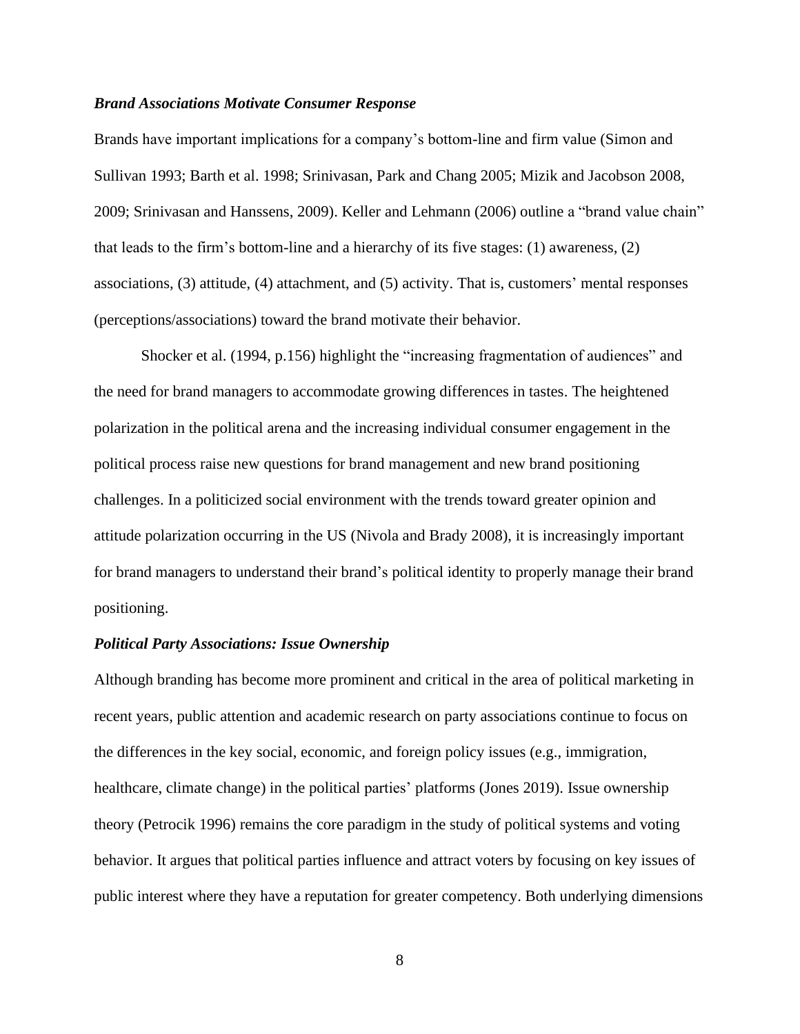### *Brand Associations Motivate Consumer Response*

Brands have important implications for a company's bottom-line and firm value (Simon and Sullivan 1993; Barth et al. 1998; Srinivasan, Park and Chang 2005; Mizik and Jacobson 2008, 2009; Srinivasan and Hanssens, 2009). Keller and Lehmann (2006) outline a "brand value chain" that leads to the firm's bottom-line and a hierarchy of its five stages: (1) awareness, (2) associations, (3) attitude, (4) attachment, and (5) activity. That is, customers' mental responses (perceptions/associations) toward the brand motivate their behavior.

Shocker et al. (1994, p.156) highlight the "increasing fragmentation of audiences" and the need for brand managers to accommodate growing differences in tastes. The heightened polarization in the political arena and the increasing individual consumer engagement in the political process raise new questions for brand management and new brand positioning challenges. In a politicized social environment with the trends toward greater opinion and attitude polarization occurring in the US (Nivola and Brady 2008), it is increasingly important for brand managers to understand their brand's political identity to properly manage their brand positioning.

### *Political Party Associations: Issue Ownership*

Although branding has become more prominent and critical in the area of political marketing in recent years, public attention and academic research on party associations continue to focus on the differences in the key social, economic, and foreign policy issues (e.g., immigration, healthcare, climate change) in the political parties' platforms (Jones 2019). Issue ownership theory (Petrocik 1996) remains the core paradigm in the study of political systems and voting behavior. It argues that political parties influence and attract voters by focusing on key issues of public interest where they have a reputation for greater competency. Both underlying dimensions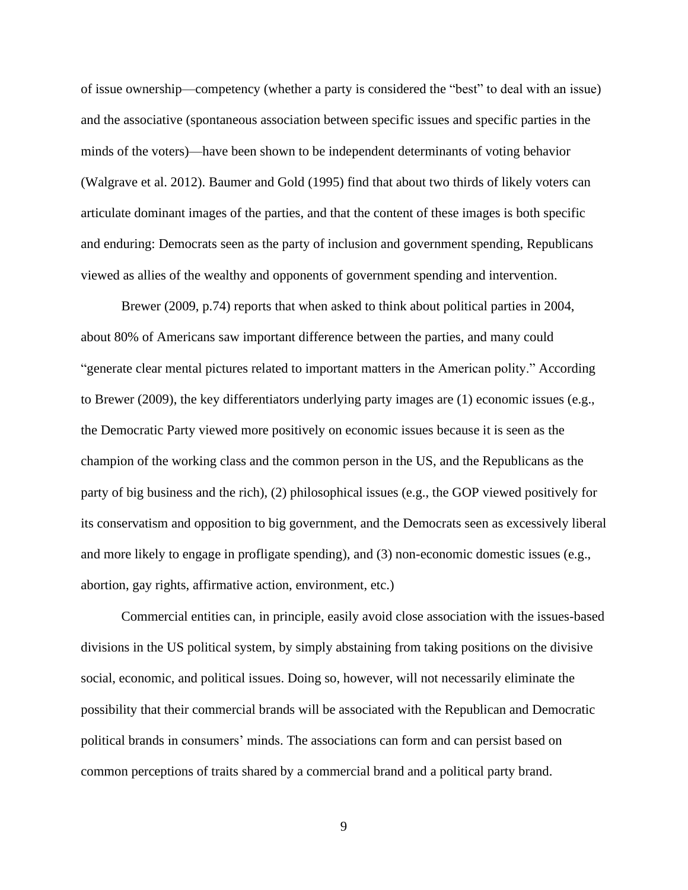of issue ownership—competency (whether a party is considered the "best" to deal with an issue) and the associative (spontaneous association between specific issues and specific parties in the minds of the voters)—have been shown to be independent determinants of voting behavior (Walgrave et al. 2012). Baumer and Gold (1995) find that about two thirds of likely voters can articulate dominant images of the parties, and that the content of these images is both specific and enduring: Democrats seen as the party of inclusion and government spending, Republicans viewed as allies of the wealthy and opponents of government spending and intervention.

Brewer (2009, p.74) reports that when asked to think about political parties in 2004, about 80% of Americans saw important difference between the parties, and many could "generate clear mental pictures related to important matters in the American polity." According to Brewer (2009), the key differentiators underlying party images are (1) economic issues (e.g., the Democratic Party viewed more positively on economic issues because it is seen as the champion of the working class and the common person in the US, and the Republicans as the party of big business and the rich), (2) philosophical issues (e.g., the GOP viewed positively for its conservatism and opposition to big government, and the Democrats seen as excessively liberal and more likely to engage in profligate spending), and (3) non-economic domestic issues (e.g., abortion, gay rights, affirmative action, environment, etc.)

Commercial entities can, in principle, easily avoid close association with the issues-based divisions in the US political system, by simply abstaining from taking positions on the divisive social, economic, and political issues. Doing so, however, will not necessarily eliminate the possibility that their commercial brands will be associated with the Republican and Democratic political brands in consumers' minds. The associations can form and can persist based on common perceptions of traits shared by a commercial brand and a political party brand.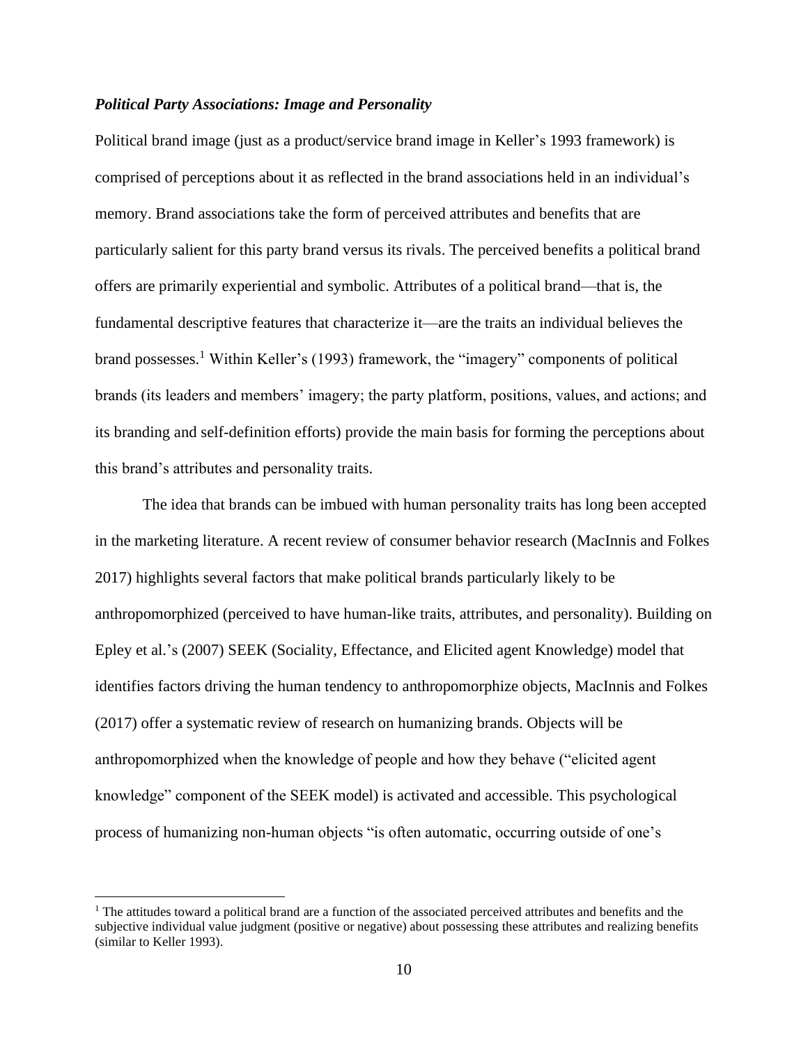### *Political Party Associations: Image and Personality*

Political brand image (just as a product/service brand image in Keller's 1993 framework) is comprised of perceptions about it as reflected in the brand associations held in an individual's memory. Brand associations take the form of perceived attributes and benefits that are particularly salient for this party brand versus its rivals. The perceived benefits a political brand offers are primarily experiential and symbolic. Attributes of a political brand—that is, the fundamental descriptive features that characterize it—are the traits an individual believes the brand possesses.[1] Within Keller's (1993) framework, the "imagery" components of political brands (its leaders and members' imagery; the party platform, positions, values, and actions; and its branding and self-definition efforts) provide the main basis for forming the perceptions about this brand's attributes and personality traits.

The idea that brands can be imbued with human personality traits has long been accepted in the marketing literature. A recent review of consumer behavior research (MacInnis and Folkes 2017) highlights several factors that make political brands particularly likely to be anthropomorphized (perceived to have human-like traits, attributes, and personality). Building on Epley et al.'s (2007) SEEK (Sociality, Effectance, and Elicited agent Knowledge) model that identifies factors driving the human tendency to anthropomorphize objects, MacInnis and Folkes (2017) offer a systematic review of research on humanizing brands. Objects will be anthropomorphized when the knowledge of people and how they behave ("elicited agent knowledge" component of the SEEK model) is activated and accessible. This psychological process of humanizing non-human objects "is often automatic, occurring outside of one's

[1] The attitudes toward a political brand are a function of the associated perceived attributes and benefits and the subjective individual value judgment (positive or negative) about possessing these attributes and realizing benefits (similar to Keller 1993).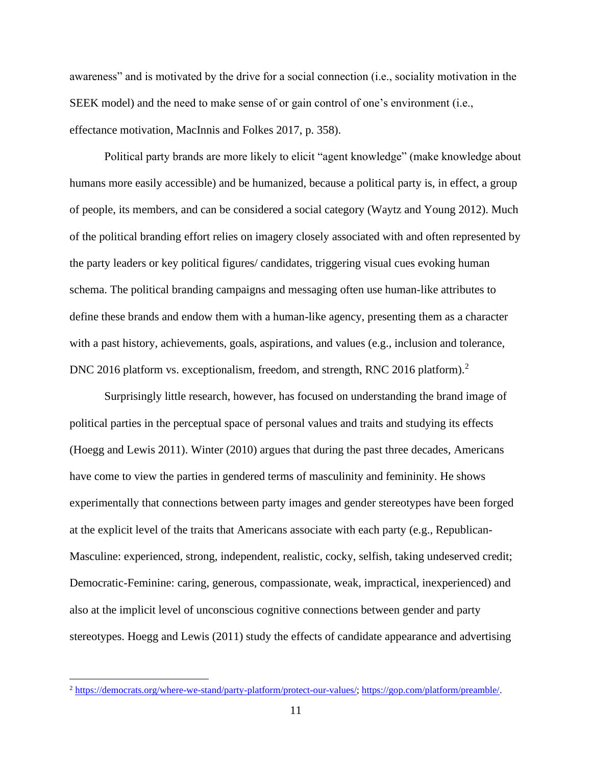awareness" and is motivated by the drive for a social connection (i.e., sociality motivation in the SEEK model) and the need to make sense of or gain control of one's environment (i.e., effectance motivation, MacInnis and Folkes 2017, p. 358).

Political party brands are more likely to elicit "agent knowledge" (make knowledge about humans more easily accessible) and be humanized, because a political party is, in effect, a group of people, its members, and can be considered a social category (Waytz and Young 2012). Much of the political branding effort relies on imagery closely associated with and often represented by the party leaders or key political figures/ candidates, triggering visual cues evoking human schema. The political branding campaigns and messaging often use human-like attributes to define these brands and endow them with a human-like agency, presenting them as a character with a past history, achievements, goals, aspirations, and values (e.g., inclusion and tolerance, DNC 2016 platform vs. exceptionalism, freedom, and strength, RNC 2016 platform).[2]

Surprisingly little research, however, has focused on understanding the brand image of political parties in the perceptual space of personal values and traits and studying its effects (Hoegg and Lewis 2011). Winter (2010) argues that during the past three decades, Americans have come to view the parties in gendered terms of masculinity and femininity. He shows experimentally that connections between party images and gender stereotypes have been forged at the explicit level of the traits that Americans associate with each party (e.g., Republican-Masculine: experienced, strong, independent, realistic, cocky, selfish, taking undeserved credit; Democratic-Feminine: caring, generous, compassionate, weak, impractical, inexperienced) and also at the implicit level of unconscious cognitive connections between gender and party stereotypes. Hoegg and Lewis (2011) study the effects of candidate appearance and advertising

---

[2] https://democrats.org/where-we-stand/party-platform/protect-our-values/; https://gop.com/platform/preamble/.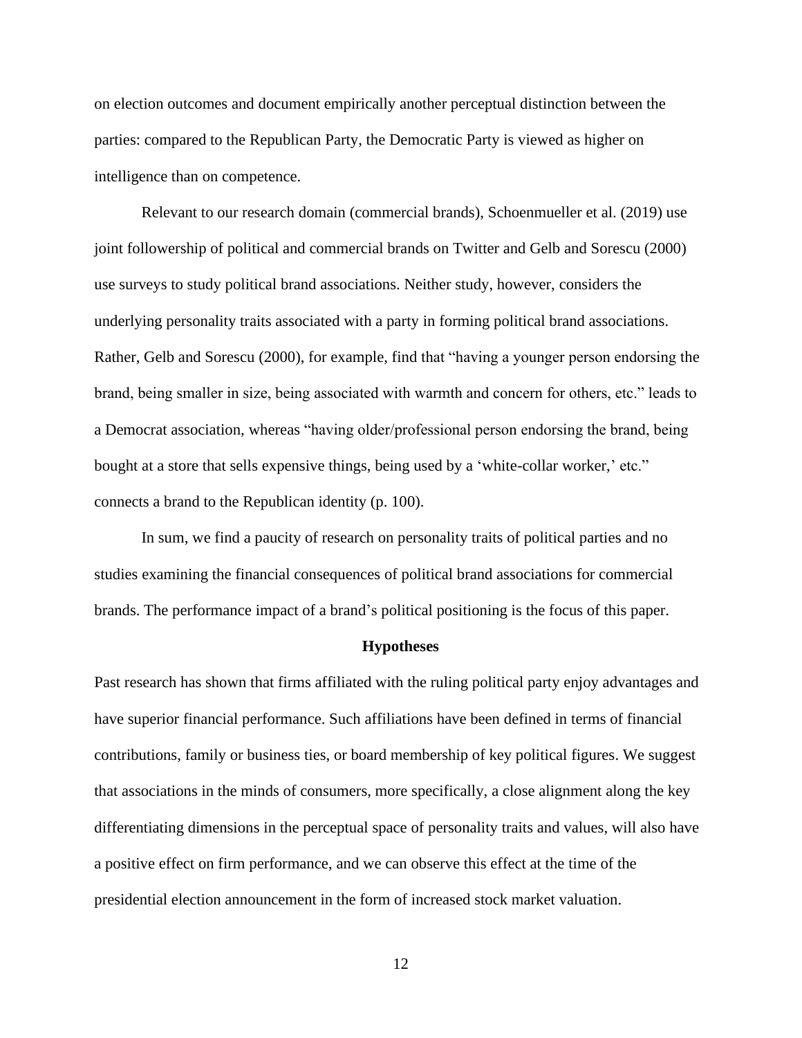on election outcomes and document empirically another perceptual distinction between the parties: compared to the Republican Party, the Democratic Party is viewed as higher on intelligence than on competence.

Relevant to our research domain (commercial brands), Schoenmueller et al. (2019) use joint followership of political and commercial brands on Twitter and Gelb and Sorescu (2000) use surveys to study political brand associations. Neither study, however, considers the underlying personality traits associated with a party in forming political brand associations. Rather, Gelb and Sorescu (2000), for example, find that "having a younger person endorsing the brand, being smaller in size, being associated with warmth and concern for others, etc." leads to a Democrat association, whereas "having older/professional person endorsing the brand, being bought at a store that sells expensive things, being used by a 'white-collar worker,' etc." connects a brand to the Republican identity (p. 100).

In sum, we find a paucity of research on personality traits of political parties and no studies examining the financial consequences of political brand associations for commercial brands. The performance impact of a brand's political positioning is the focus of this paper.

## Hypotheses

Past research has shown that firms affiliated with the ruling political party enjoy advantages and have superior financial performance. Such affiliations have been defined in terms of financial contributions, family or business ties, or board membership of key political figures. We suggest that associations in the minds of consumers, more specifically, a close alignment along the key differentiating dimensions in the perceptual space of personality traits and values, will also have a positive effect on firm performance, and we can observe this effect at the time of the presidential election announcement in the form of increased stock market valuation.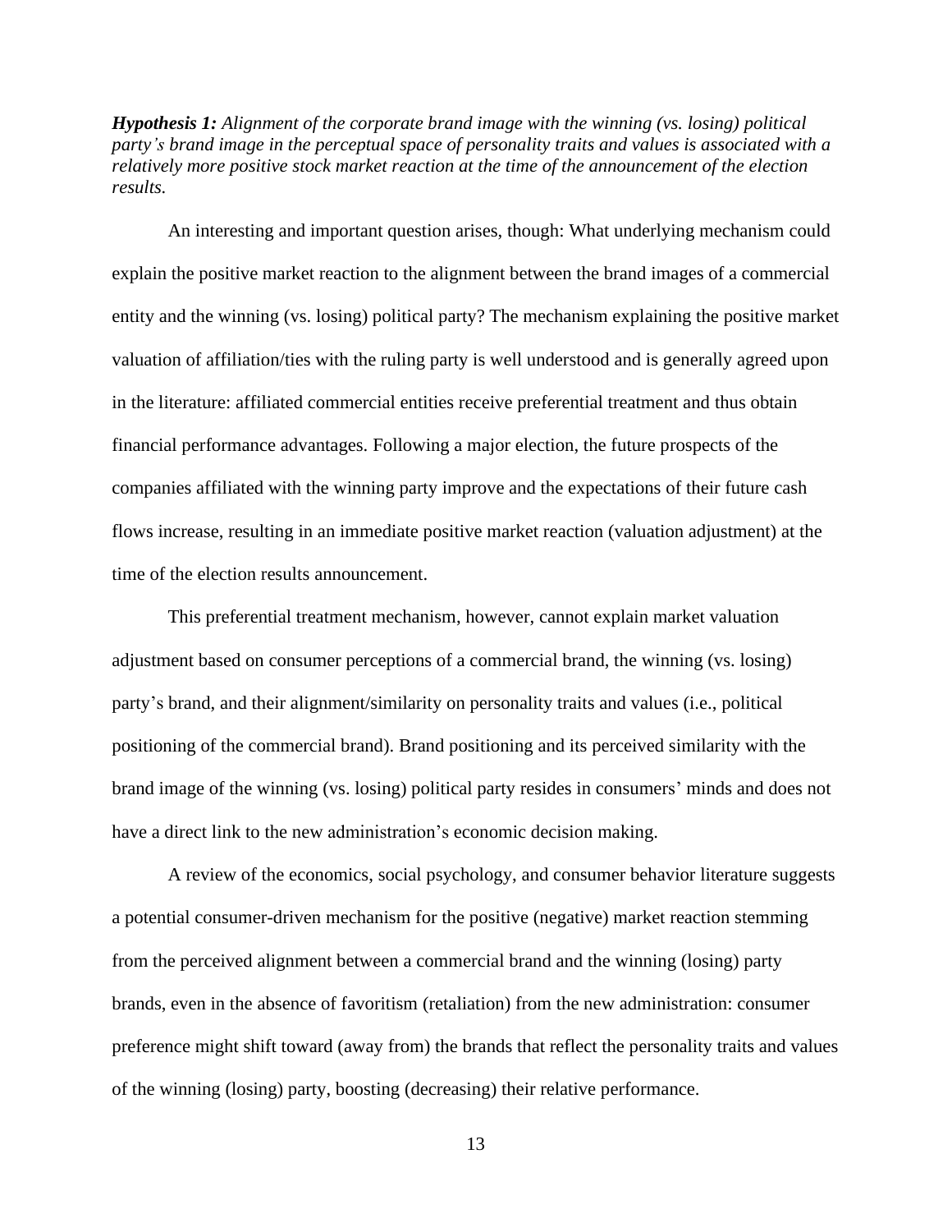***Hypothesis 1:*** *Alignment of the corporate brand image with the winning (vs. losing) political party's brand image in the perceptual space of personality traits and values is associated with a relatively more positive stock market reaction at the time of the announcement of the election results.*

An interesting and important question arises, though: What underlying mechanism could explain the positive market reaction to the alignment between the brand images of a commercial entity and the winning (vs. losing) political party? The mechanism explaining the positive market valuation of affiliation/ties with the ruling party is well understood and is generally agreed upon in the literature: affiliated commercial entities receive preferential treatment and thus obtain financial performance advantages. Following a major election, the future prospects of the companies affiliated with the winning party improve and the expectations of their future cash flows increase, resulting in an immediate positive market reaction (valuation adjustment) at the time of the election results announcement.

This preferential treatment mechanism, however, cannot explain market valuation adjustment based on consumer perceptions of a commercial brand, the winning (vs. losing) party's brand, and their alignment/similarity on personality traits and values (i.e., political positioning of the commercial brand). Brand positioning and its perceived similarity with the brand image of the winning (vs. losing) political party resides in consumers' minds and does not have a direct link to the new administration's economic decision making.

A review of the economics, social psychology, and consumer behavior literature suggests a potential consumer-driven mechanism for the positive (negative) market reaction stemming from the perceived alignment between a commercial brand and the winning (losing) party brands, even in the absence of favoritism (retaliation) from the new administration: consumer preference might shift toward (away from) the brands that reflect the personality traits and values of the winning (losing) party, boosting (decreasing) their relative performance.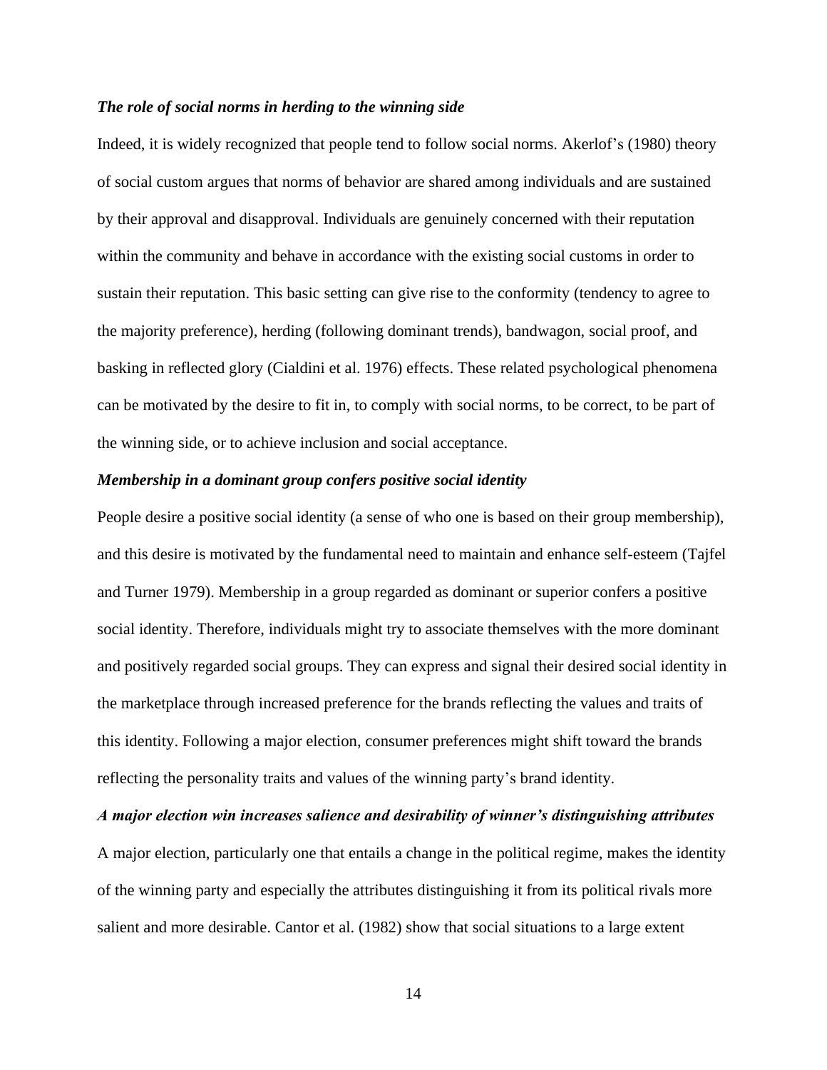***The role of social norms in herding to the winning side***

Indeed, it is widely recognized that people tend to follow social norms. Akerlof's (1980) theory of social custom argues that norms of behavior are shared among individuals and are sustained by their approval and disapproval. Individuals are genuinely concerned with their reputation within the community and behave in accordance with the existing social customs in order to sustain their reputation. This basic setting can give rise to the conformity (tendency to agree to the majority preference), herding (following dominant trends), bandwagon, social proof, and basking in reflected glory (Cialdini et al. 1976) effects. These related psychological phenomena can be motivated by the desire to fit in, to comply with social norms, to be correct, to be part of the winning side, or to achieve inclusion and social acceptance.

***Membership in a dominant group confers positive social identity***

People desire a positive social identity (a sense of who one is based on their group membership), and this desire is motivated by the fundamental need to maintain and enhance self-esteem (Tajfel and Turner 1979). Membership in a group regarded as dominant or superior confers a positive social identity. Therefore, individuals might try to associate themselves with the more dominant and positively regarded social groups. They can express and signal their desired social identity in the marketplace through increased preference for the brands reflecting the values and traits of this identity. Following a major election, consumer preferences might shift toward the brands reflecting the personality traits and values of the winning party's brand identity.

***A major election win increases salience and desirability of winner's distinguishing attributes***

A major election, particularly one that entails a change in the political regime, makes the identity of the winning party and especially the attributes distinguishing it from its political rivals more salient and more desirable. Cantor et al. (1982) show that social situations to a large extent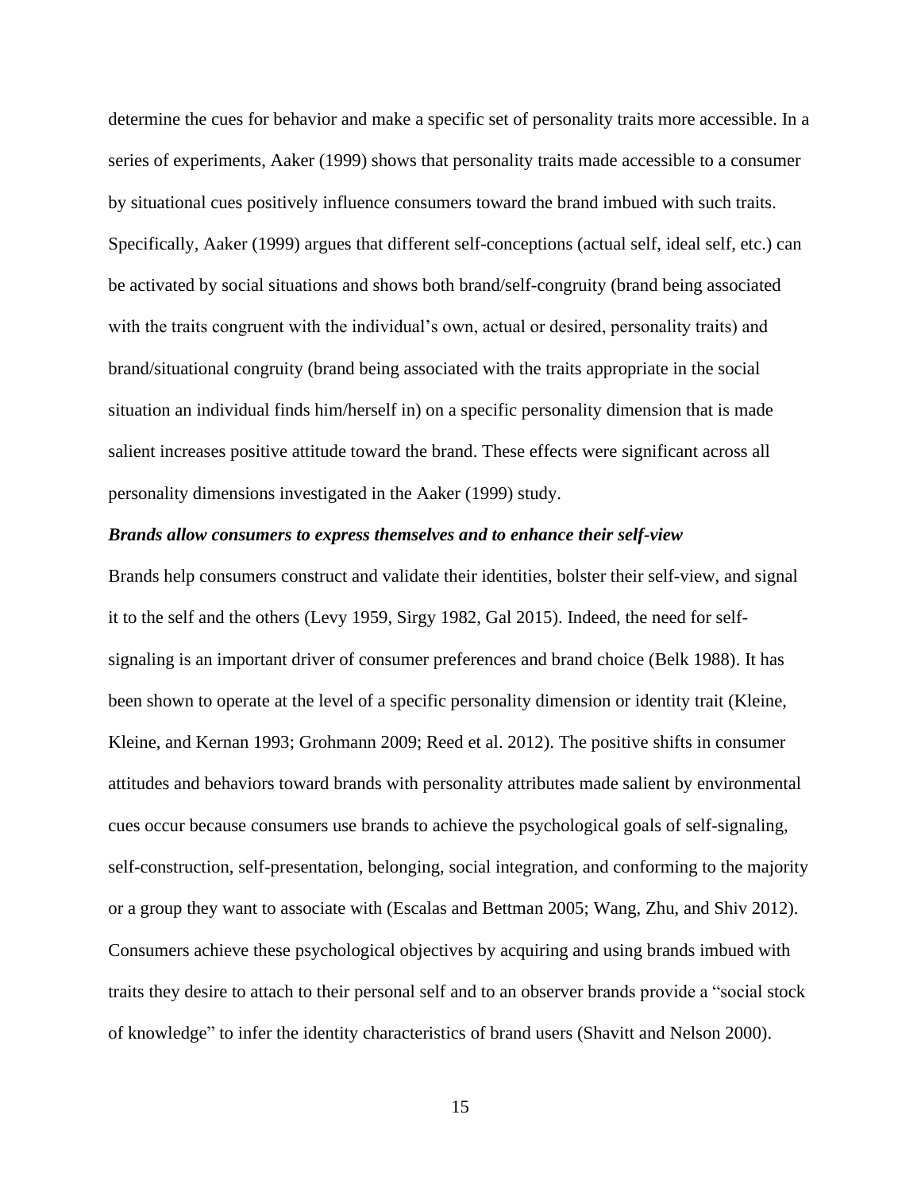determine the cues for behavior and make a specific set of personality traits more accessible. In a series of experiments, Aaker (1999) shows that personality traits made accessible to a consumer by situational cues positively influence consumers toward the brand imbued with such traits. Specifically, Aaker (1999) argues that different self-conceptions (actual self, ideal self, etc.) can be activated by social situations and shows both brand/self-congruity (brand being associated with the traits congruent with the individual's own, actual or desired, personality traits) and brand/situational congruity (brand being associated with the traits appropriate in the social situation an individual finds him/herself in) on a specific personality dimension that is made salient increases positive attitude toward the brand. These effects were significant across all personality dimensions investigated in the Aaker (1999) study.

***Brands allow consumers to express themselves and to enhance their self-view***

Brands help consumers construct and validate their identities, bolster their self-view, and signal it to the self and the others (Levy 1959, Sirgy 1982, Gal 2015). Indeed, the need for self-signaling is an important driver of consumer preferences and brand choice (Belk 1988). It has been shown to operate at the level of a specific personality dimension or identity trait (Kleine, Kleine, and Kernan 1993; Grohmann 2009; Reed et al. 2012). The positive shifts in consumer attitudes and behaviors toward brands with personality attributes made salient by environmental cues occur because consumers use brands to achieve the psychological goals of self-signaling, self-construction, self-presentation, belonging, social integration, and conforming to the majority or a group they want to associate with (Escalas and Bettman 2005; Wang, Zhu, and Shiv 2012). Consumers achieve these psychological objectives by acquiring and using brands imbued with traits they desire to attach to their personal self and to an observer brands provide a "social stock of knowledge" to infer the identity characteristics of brand users (Shavitt and Nelson 2000).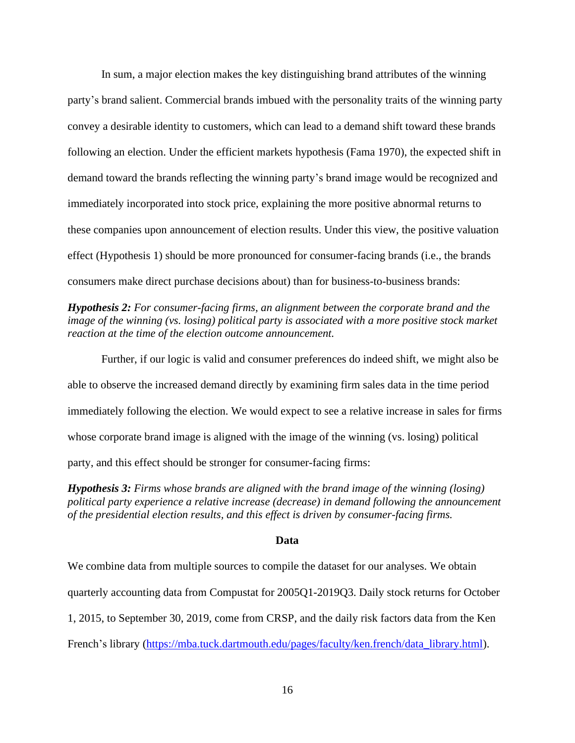In sum, a major election makes the key distinguishing brand attributes of the winning party's brand salient. Commercial brands imbued with the personality traits of the winning party convey a desirable identity to customers, which can lead to a demand shift toward these brands following an election. Under the efficient markets hypothesis (Fama 1970), the expected shift in demand toward the brands reflecting the winning party's brand image would be recognized and immediately incorporated into stock price, explaining the more positive abnormal returns to these companies upon announcement of election results. Under this view, the positive valuation effect (Hypothesis 1) should be more pronounced for consumer-facing brands (i.e., the brands consumers make direct purchase decisions about) than for business-to-business brands:

***Hypothesis 2:*** *For consumer-facing firms, an alignment between the corporate brand and the image of the winning (vs. losing) political party is associated with a more positive stock market reaction at the time of the election outcome announcement.*

Further, if our logic is valid and consumer preferences do indeed shift, we might also be able to observe the increased demand directly by examining firm sales data in the time period immediately following the election. We would expect to see a relative increase in sales for firms whose corporate brand image is aligned with the image of the winning (vs. losing) political party, and this effect should be stronger for consumer-facing firms:

***Hypothesis 3:*** *Firms whose brands are aligned with the brand image of the winning (losing) political party experience a relative increase (decrease) in demand following the announcement of the presidential election results, and this effect is driven by consumer-facing firms.*

## Data

We combine data from multiple sources to compile the dataset for our analyses. We obtain quarterly accounting data from Compustat for 2005Q1-2019Q3. Daily stock returns for October 1, 2015, to September 30, 2019, come from CRSP, and the daily risk factors data from the Ken French's library (https://mba.tuck.dartmouth.edu/pages/faculty/ken.french/data_library.html).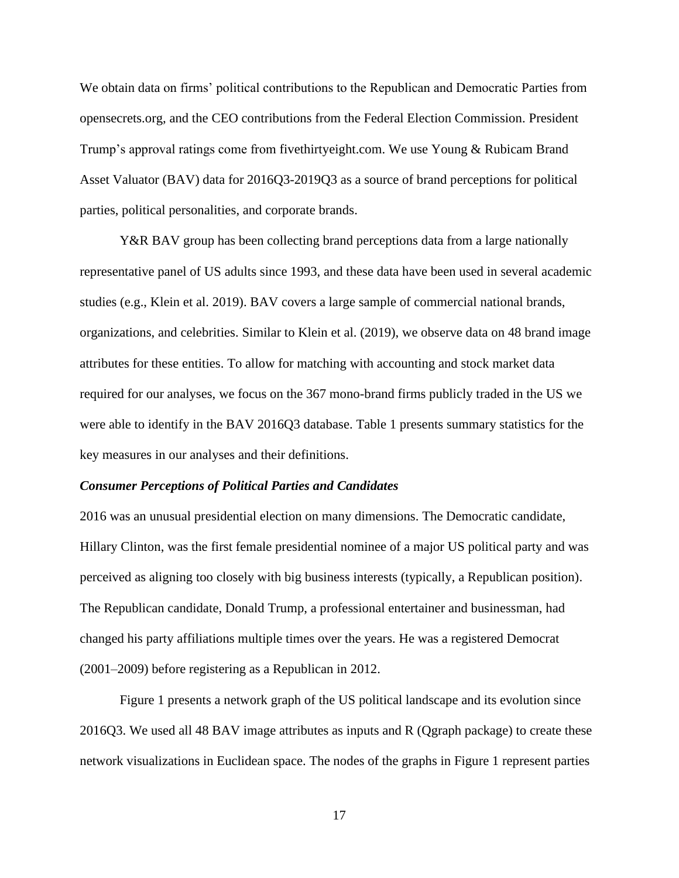We obtain data on firms' political contributions to the Republican and Democratic Parties from opensecrets.org, and the CEO contributions from the Federal Election Commission. President Trump's approval ratings come from fivethirtyeight.com. We use Young & Rubicam Brand Asset Valuator (BAV) data for 2016Q3-2019Q3 as a source of brand perceptions for political parties, political personalities, and corporate brands.

Y&R BAV group has been collecting brand perceptions data from a large nationally representative panel of US adults since 1993, and these data have been used in several academic studies (e.g., Klein et al. 2019). BAV covers a large sample of commercial national brands, organizations, and celebrities. Similar to Klein et al. (2019), we observe data on 48 brand image attributes for these entities. To allow for matching with accounting and stock market data required for our analyses, we focus on the 367 mono-brand firms publicly traded in the US we were able to identify in the BAV 2016Q3 database. Table 1 presents summary statistics for the key measures in our analyses and their definitions.

***Consumer Perceptions of Political Parties and Candidates***

2016 was an unusual presidential election on many dimensions. The Democratic candidate, Hillary Clinton, was the first female presidential nominee of a major US political party and was perceived as aligning too closely with big business interests (typically, a Republican position). The Republican candidate, Donald Trump, a professional entertainer and businessman, had changed his party affiliations multiple times over the years. He was a registered Democrat (2001–2009) before registering as a Republican in 2012.

Figure 1 presents a network graph of the US political landscape and its evolution since 2016Q3. We used all 48 BAV image attributes as inputs and R (Qgraph package) to create these network visualizations in Euclidean space. The nodes of the graphs in Figure 1 represent parties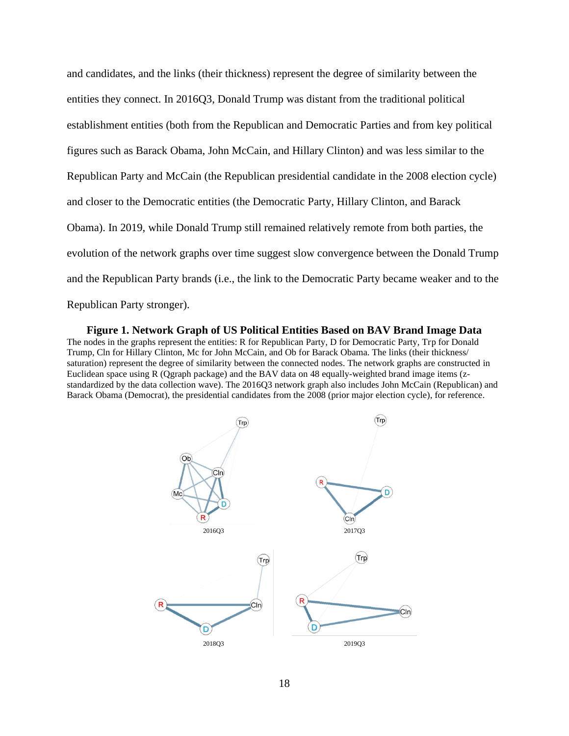and candidates, and the links (their thickness) represent the degree of similarity between the entities they connect. In 2016Q3, Donald Trump was distant from the traditional political establishment entities (both from the Republican and Democratic Parties and from key political figures such as Barack Obama, John McCain, and Hillary Clinton) and was less similar to the Republican Party and McCain (the Republican presidential candidate in the 2008 election cycle) and closer to the Democratic entities (the Democratic Party, Hillary Clinton, and Barack Obama). In 2019, while Donald Trump still remained relatively remote from both parties, the evolution of the network graphs over time suggest slow convergence between the Donald Trump and the Republican Party brands (i.e., the link to the Democratic Party became weaker and to the Republican Party stronger).

**Figure 1. Network Graph of US Political Entities Based on BAV Brand Image Data**

The nodes in the graphs represent the entities: R for Republican Party, D for Democratic Party, Trp for Donald Trump, Cln for Hillary Clinton, Mc for John McCain, and Ob for Barack Obama. The links (their thickness/saturation) represent the degree of similarity between the connected nodes. The network graphs are constructed in Euclidean space using R (Qgraph package) and the BAV data on 48 equally-weighted brand image items (z-standardized by the data collection wave). The 2016Q3 network graph also includes John McCain (Republican) and Barack Obama (Democrat), the presidential candidates from the 2008 (prior major election cycle), for reference.

Trp
Ob
Cln
Mc
D
R
2016Q3

Trp
R
D
Cln
2017Q3

Trp
R
Cln
D
2018Q3

Trp
R
Cln
D
2019Q3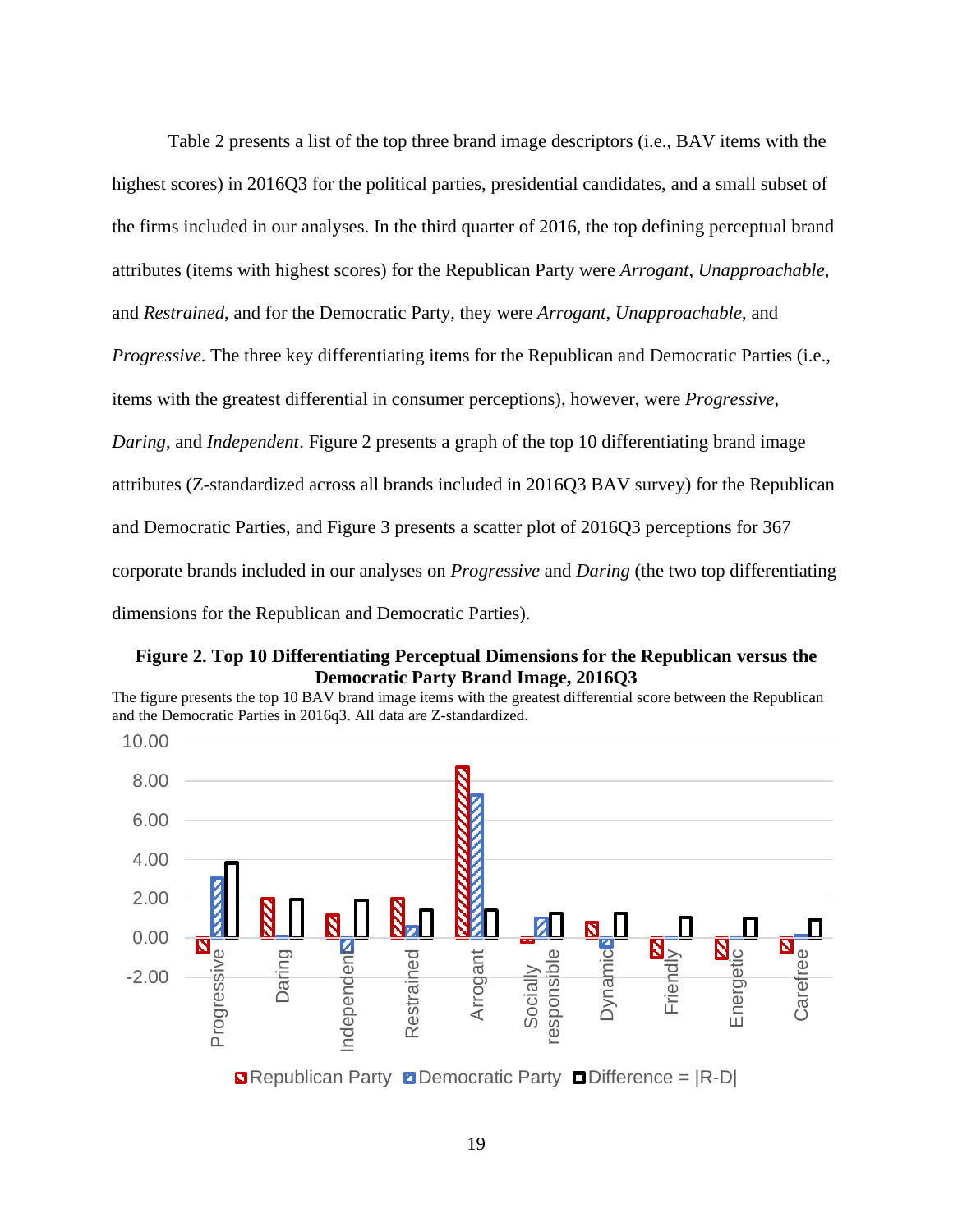Table 2 presents a list of the top three brand image descriptors (i.e., BAV items with the highest scores) in 2016Q3 for the political parties, presidential candidates, and a small subset of the firms included in our analyses. In the third quarter of 2016, the top defining perceptual brand attributes (items with highest scores) for the Republican Party were *Arrogant*, *Unapproachable*, and *Restrained*, and for the Democratic Party, they were *Arrogant*, *Unapproachable*, and *Progressive*. The three key differentiating items for the Republican and Democratic Parties (i.e., items with the greatest differential in consumer perceptions), however, were *Progressive*, *Daring*, and *Independent*. Figure 2 presents a graph of the top 10 differentiating brand image attributes (Z-standardized across all brands included in 2016Q3 BAV survey) for the Republican and Democratic Parties, and Figure 3 presents a scatter plot of 2016Q3 perceptions for 367 corporate brands included in our analyses on *Progressive* and *Daring* (the two top differentiating dimensions for the Republican and Democratic Parties).

**Figure 2. Top 10 Differentiating Perceptual Dimensions for the Republican versus the Democratic Party Brand Image, 2016Q3**

The figure presents the top 10 BAV brand image items with the greatest differential score between the Republican and the Democratic Parties in 2016q3. All data are Z-standardized.

10.00
8.00
6.00
4.00
2.00
0.00
-2.00

Progressive
Daring
Independent
Restrained
Arrogant
Socially responsible
Dynamic
Friendly
Energetic
Carefree

Republican Party
Democratic Party
Difference = |R-D|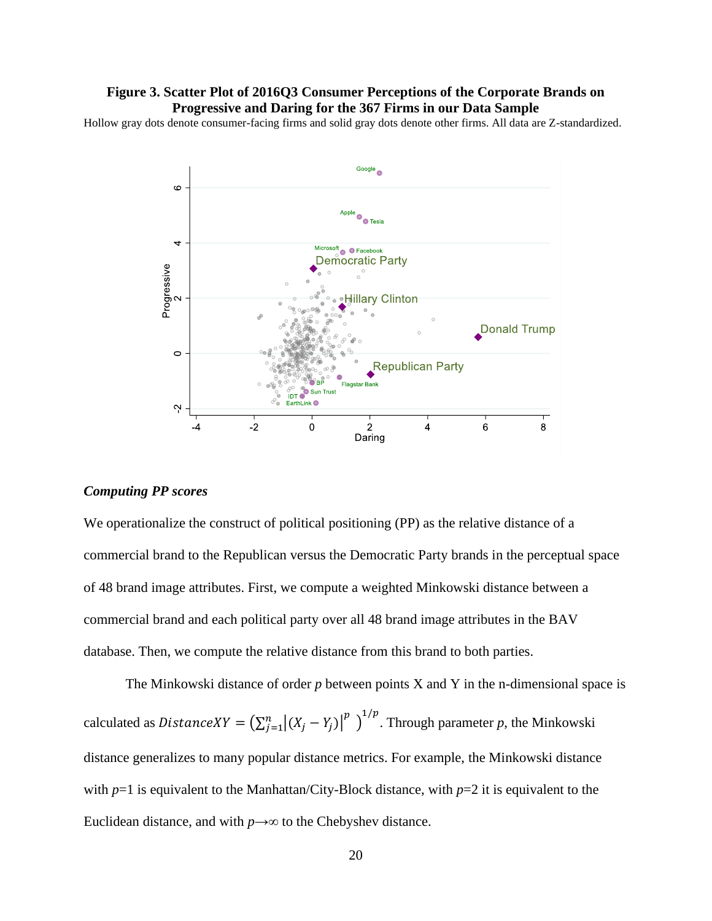**Figure 3. Scatter Plot of 2016Q3 Consumer Perceptions of the Corporate Brands on Progressive and Daring for the 367 Firms in our Data Sample**

Hollow gray dots denote consumer-facing firms and solid gray dots denote other firms. All data are Z-standardized.

Google
Apple
Tesla
Microsoft
Facebook
Democratic Party
Hillary Clinton
Donald Trump
Republican Party
BP
Flagstar Bank
Sun Trust
IDT
EarthLink

Progressive
-2
0
2
4
6

Daring
-4
-2
0
2
4
6
8

### *Computing PP scores*

We operationalize the construct of political positioning (PP) as the relative distance of a commercial brand to the Republican versus the Democratic Party brands in the perceptual space of 48 brand image attributes. First, we compute a weighted Minkowski distance between a commercial brand and each political party over all 48 brand image attributes in the BAV database. Then, we compute the relative distance from this brand to both parties.

The Minkowski distance of order *p* between points X and Y in the n-dimensional space is calculated as $DistanceXY = \left(\sum_{j=1}^{n} \left|(X_j - Y_j)\right|^p \right)^{1/p}$. Through parameter *p*, the Minkowski distance generalizes to many popular distance metrics. For example, the Minkowski distance with $p=1$ is equivalent to the Manhattan/City-Block distance, with $p=2$ it is equivalent to the Euclidean distance, and with $p\to\infty$ to the Chebyshev distance.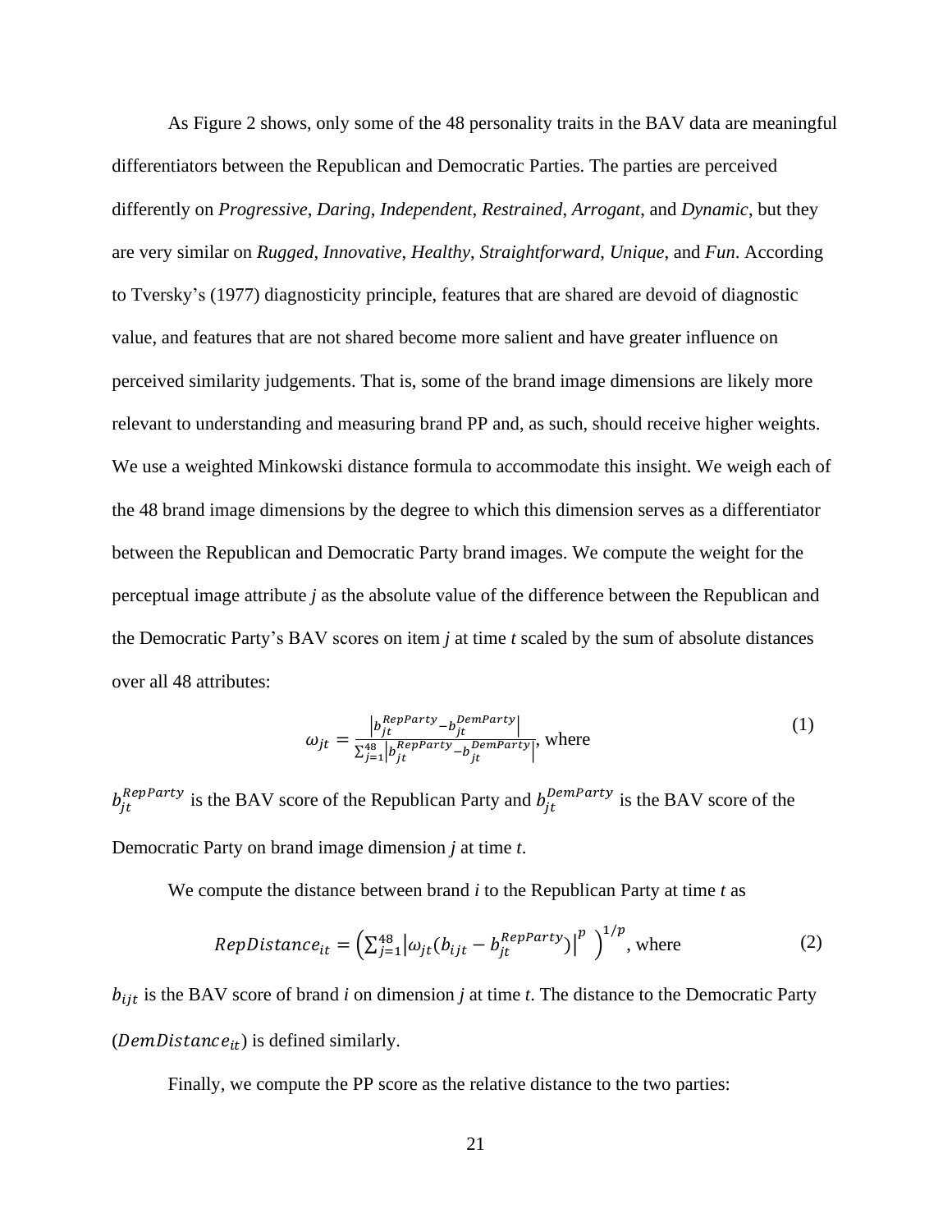As Figure 2 shows, only some of the 48 personality traits in the BAV data are meaningful differentiators between the Republican and Democratic Parties. The parties are perceived differently on *Progressive*, *Daring*, *Independent*, *Restrained*, *Arrogant*, and *Dynamic*, but they are very similar on *Rugged*, *Innovative*, *Healthy*, *Straightforward*, *Unique*, and *Fun*. According to Tversky's (1977) diagnosticity principle, features that are shared are devoid of diagnostic value, and features that are not shared become more salient and have greater influence on perceived similarity judgements. That is, some of the brand image dimensions are likely more relevant to understanding and measuring brand PP and, as such, should receive higher weights. We use a weighted Minkowski distance formula to accommodate this insight. We weigh each of the 48 brand image dimensions by the degree to which this dimension serves as a differentiator between the Republican and Democratic Party brand images. We compute the weight for the perceptual image attribute *j* as the absolute value of the difference between the Republican and the Democratic Party's BAV scores on item *j* at time *t* scaled by the sum of absolute distances over all 48 attributes:

$$\omega_{jt} = \frac{\left|b_{jt}^{RepParty} - b_{jt}^{DemParty}\right|}{\sum_{j=1}^{48}\left|b_{jt}^{RepParty} - b_{jt}^{DemParty}\right|}, \text{ where} \tag{1}$$

$b_{jt}^{RepParty}$ is the BAV score of the Republican Party and $b_{jt}^{DemParty}$ is the BAV score of the Democratic Party on brand image dimension *j* at time *t*.

We compute the distance between brand *i* to the Republican Party at time *t* as

$$RepDistance_{it} = \left(\sum_{j=1}^{48}\left|\omega_{jt}(b_{ijt} - b_{jt}^{RepParty})\right|^{p}\right)^{1/p}, \text{ where} \tag{2}$$

$b_{ijt}$ is the BAV score of brand *i* on dimension *j* at time *t*. The distance to the Democratic Party ($DemDistance_{it}$) is defined similarly.

Finally, we compute the PP score as the relative distance to the two parties: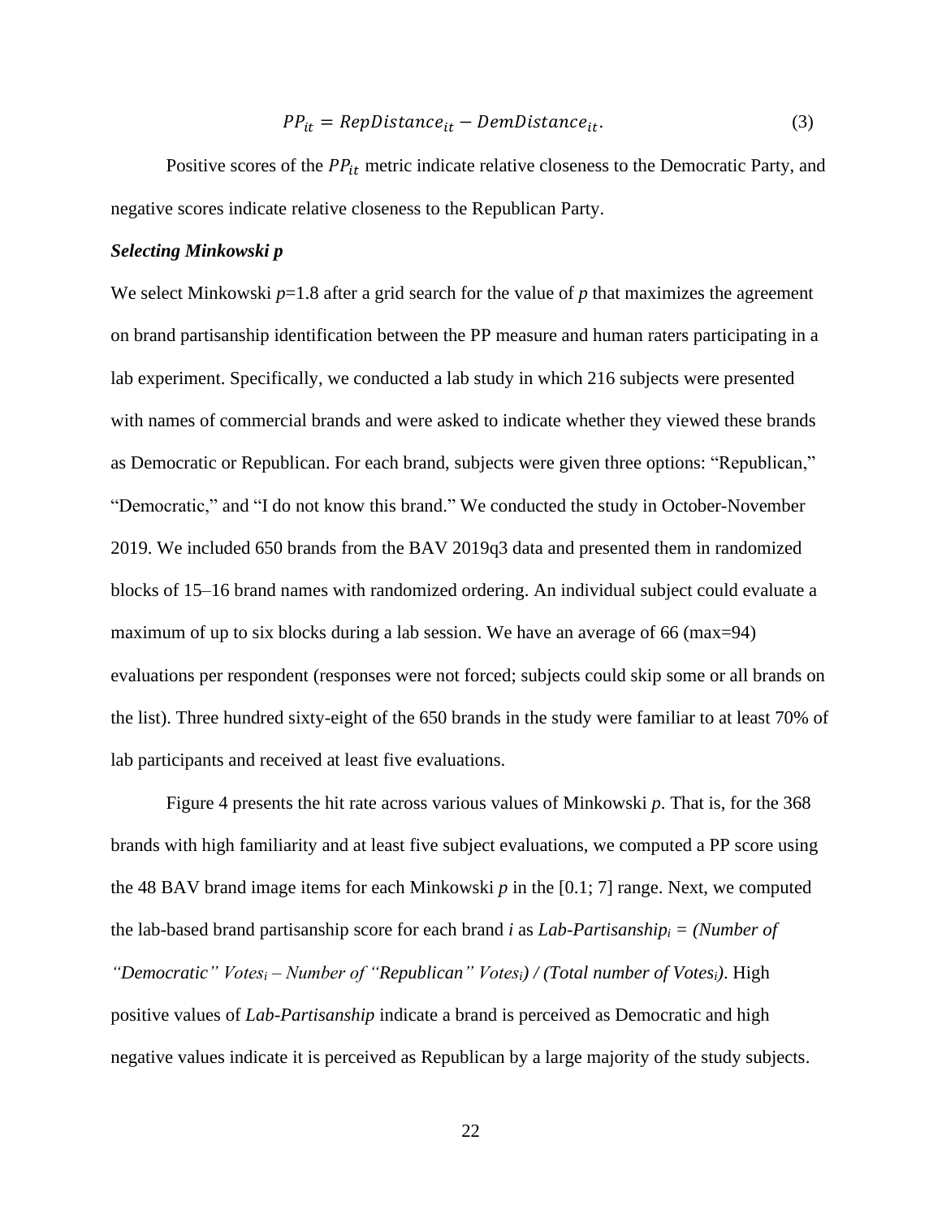$$PP_{it} = RepDistance_{it} - DemDistance_{it}. \tag{3}$$

Positive scores of the $PP_{it}$ metric indicate relative closeness to the Democratic Party, and negative scores indicate relative closeness to the Republican Party.

***Selecting Minkowski p***

We select Minkowski $p$=1.8 after a grid search for the value of $p$ that maximizes the agreement on brand partisanship identification between the PP measure and human raters participating in a lab experiment. Specifically, we conducted a lab study in which 216 subjects were presented with names of commercial brands and were asked to indicate whether they viewed these brands as Democratic or Republican. For each brand, subjects were given three options: "Republican," "Democratic," and "I do not know this brand." We conducted the study in October-November 2019. We included 650 brands from the BAV 2019q3 data and presented them in randomized blocks of 15–16 brand names with randomized ordering. An individual subject could evaluate a maximum of up to six blocks during a lab session. We have an average of 66 (max=94) evaluations per respondent (responses were not forced; subjects could skip some or all brands on the list). Three hundred sixty-eight of the 650 brands in the study were familiar to at least 70% of lab participants and received at least five evaluations.

Figure 4 presents the hit rate across various values of Minkowski $p$. That is, for the 368 brands with high familiarity and at least five subject evaluations, we computed a PP score using the 48 BAV brand image items for each Minkowski $p$ in the [0.1; 7] range. Next, we computed the lab-based brand partisanship score for each brand $i$ as $Lab\text{-}Partisanship_i$ = *(Number of "Democratic" Votes*$_i$ *– Number of "Republican" Votes*$_i$*) / (Total number of Votes*$_i$*)*. High positive values of *Lab-Partisanship* indicate a brand is perceived as Democratic and high negative values indicate it is perceived as Republican by a large majority of the study subjects.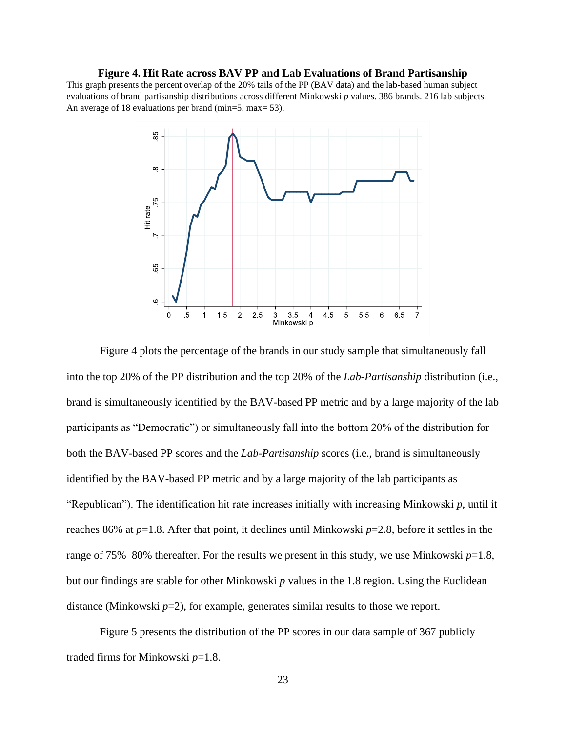**Figure 4. Hit Rate across BAV PP and Lab Evaluations of Brand Partisanship**

This graph presents the percent overlap of the 20% tails of the PP (BAV data) and the lab-based human subject evaluations of brand partisanship distributions across different Minkowski *p* values. 386 brands. 216 lab subjects. An average of 18 evaluations per brand (min=5, max= 53).

Hit rate

.6
.65
.7
.75
.8
.85

0 .5 1 1.5 2 2.5 3 3.5 4 4.5 5 5.5 6 6.5 7

Minkowski p

Figure 4 plots the percentage of the brands in our study sample that simultaneously fall into the top 20% of the PP distribution and the top 20% of the *Lab-Partisanship* distribution (i.e., brand is simultaneously identified by the BAV-based PP metric and by a large majority of the lab participants as “Democratic”) or simultaneously fall into the bottom 20% of the distribution for both the BAV-based PP scores and the *Lab-Partisanship* scores (i.e., brand is simultaneously identified by the BAV-based PP metric and by a large majority of the lab participants as “Republican”). The identification hit rate increases initially with increasing Minkowski *p*, until it reaches 86% at *p*=1.8. After that point, it declines until Minkowski *p*=2.8, before it settles in the range of 75%–80% thereafter. For the results we present in this study, we use Minkowski *p*=1.8, but our findings are stable for other Minkowski *p* values in the 1.8 region. Using the Euclidean distance (Minkowski *p*=2), for example, generates similar results to those we report.

Figure 5 presents the distribution of the PP scores in our data sample of 367 publicly traded firms for Minkowski *p*=1.8.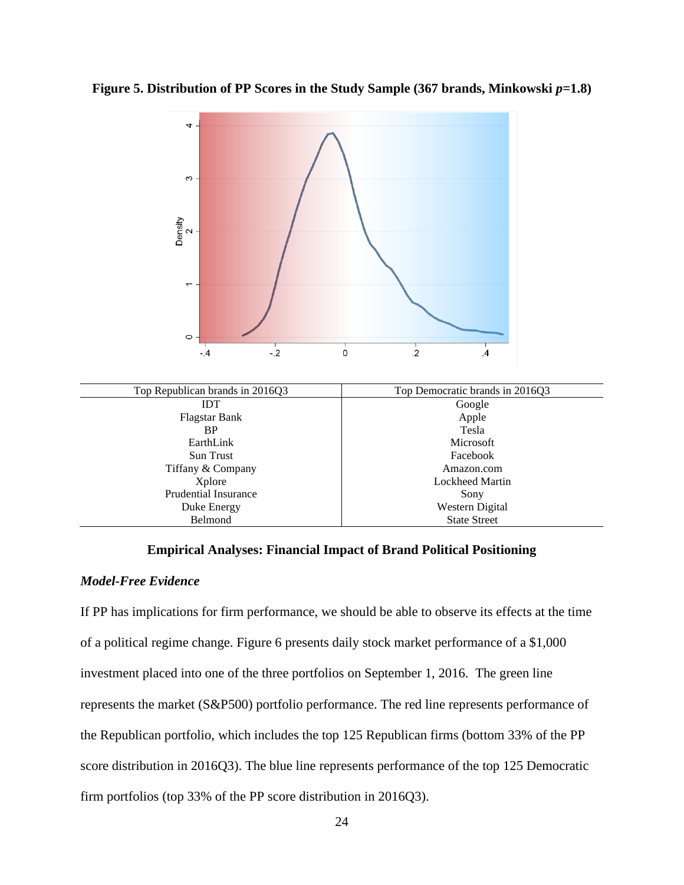**Figure 5. Distribution of PP Scores in the Study Sample (367 brands, Minkowski *p*=1.8)**

| Top Republican brands in 2016Q3 | Top Democratic brands in 2016Q3 |
|---|---|
| IDT | Google |
| Flagstar Bank | Apple |
| BP | Tesla |
| EarthLink | Microsoft |
| Sun Trust | Facebook |
| Tiffany & Company | Amazon.com |
| Xplore | Lockheed Martin |
| Prudential Insurance | Sony |
| Duke Energy | Western Digital |
| Belmond | State Street |

## Empirical Analyses: Financial Impact of Brand Political Positioning

### *Model-Free Evidence*

If PP has implications for firm performance, we should be able to observe its effects at the time of a political regime change. Figure 6 presents daily stock market performance of a $1,000 investment placed into one of the three portfolios on September 1, 2016. The green line represents the market (S&P500) portfolio performance. The red line represents performance of the Republican portfolio, which includes the top 125 Republican firms (bottom 33% of the PP score distribution in 2016Q3). The blue line represents performance of the top 125 Democratic firm portfolios (top 33% of the PP score distribution in 2016Q3).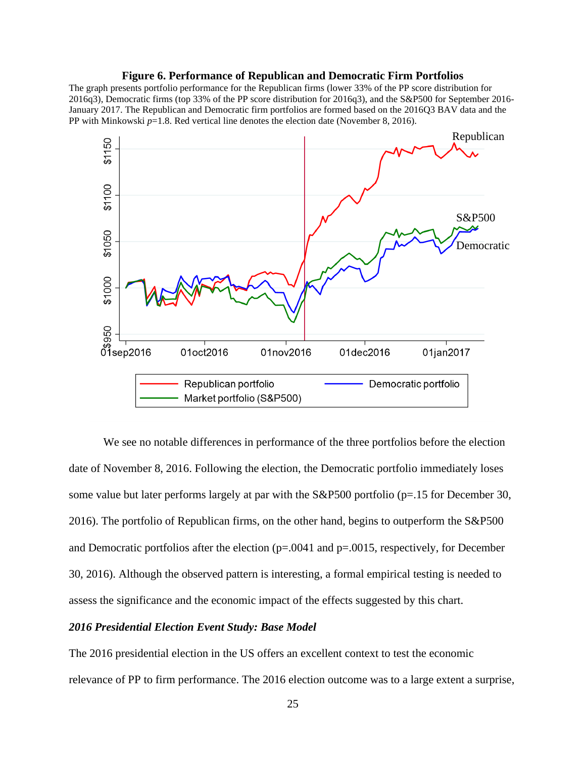**Figure 6. Performance of Republican and Democratic Firm Portfolios**

The graph presents portfolio performance for the Republican firms (lower 33% of the PP score distribution for 2016q3), Democratic firms (top 33% of the PP score distribution for 2016q3), and the S&P500 for September 2016-January 2017. The Republican and Democratic firm portfolios are formed based on the 2016Q3 BAV data and the PP with Minkowski $p$=1.8. Red vertical line denotes the election date (November 8, 2016).

We see no notable differences in performance of the three portfolios before the election date of November 8, 2016. Following the election, the Democratic portfolio immediately loses some value but later performs largely at par with the S&P500 portfolio (p=.15 for December 30, 2016). The portfolio of Republican firms, on the other hand, begins to outperform the S&P500 and Democratic portfolios after the election (p=.0041 and p=.0015, respectively, for December 30, 2016). Although the observed pattern is interesting, a formal empirical testing is needed to assess the significance and the economic impact of the effects suggested by this chart.

***2016 Presidential Election Event Study: Base Model***

The 2016 presidential election in the US offers an excellent context to test the economic relevance of PP to firm performance. The 2016 election outcome was to a large extent a surprise,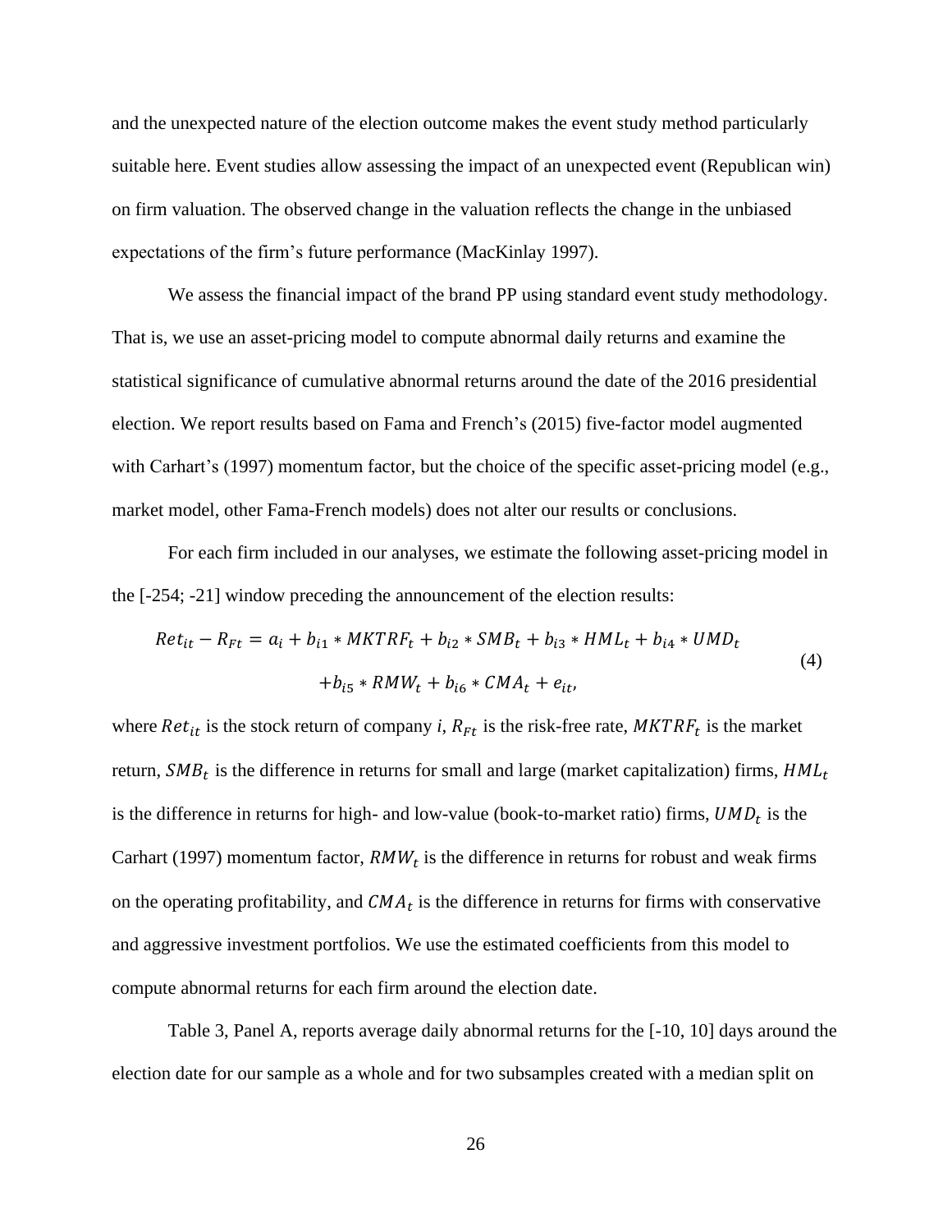and the unexpected nature of the election outcome makes the event study method particularly suitable here. Event studies allow assessing the impact of an unexpected event (Republican win) on firm valuation. The observed change in the valuation reflects the change in the unbiased expectations of the firm's future performance (MacKinlay 1997).

We assess the financial impact of the brand PP using standard event study methodology. That is, we use an asset-pricing model to compute abnormal daily returns and examine the statistical significance of cumulative abnormal returns around the date of the 2016 presidential election. We report results based on Fama and French's (2015) five-factor model augmented with Carhart's (1997) momentum factor, but the choice of the specific asset-pricing model (e.g., market model, other Fama-French models) does not alter our results or conclusions.

For each firm included in our analyses, we estimate the following asset-pricing model in the [-254; -21] window preceding the announcement of the election results:

$$Ret_{it} - R_{Ft} = a_i + b_{i1} * MKTRF_t + b_{i2} * SMB_t + b_{i3} * HML_t + b_{i4} * UMD_t + b_{i5} * RMW_t + b_{i6} * CMA_t + e_{it}, \tag{4}$$

where $Ret_{it}$ is the stock return of company *i*, $R_{Ft}$ is the risk-free rate, $MKTRF_t$ is the market return, $SMB_t$ is the difference in returns for small and large (market capitalization) firms, $HML_t$ is the difference in returns for high- and low-value (book-to-market ratio) firms, $UMD_t$ is the Carhart (1997) momentum factor, $RMW_t$ is the difference in returns for robust and weak firms on the operating profitability, and $CMA_t$ is the difference in returns for firms with conservative and aggressive investment portfolios. We use the estimated coefficients from this model to compute abnormal returns for each firm around the election date.

Table 3, Panel A, reports average daily abnormal returns for the [-10, 10] days around the election date for our sample as a whole and for two subsamples created with a median split on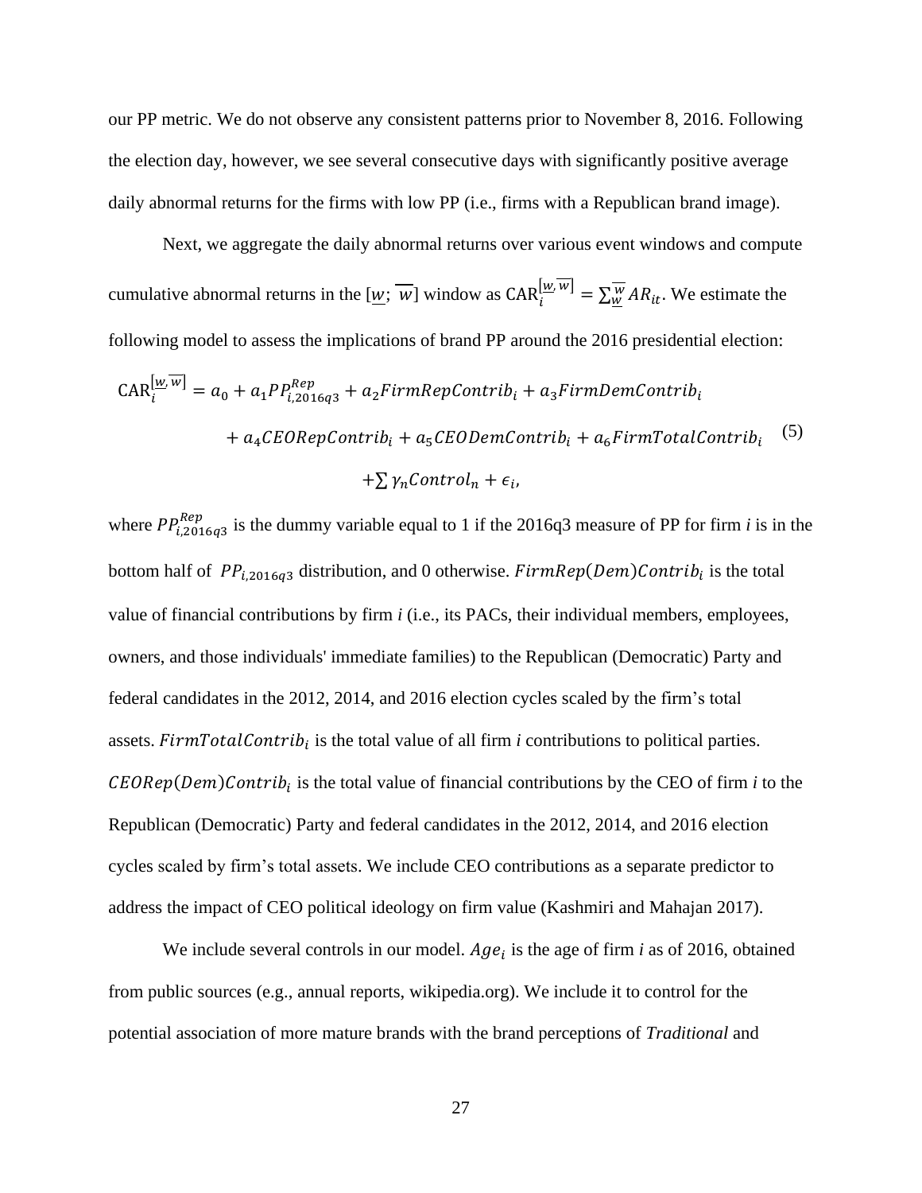our PP metric. We do not observe any consistent patterns prior to November 8, 2016. Following the election day, however, we see several consecutive days with significantly positive average daily abnormal returns for the firms with low PP (i.e., firms with a Republican brand image).

Next, we aggregate the daily abnormal returns over various event windows and compute cumulative abnormal returns in the $[\underline{w};\ \overline{w}]$ window as $\text{CAR}_i^{[\underline{w},\overline{w}]} = \sum_{\underline{w}}^{\overline{w}} AR_{it}$. We estimate the following model to assess the implications of brand PP around the 2016 presidential election:

$$\begin{aligned}\text{CAR}_i^{[\underline{w},\overline{w}]} = {} & a_0 + a_1 PP_{i,2016q3}^{Rep} + a_2 FirmRepContrib_i + a_3 FirmDemContrib_i \\ & + a_4 CEORepContrib_i + a_5 CEODemContrib_i + a_6 FirmTotalContrib_i \\ & + \sum \gamma_n Control_n + \epsilon_i,\end{aligned} \tag{5}$$

where $PP_{i,2016q3}^{Rep}$ is the dummy variable equal to 1 if the 2016q3 measure of PP for firm *i* is in the bottom half of $PP_{i,2016q3}$ distribution, and 0 otherwise. $FirmRep(Dem)Contrib_i$ is the total value of financial contributions by firm *i* (i.e., its PACs, their individual members, employees, owners, and those individuals' immediate families) to the Republican (Democratic) Party and federal candidates in the 2012, 2014, and 2016 election cycles scaled by the firm's total assets. $FirmTotalContrib_i$ is the total value of all firm *i* contributions to political parties. $CEORep(Dem)Contrib_i$ is the total value of financial contributions by the CEO of firm *i* to the Republican (Democratic) Party and federal candidates in the 2012, 2014, and 2016 election cycles scaled by firm's total assets. We include CEO contributions as a separate predictor to address the impact of CEO political ideology on firm value (Kashmiri and Mahajan 2017).

We include several controls in our model. $Age_i$ is the age of firm *i* as of 2016, obtained from public sources (e.g., annual reports, wikipedia.org). We include it to control for the potential association of more mature brands with the brand perceptions of *Traditional* and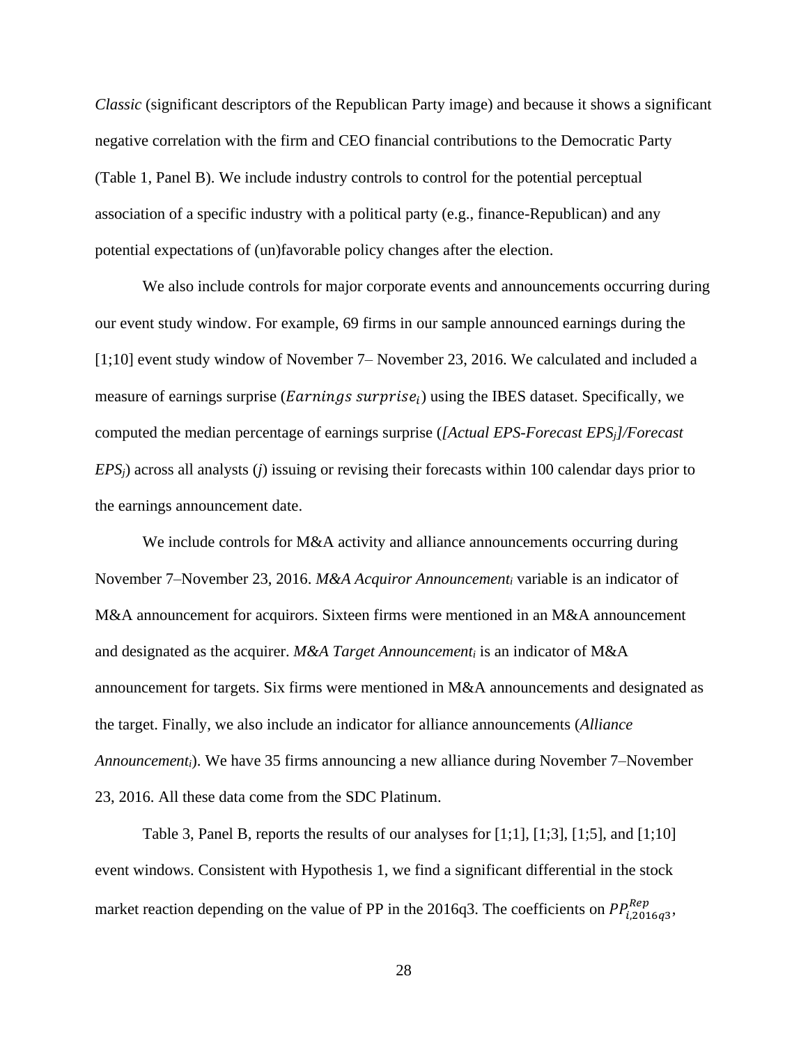*Classic* (significant descriptors of the Republican Party image) and because it shows a significant negative correlation with the firm and CEO financial contributions to the Democratic Party (Table 1, Panel B). We include industry controls to control for the potential perceptual association of a specific industry with a political party (e.g., finance-Republican) and any potential expectations of (un)favorable policy changes after the election.

We also include controls for major corporate events and announcements occurring during our event study window. For example, 69 firms in our sample announced earnings during the [1;10] event study window of November 7– November 23, 2016. We calculated and included a measure of earnings surprise ($Earnings\ surprise_i$) using the IBES dataset. Specifically, we computed the median percentage of earnings surprise (*[Actual EPS-Forecast EPS$_j$]/Forecast EPS$_j$*) across all analysts (*j*) issuing or revising their forecasts within 100 calendar days prior to the earnings announcement date.

We include controls for M&A activity and alliance announcements occurring during November 7–November 23, 2016. *M&A Acquiror Announcement$_i$* variable is an indicator of M&A announcement for acquirors. Sixteen firms were mentioned in an M&A announcement and designated as the acquirer. *M&A Target Announcement$_i$* is an indicator of M&A announcement for targets. Six firms were mentioned in M&A announcements and designated as the target. Finally, we also include an indicator for alliance announcements (*Alliance Announcement$_i$*). We have 35 firms announcing a new alliance during November 7–November 23, 2016. All these data come from the SDC Platinum.

Table 3, Panel B, reports the results of our analyses for [1;1], [1;3], [1;5], and [1;10] event windows. Consistent with Hypothesis 1, we find a significant differential in the stock market reaction depending on the value of PP in the 2016q3. The coefficients on $PP^{Rep}_{i,2016q3}$,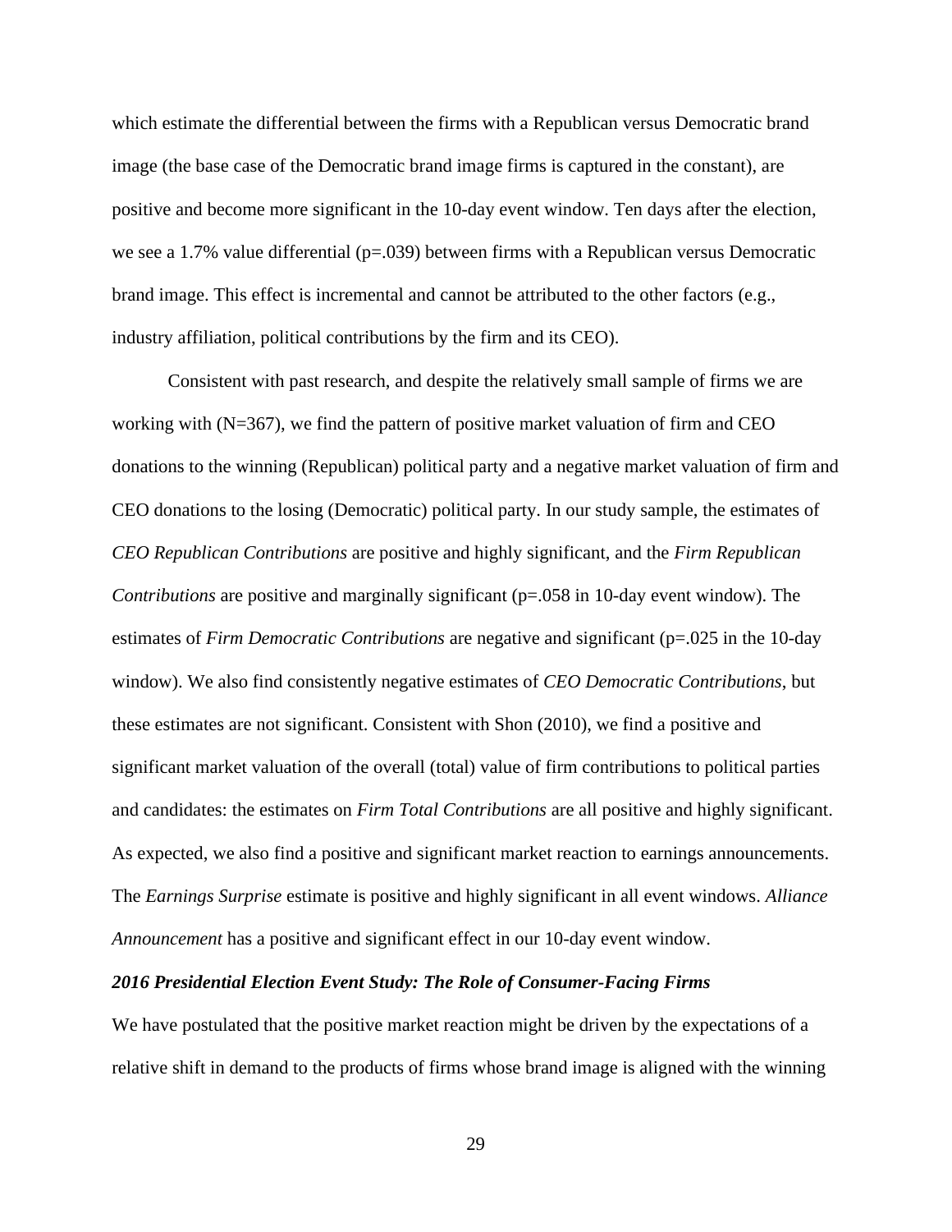which estimate the differential between the firms with a Republican versus Democratic brand image (the base case of the Democratic brand image firms is captured in the constant), are positive and become more significant in the 10-day event window. Ten days after the election, we see a 1.7% value differential (p=.039) between firms with a Republican versus Democratic brand image. This effect is incremental and cannot be attributed to the other factors (e.g., industry affiliation, political contributions by the firm and its CEO).

Consistent with past research, and despite the relatively small sample of firms we are working with (N=367), we find the pattern of positive market valuation of firm and CEO donations to the winning (Republican) political party and a negative market valuation of firm and CEO donations to the losing (Democratic) political party. In our study sample, the estimates of *CEO Republican Contributions* are positive and highly significant, and the *Firm Republican Contributions* are positive and marginally significant (p=.058 in 10-day event window). The estimates of *Firm Democratic Contributions* are negative and significant (p=.025 in the 10-day window). We also find consistently negative estimates of *CEO Democratic Contributions*, but these estimates are not significant. Consistent with Shon (2010), we find a positive and significant market valuation of the overall (total) value of firm contributions to political parties and candidates: the estimates on *Firm Total Contributions* are all positive and highly significant. As expected, we also find a positive and significant market reaction to earnings announcements. The *Earnings Surprise* estimate is positive and highly significant in all event windows. *Alliance Announcement* has a positive and significant effect in our 10-day event window.

### *2016 Presidential Election Event Study: The Role of Consumer-Facing Firms*

We have postulated that the positive market reaction might be driven by the expectations of a relative shift in demand to the products of firms whose brand image is aligned with the winning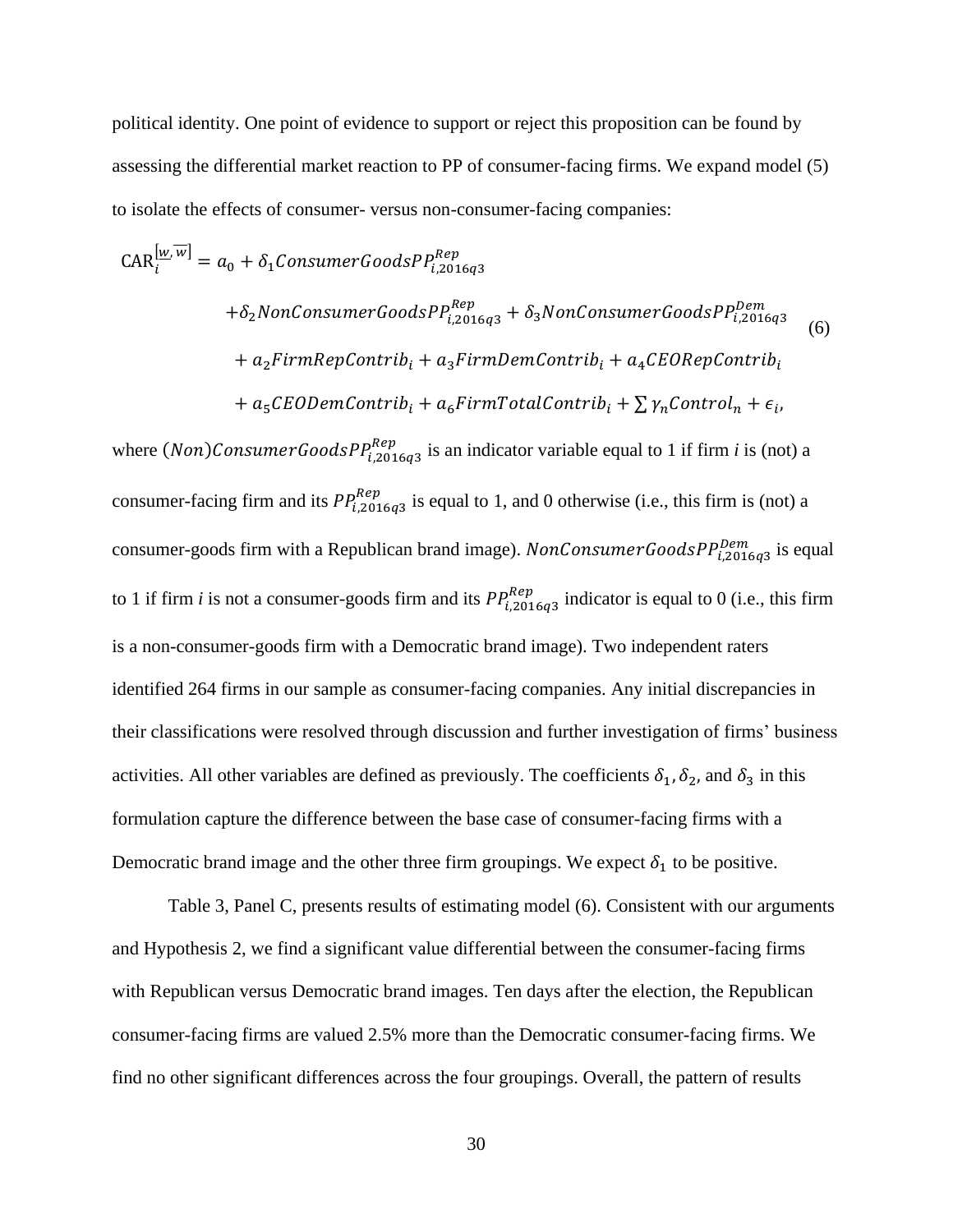political identity. One point of evidence to support or reject this proposition can be found by assessing the differential market reaction to PP of consumer-facing firms. We expand model (5) to isolate the effects of consumer- versus non-consumer-facing companies:

$$
\begin{aligned}
\mathrm{CAR}_i^{[\underline{w},\overline{w}]} = a_0 &+ \delta_1 ConsumerGoodsPP_{i,2016q3}^{Rep} \\
&+ \delta_2 NonConsumerGoodsPP_{i,2016q3}^{Rep} + \delta_3 NonConsumerGoodsPP_{i,2016q3}^{Dem} \\
&+ a_2 FirmRepContrib_i + a_3 FirmDemContrib_i + a_4 CEORepContrib_i \\
&+ a_5 CEODemContrib_i + a_6 FirmTotalContrib_i + \sum \gamma_n Control_n + \epsilon_i,
\end{aligned} \tag{6}
$$

where $(Non)ConsumerGoodsPP_{i,2016q3}^{Rep}$ is an indicator variable equal to 1 if firm *i* is (not) a consumer-facing firm and its $PP_{i,2016q3}^{Rep}$ is equal to 1, and 0 otherwise (i.e., this firm is (not) a consumer-goods firm with a Republican brand image). $NonConsumerGoodsPP_{i,2016q3}^{Dem}$ is equal to 1 if firm *i* is not a consumer-goods firm and its $PP_{i,2016q3}^{Rep}$ indicator is equal to 0 (i.e., this firm is a non-consumer-goods firm with a Democratic brand image). Two independent raters identified 264 firms in our sample as consumer-facing companies. Any initial discrepancies in their classifications were resolved through discussion and further investigation of firms' business activities. All other variables are defined as previously. The coefficients $\delta_1$, $\delta_2$, and $\delta_3$ in this formulation capture the difference between the base case of consumer-facing firms with a Democratic brand image and the other three firm groupings. We expect $\delta_1$ to be positive.

Table 3, Panel C, presents results of estimating model (6). Consistent with our arguments and Hypothesis 2, we find a significant value differential between the consumer-facing firms with Republican versus Democratic brand images. Ten days after the election, the Republican consumer-facing firms are valued 2.5% more than the Democratic consumer-facing firms. We find no other significant differences across the four groupings. Overall, the pattern of results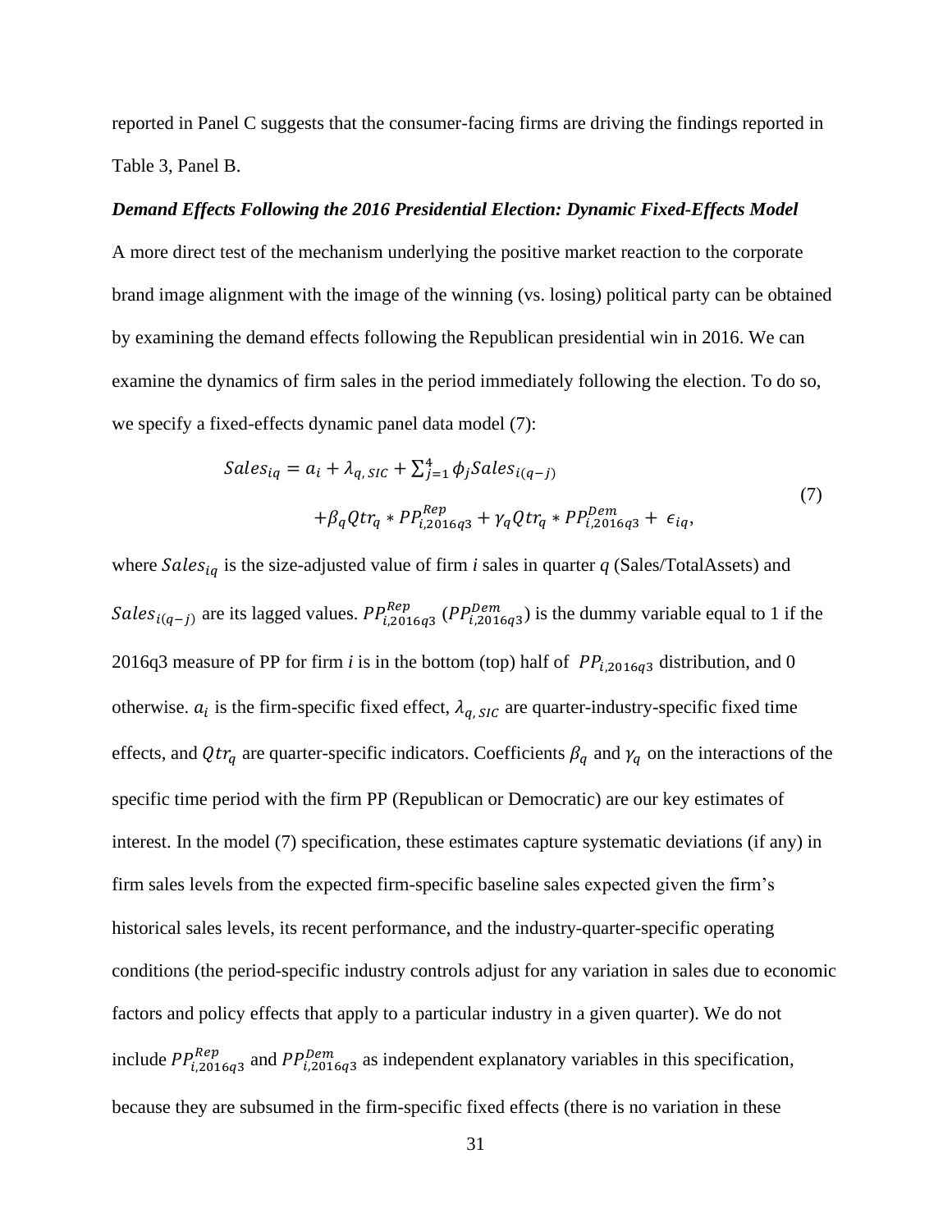reported in Panel C suggests that the consumer-facing firms are driving the findings reported in Table 3, Panel B.

***Demand Effects Following the 2016 Presidential Election: Dynamic Fixed-Effects Model***

A more direct test of the mechanism underlying the positive market reaction to the corporate brand image alignment with the image of the winning (vs. losing) political party can be obtained by examining the demand effects following the Republican presidential win in 2016. We can examine the dynamics of firm sales in the period immediately following the election. To do so, we specify a fixed-effects dynamic panel data model (7):

$$
\begin{aligned}
Sales_{iq} = a_i + \lambda_{q,\,SIC} + \textstyle\sum_{j=1}^{4} \phi_j Sales_{i(q-j)} \\
+ \beta_q Qtr_q * PP^{Rep}_{i,2016q3} + \gamma_q Qtr_q * PP^{Dem}_{i,2016q3} + \epsilon_{iq},
\end{aligned}
\tag{7}
$$

where $Sales_{iq}$ is the size-adjusted value of firm *i* sales in quarter *q* (Sales/TotalAssets) and $Sales_{i(q-j)}$ are its lagged values. $PP^{Rep}_{i,2016q3}$ ($PP^{Dem}_{i,2016q3}$) is the dummy variable equal to 1 if the 2016q3 measure of PP for firm *i* is in the bottom (top) half of $PP_{i,2016q3}$ distribution, and 0 otherwise. $a_i$ is the firm-specific fixed effect, $\lambda_{q,\,SIC}$ are quarter-industry-specific fixed time effects, and $Qtr_q$ are quarter-specific indicators. Coefficients $\beta_q$ and $\gamma_q$ on the interactions of the specific time period with the firm PP (Republican or Democratic) are our key estimates of interest. In the model (7) specification, these estimates capture systematic deviations (if any) in firm sales levels from the expected firm-specific baseline sales expected given the firm's historical sales levels, its recent performance, and the industry-quarter-specific operating conditions (the period-specific industry controls adjust for any variation in sales due to economic factors and policy effects that apply to a particular industry in a given quarter). We do not include $PP^{Rep}_{i,2016q3}$ and $PP^{Dem}_{i,2016q3}$ as independent explanatory variables in this specification, because they are subsumed in the firm-specific fixed effects (there is no variation in these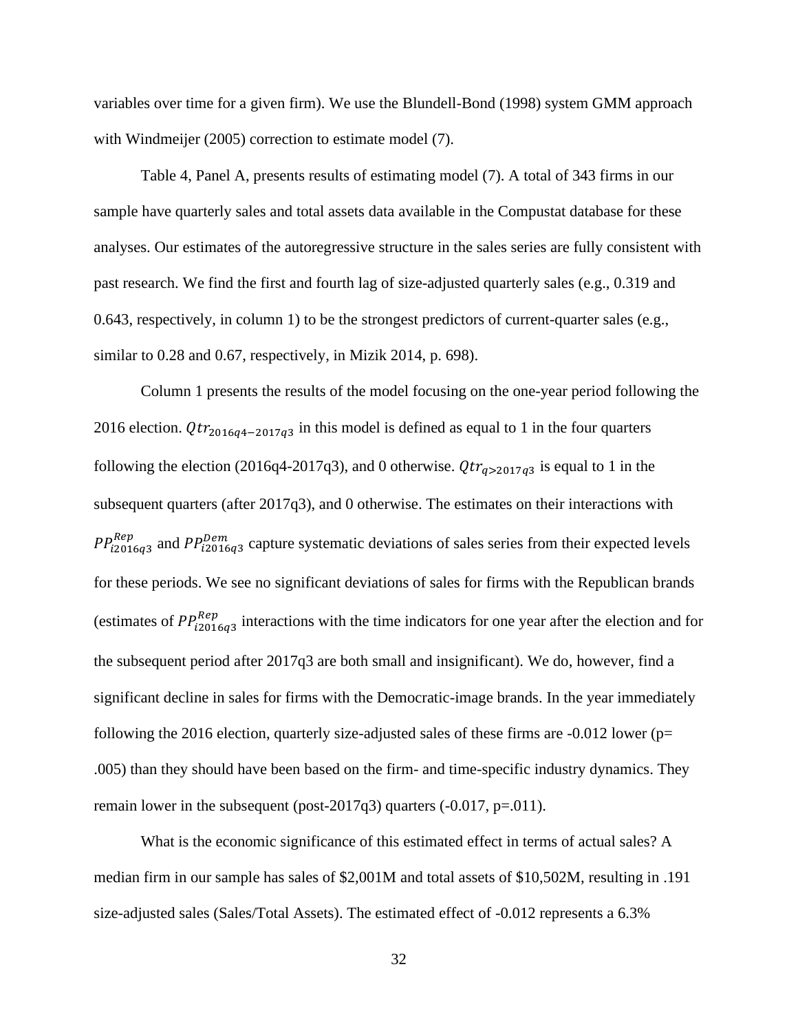variables over time for a given firm). We use the Blundell-Bond (1998) system GMM approach with Windmeijer (2005) correction to estimate model (7).

Table 4, Panel A, presents results of estimating model (7). A total of 343 firms in our sample have quarterly sales and total assets data available in the Compustat database for these analyses. Our estimates of the autoregressive structure in the sales series are fully consistent with past research. We find the first and fourth lag of size-adjusted quarterly sales (e.g., 0.319 and 0.643, respectively, in column 1) to be the strongest predictors of current-quarter sales (e.g., similar to 0.28 and 0.67, respectively, in Mizik 2014, p. 698).

Column 1 presents the results of the model focusing on the one-year period following the 2016 election. $Qtr_{2016q4-2017q3}$ in this model is defined as equal to 1 in the four quarters following the election (2016q4-2017q3), and 0 otherwise. $Qtr_{q>2017q3}$ is equal to 1 in the subsequent quarters (after 2017q3), and 0 otherwise. The estimates on their interactions with $PP_{i2016q3}^{Rep}$ and $PP_{i2016q3}^{Dem}$ capture systematic deviations of sales series from their expected levels for these periods. We see no significant deviations of sales for firms with the Republican brands (estimates of $PP_{i2016q3}^{Rep}$ interactions with the time indicators for one year after the election and for the subsequent period after 2017q3 are both small and insignificant). We do, however, find a significant decline in sales for firms with the Democratic-image brands. In the year immediately following the 2016 election, quarterly size-adjusted sales of these firms are -0.012 lower (p= .005) than they should have been based on the firm- and time-specific industry dynamics. They remain lower in the subsequent (post-2017q3) quarters (-0.017, p=.011).

What is the economic significance of this estimated effect in terms of actual sales? A median firm in our sample has sales of $2,001M and total assets of $10,502M, resulting in .191 size-adjusted sales (Sales/Total Assets). The estimated effect of -0.012 represents a 6.3%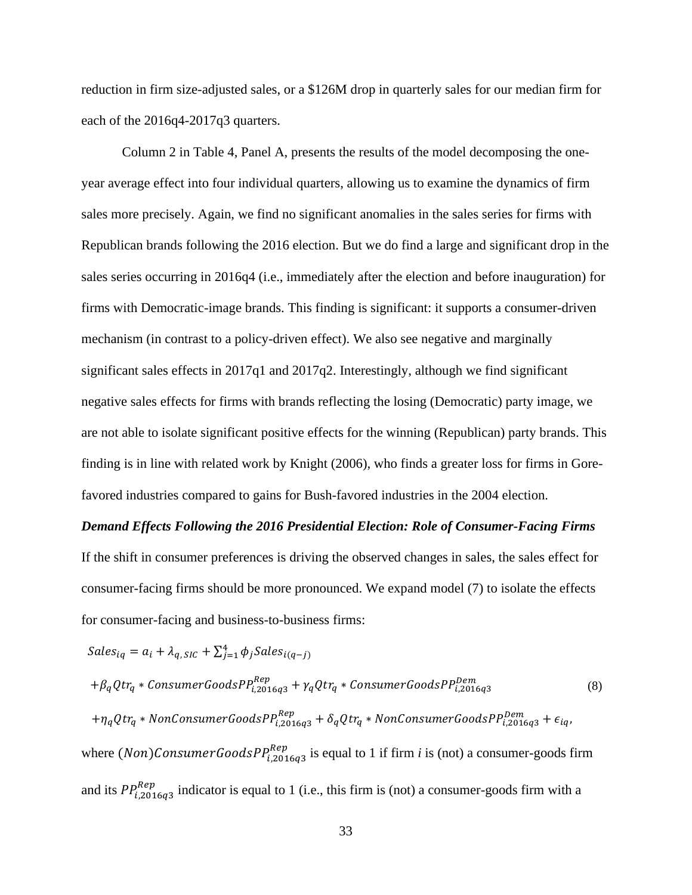reduction in firm size-adjusted sales, or a \$126M drop in quarterly sales for our median firm for each of the 2016q4-2017q3 quarters.

Column 2 in Table 4, Panel A, presents the results of the model decomposing the one-year average effect into four individual quarters, allowing us to examine the dynamics of firm sales more precisely. Again, we find no significant anomalies in the sales series for firms with Republican brands following the 2016 election. But we do find a large and significant drop in the sales series occurring in 2016q4 (i.e., immediately after the election and before inauguration) for firms with Democratic-image brands. This finding is significant: it supports a consumer-driven mechanism (in contrast to a policy-driven effect). We also see negative and marginally significant sales effects in 2017q1 and 2017q2. Interestingly, although we find significant negative sales effects for firms with brands reflecting the losing (Democratic) party image, we are not able to isolate significant positive effects for the winning (Republican) party brands. This finding is in line with related work by Knight (2006), who finds a greater loss for firms in Gore-favored industries compared to gains for Bush-favored industries in the 2004 election.

***Demand Effects Following the 2016 Presidential Election: Role of Consumer-Facing Firms***

If the shift in consumer preferences is driving the observed changes in sales, the sales effect for consumer-facing firms should be more pronounced. We expand model (7) to isolate the effects for consumer-facing and business-to-business firms:

$$
\begin{aligned}
Sales_{iq} &= a_i + \lambda_{q,SIC} + \sum_{j=1}^{4} \phi_j Sales_{i(q-j)} \\
&+ \beta_q Qtr_q * ConsumerGoodsPP_{i,2016q3}^{Rep} + \gamma_q Qtr_q * ConsumerGoodsPP_{i,2016q3}^{Dem} \\
&+ \eta_q Qtr_q * NonConsumerGoodsPP_{i,2016q3}^{Rep} + \delta_q Qtr_q * NonConsumerGoodsPP_{i,2016q3}^{Dem} + \epsilon_{iq},
\end{aligned}
\tag{8}
$$

where $(Non)ConsumerGoodsPP_{i,2016q3}^{Rep}$ is equal to 1 if firm *i* is (not) a consumer-goods firm and its $PP_{i,2016q3}^{Rep}$ indicator is equal to 1 (i.e., this firm is (not) a consumer-goods firm with a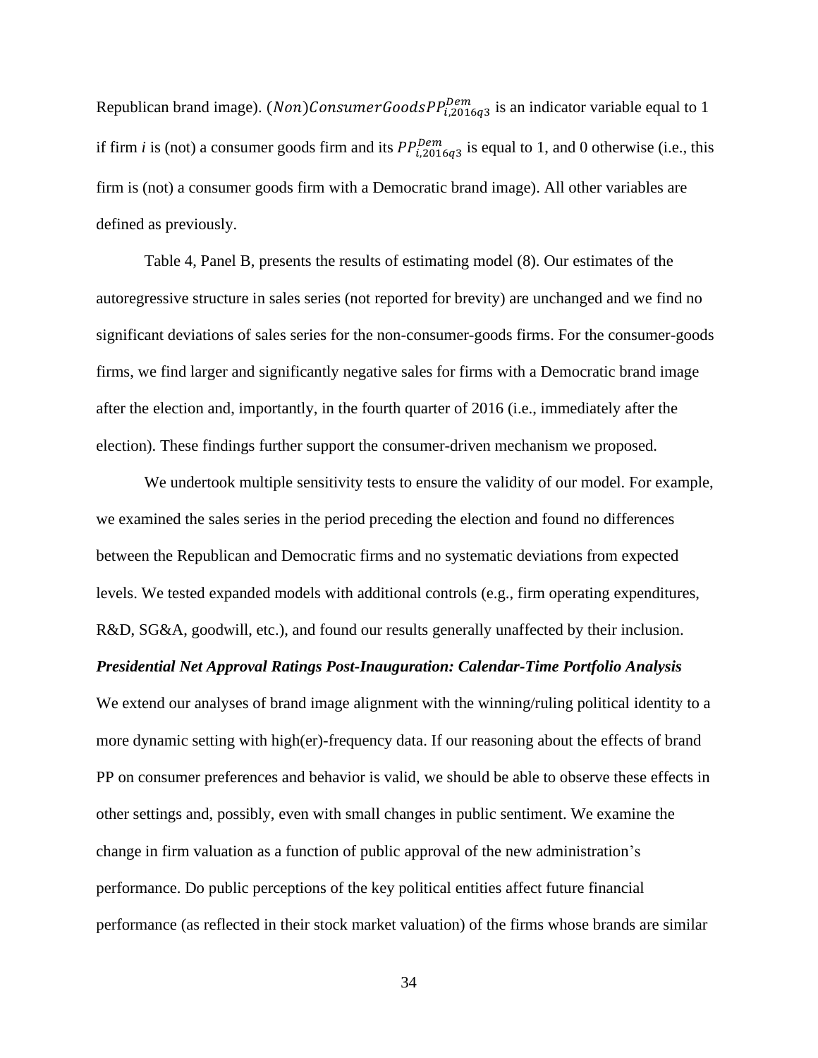Republican brand image). $(Non)ConsumerGoodsPP^{Dem}_{i,2016q3}$ is an indicator variable equal to 1 if firm *i* is (not) a consumer goods firm and its $PP^{Dem}_{i,2016q3}$ is equal to 1, and 0 otherwise (i.e., this firm is (not) a consumer goods firm with a Democratic brand image). All other variables are defined as previously.

Table 4, Panel B, presents the results of estimating model (8). Our estimates of the autoregressive structure in sales series (not reported for brevity) are unchanged and we find no significant deviations of sales series for the non-consumer-goods firms. For the consumer-goods firms, we find larger and significantly negative sales for firms with a Democratic brand image after the election and, importantly, in the fourth quarter of 2016 (i.e., immediately after the election). These findings further support the consumer-driven mechanism we proposed.

We undertook multiple sensitivity tests to ensure the validity of our model. For example, we examined the sales series in the period preceding the election and found no differences between the Republican and Democratic firms and no systematic deviations from expected levels. We tested expanded models with additional controls (e.g., firm operating expenditures, R&D, SG&A, goodwill, etc.), and found our results generally unaffected by their inclusion.

***Presidential Net Approval Ratings Post-Inauguration: Calendar-Time Portfolio Analysis***

We extend our analyses of brand image alignment with the winning/ruling political identity to a more dynamic setting with high(er)-frequency data. If our reasoning about the effects of brand PP on consumer preferences and behavior is valid, we should be able to observe these effects in other settings and, possibly, even with small changes in public sentiment. We examine the change in firm valuation as a function of public approval of the new administration's performance. Do public perceptions of the key political entities affect future financial performance (as reflected in their stock market valuation) of the firms whose brands are similar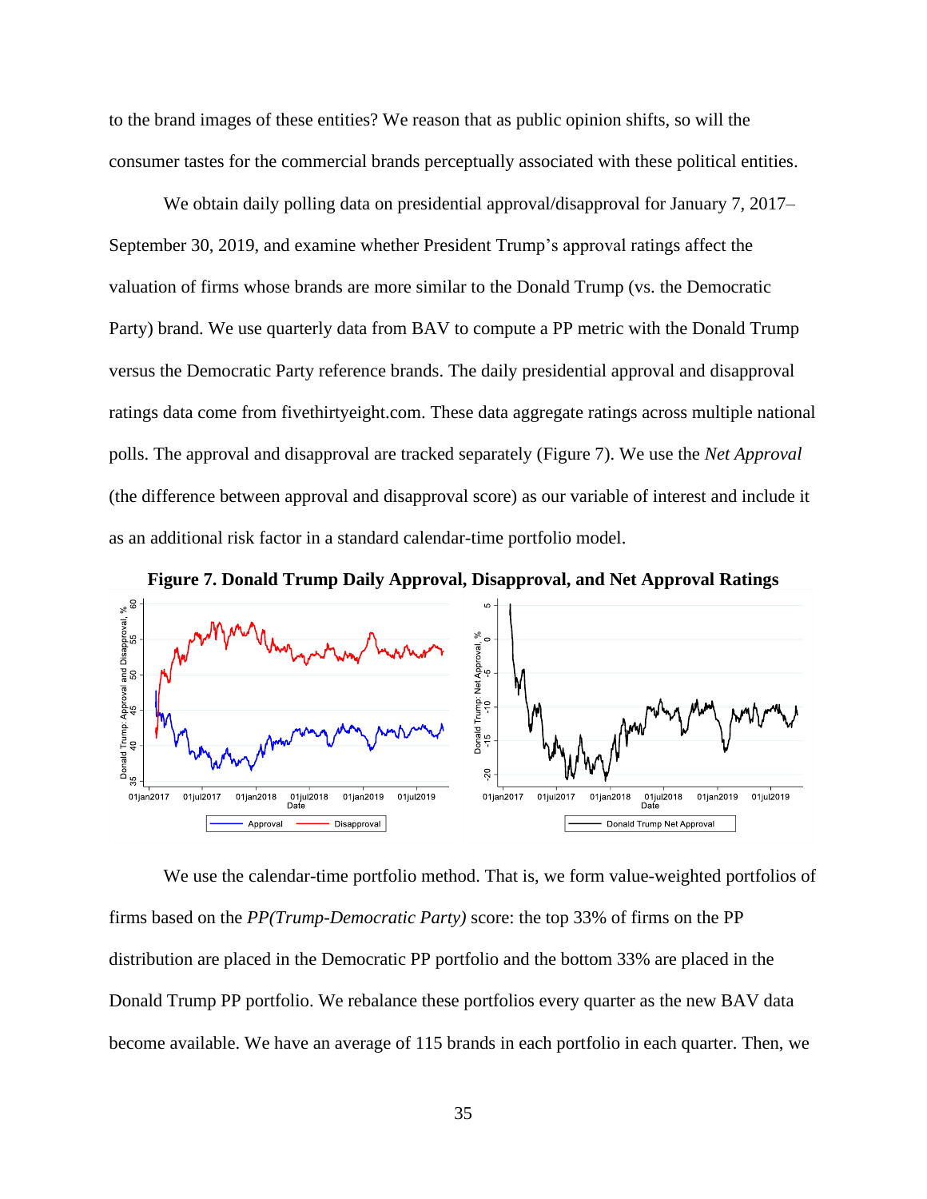to the brand images of these entities? We reason that as public opinion shifts, so will the consumer tastes for the commercial brands perceptually associated with these political entities.

We obtain daily polling data on presidential approval/disapproval for January 7, 2017–September 30, 2019, and examine whether President Trump's approval ratings affect the valuation of firms whose brands are more similar to the Donald Trump (vs. the Democratic Party) brand. We use quarterly data from BAV to compute a PP metric with the Donald Trump versus the Democratic Party reference brands. The daily presidential approval and disapproval ratings data come from fivethirtyeight.com. These data aggregate ratings across multiple national polls. The approval and disapproval are tracked separately (Figure 7). We use the *Net Approval* (the difference between approval and disapproval score) as our variable of interest and include it as an additional risk factor in a standard calendar-time portfolio model.

**Figure 7. Donald Trump Daily Approval, Disapproval, and Net Approval Ratings**

We use the calendar-time portfolio method. That is, we form value-weighted portfolios of firms based on the *PP(Trump-Democratic Party)* score: the top 33% of firms on the PP distribution are placed in the Democratic PP portfolio and the bottom 33% are placed in the Donald Trump PP portfolio. We rebalance these portfolios every quarter as the new BAV data become available. We have an average of 115 brands in each portfolio in each quarter. Then, we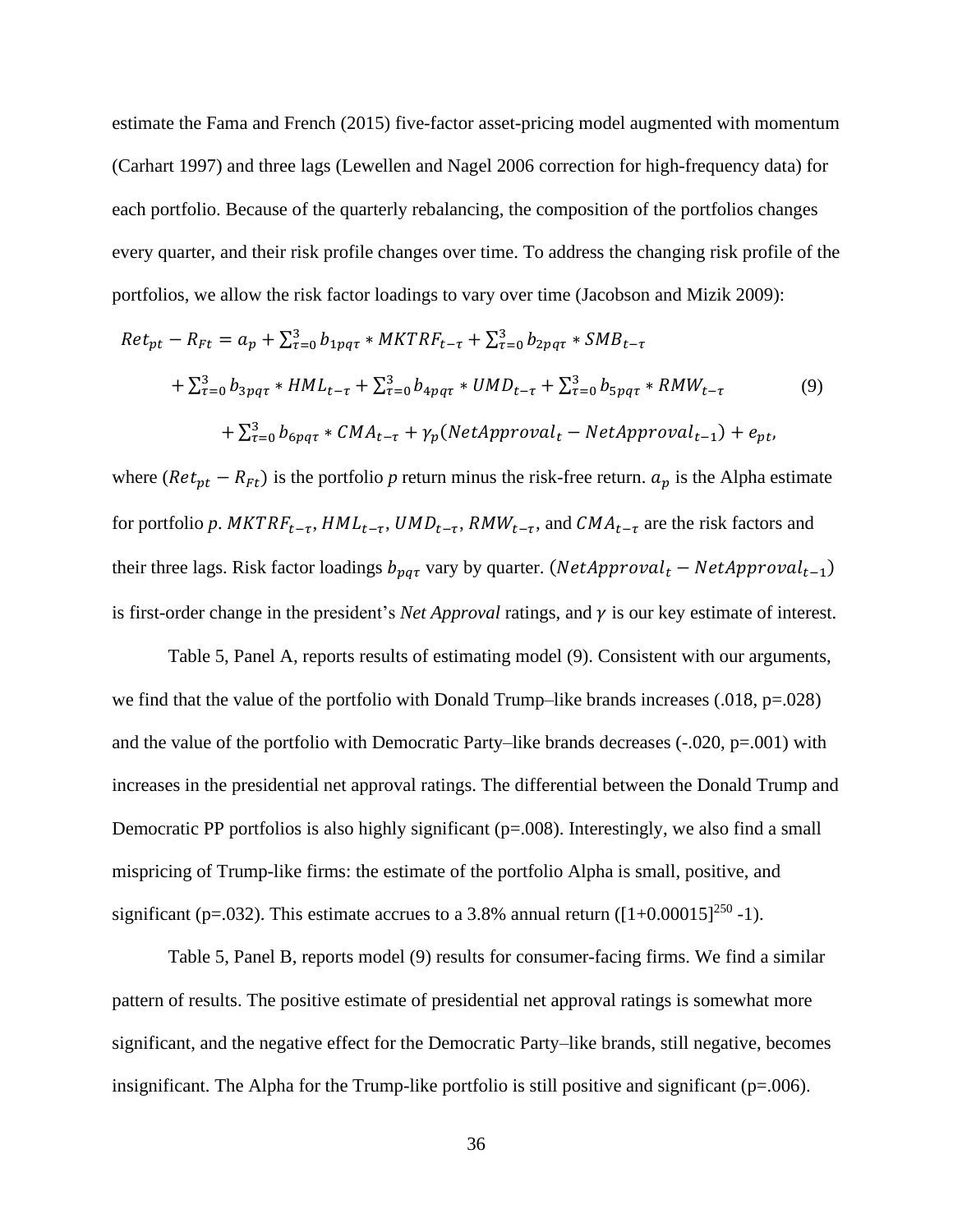estimate the Fama and French (2015) five-factor asset-pricing model augmented with momentum (Carhart 1997) and three lags (Lewellen and Nagel 2006 correction for high-frequency data) for each portfolio. Because of the quarterly rebalancing, the composition of the portfolios changes every quarter, and their risk profile changes over time. To address the changing risk profile of the portfolios, we allow the risk factor loadings to vary over time (Jacobson and Mizik 2009):

$$
\begin{aligned}
Ret_{pt} - R_{Ft} = a_p &+ \sum_{\tau=0}^{3} b_{1pq\tau} * MKTRF_{t-\tau} + \sum_{\tau=0}^{3} b_{2pq\tau} * SMB_{t-\tau} \\
&+ \sum_{\tau=0}^{3} b_{3pq\tau} * HML_{t-\tau} + \sum_{\tau=0}^{3} b_{4pq\tau} * UMD_{t-\tau} + \sum_{\tau=0}^{3} b_{5pq\tau} * RMW_{t-\tau} \\
&+ \sum_{\tau=0}^{3} b_{6pq\tau} * CMA_{t-\tau} + \gamma_p (NetApproval_t - NetApproval_{t-1}) + e_{pt},
\end{aligned} \tag{9}
$$

where $(Ret_{pt} - R_{Ft})$ is the portfolio *p* return minus the risk-free return. $a_p$ is the Alpha estimate for portfolio *p*. $MKTRF_{t-\tau}$, $HML_{t-\tau}$, $UMD_{t-\tau}$, $RMW_{t-\tau}$, and $CMA_{t-\tau}$ are the risk factors and their three lags. Risk factor loadings $b_{pq\tau}$ vary by quarter. $(NetApproval_t - NetApproval_{t-1})$ is first-order change in the president's *Net Approval* ratings, and $\gamma$ is our key estimate of interest.

Table 5, Panel A, reports results of estimating model (9). Consistent with our arguments, we find that the value of the portfolio with Donald Trump–like brands increases (.018, p=.028) and the value of the portfolio with Democratic Party–like brands decreases (-.020, p=.001) with increases in the presidential net approval ratings. The differential between the Donald Trump and Democratic PP portfolios is also highly significant (p=.008). Interestingly, we also find a small mispricing of Trump-like firms: the estimate of the portfolio Alpha is small, positive, and significant (p=.032). This estimate accrues to a 3.8% annual return ($[1+0.00015]^{250}$ -1).

Table 5, Panel B, reports model (9) results for consumer-facing firms. We find a similar pattern of results. The positive estimate of presidential net approval ratings is somewhat more significant, and the negative effect for the Democratic Party–like brands, still negative, becomes insignificant. The Alpha for the Trump-like portfolio is still positive and significant (p=.006).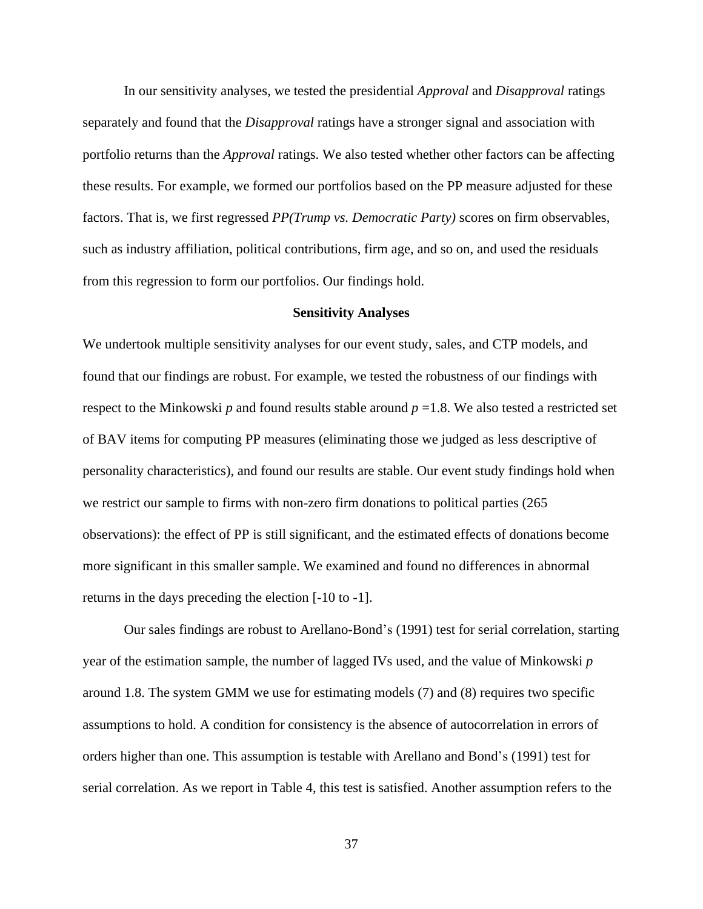In our sensitivity analyses, we tested the presidential *Approval* and *Disapproval* ratings separately and found that the *Disapproval* ratings have a stronger signal and association with portfolio returns than the *Approval* ratings. We also tested whether other factors can be affecting these results. For example, we formed our portfolios based on the PP measure adjusted for these factors. That is, we first regressed *PP(Trump vs. Democratic Party)* scores on firm observables, such as industry affiliation, political contributions, firm age, and so on, and used the residuals from this regression to form our portfolios. Our findings hold.

## Sensitivity Analyses

We undertook multiple sensitivity analyses for our event study, sales, and CTP models, and found that our findings are robust. For example, we tested the robustness of our findings with respect to the Minkowski $p$ and found results stable around $p = 1.8$. We also tested a restricted set of BAV items for computing PP measures (eliminating those we judged as less descriptive of personality characteristics), and found our results are stable. Our event study findings hold when we restrict our sample to firms with non-zero firm donations to political parties (265 observations): the effect of PP is still significant, and the estimated effects of donations become more significant in this smaller sample. We examined and found no differences in abnormal returns in the days preceding the election [-10 to -1].

Our sales findings are robust to Arellano-Bond's (1991) test for serial correlation, starting year of the estimation sample, the number of lagged IVs used, and the value of Minkowski $p$ around 1.8. The system GMM we use for estimating models (7) and (8) requires two specific assumptions to hold. A condition for consistency is the absence of autocorrelation in errors of orders higher than one. This assumption is testable with Arellano and Bond's (1991) test for serial correlation. As we report in Table 4, this test is satisfied. Another assumption refers to the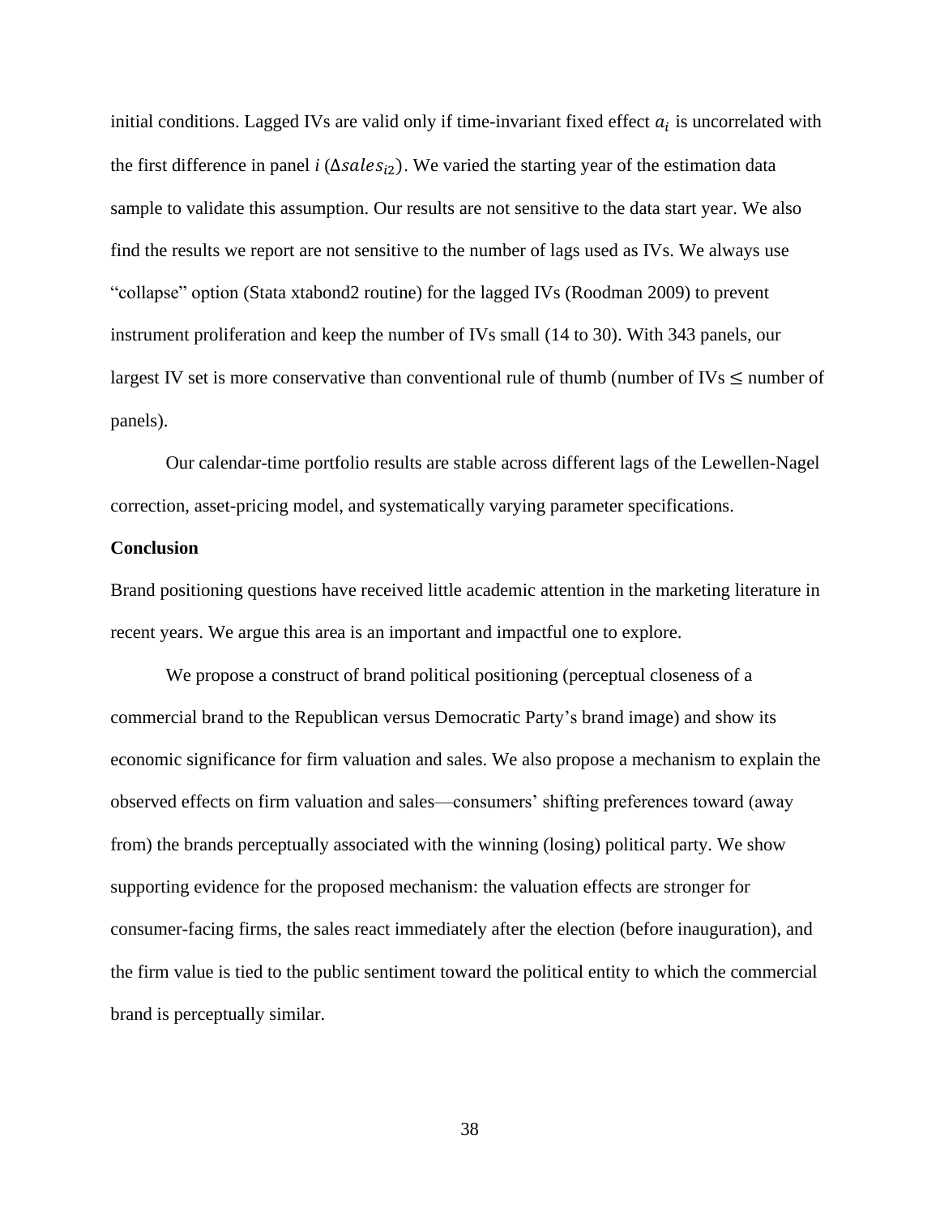initial conditions. Lagged IVs are valid only if time-invariant fixed effect $a_i$ is uncorrelated with the first difference in panel $i$ ($\Delta sales_{i2}$). We varied the starting year of the estimation data sample to validate this assumption. Our results are not sensitive to the data start year. We also find the results we report are not sensitive to the number of lags used as IVs. We always use "collapse" option (Stata xtabond2 routine) for the lagged IVs (Roodman 2009) to prevent instrument proliferation and keep the number of IVs small (14 to 30). With 343 panels, our largest IV set is more conservative than conventional rule of thumb (number of IVs $\leq$ number of panels).

Our calendar-time portfolio results are stable across different lags of the Lewellen-Nagel correction, asset-pricing model, and systematically varying parameter specifications.

**Conclusion**

Brand positioning questions have received little academic attention in the marketing literature in recent years. We argue this area is an important and impactful one to explore.

We propose a construct of brand political positioning (perceptual closeness of a commercial brand to the Republican versus Democratic Party's brand image) and show its economic significance for firm valuation and sales. We also propose a mechanism to explain the observed effects on firm valuation and sales—consumers' shifting preferences toward (away from) the brands perceptually associated with the winning (losing) political party. We show supporting evidence for the proposed mechanism: the valuation effects are stronger for consumer-facing firms, the sales react immediately after the election (before inauguration), and the firm value is tied to the public sentiment toward the political entity to which the commercial brand is perceptually similar.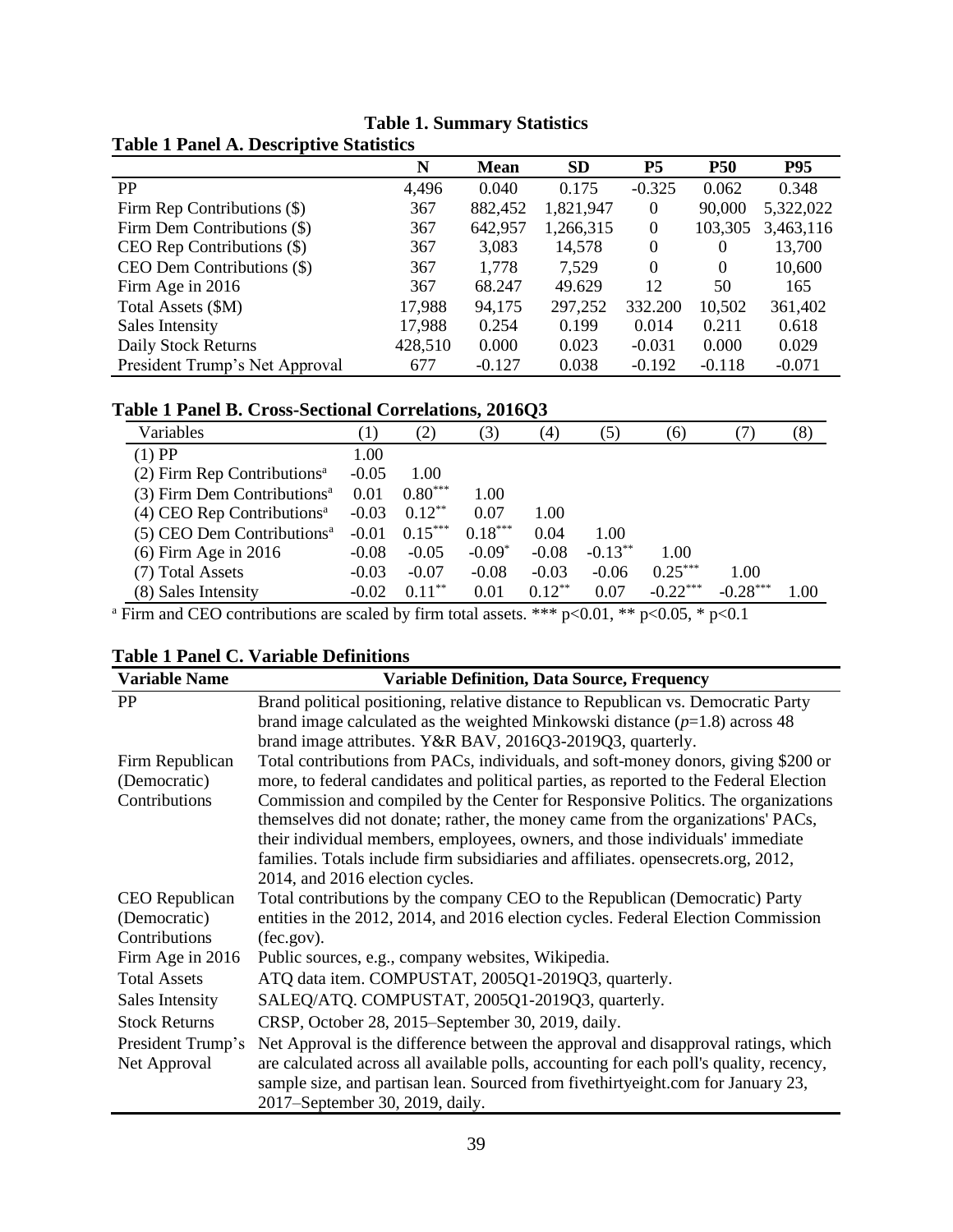# Table 1. Summary Statistics

**Table 1 Panel A. Descriptive Statistics**

| | N | Mean | SD | P5 | P50 | P95 |
|---|---|---|---|---|---|---|
| PP | 4,496 | 0.040 | 0.175 | -0.325 | 0.062 | 0.348 |
| Firm Rep Contributions ($) | 367 | 882,452 | 1,821,947 | 0 | 90,000 | 5,322,022 |
| Firm Dem Contributions ($) | 367 | 642,957 | 1,266,315 | 0 | 103,305 | 3,463,116 |
| CEO Rep Contributions ($) | 367 | 3,083 | 14,578 | 0 | 0 | 13,700 |
| CEO Dem Contributions ($) | 367 | 1,778 | 7,529 | 0 | 0 | 10,600 |
| Firm Age in 2016 | 367 | 68.247 | 49.629 | 12 | 50 | 165 |
| Total Assets ($M) | 17,988 | 94,175 | 297,252 | 332.200 | 10,502 | 361,402 |
| Sales Intensity | 17,988 | 0.254 | 0.199 | 0.014 | 0.211 | 0.618 |
| Daily Stock Returns | 428,510 | 0.000 | 0.023 | -0.031 | 0.000 | 0.029 |
| President Trump's Net Approval | 677 | -0.127 | 0.038 | -0.192 | -0.118 | -0.071 |

**Table 1 Panel B. Cross-Sectional Correlations, 2016Q3**

| Variables | (1) | (2) | (3) | (4) | (5) | (6) | (7) | (8) |
|---|---|---|---|---|---|---|---|---|
| (1) PP | 1.00 | | | | | | | |
| (2) Firm Rep Contributions[a] | -0.05 | 1.00 | | | | | | |
| (3) Firm Dem Contributions[a] | 0.01 | 0.80*** | 1.00 | | | | | |
| (4) CEO Rep Contributions[a] | -0.03 | 0.12** | 0.07 | 1.00 | | | | |
| (5) CEO Dem Contributions[a] | -0.01 | 0.15*** | 0.18*** | 0.04 | 1.00 | | | |
| (6) Firm Age in 2016 | -0.08 | -0.05 | -0.09* | -0.08 | -0.13** | 1.00 | | |
| (7) Total Assets | -0.03 | -0.07 | -0.08 | -0.03 | -0.06 | 0.25*** | 1.00 | |
| (8) Sales Intensity | -0.02 | 0.11** | 0.01 | 0.12** | 0.07 | -0.22*** | -0.28*** | 1.00 |

[a] Firm and CEO contributions are scaled by firm total assets. *** p<0.01, ** p<0.05, * p<0.1

**Table 1 Panel C. Variable Definitions**

| Variable Name | Variable Definition, Data Source, Frequency |
|---|---|
| PP | Brand political positioning, relative distance to Republican vs. Democratic Party brand image calculated as the weighted Minkowski distance ($p$=1.8) across 48 brand image attributes. Y&R BAV, 2016Q3-2019Q3, quarterly. |
| Firm Republican (Democratic) Contributions | Total contributions from PACs, individuals, and soft-money donors, giving $200 or more, to federal candidates and political parties, as reported to the Federal Election Commission and compiled by the Center for Responsive Politics. The organizations themselves did not donate; rather, the money came from the organizations' PACs, their individual members, employees, owners, and those individuals' immediate families. Totals include firm subsidiaries and affiliates. opensecrets.org, 2012, 2014, and 2016 election cycles. |
| CEO Republican (Democratic) Contributions | Total contributions by the company CEO to the Republican (Democratic) Party entities in the 2012, 2014, and 2016 election cycles. Federal Election Commission (fec.gov). |
| Firm Age in 2016 | Public sources, e.g., company websites, Wikipedia. |
| Total Assets | ATQ data item. COMPUSTAT, 2005Q1-2019Q3, quarterly. |
| Sales Intensity | SALEQ/ATQ. COMPUSTAT, 2005Q1-2019Q3, quarterly. |
| Stock Returns | CRSP, October 28, 2015–September 30, 2019, daily. |
| President Trump's Net Approval | Net Approval is the difference between the approval and disapproval ratings, which are calculated across all available polls, accounting for each poll's quality, recency, sample size, and partisan lean. Sourced from fivethirtyeight.com for January 23, 2017–September 30, 2019, daily. |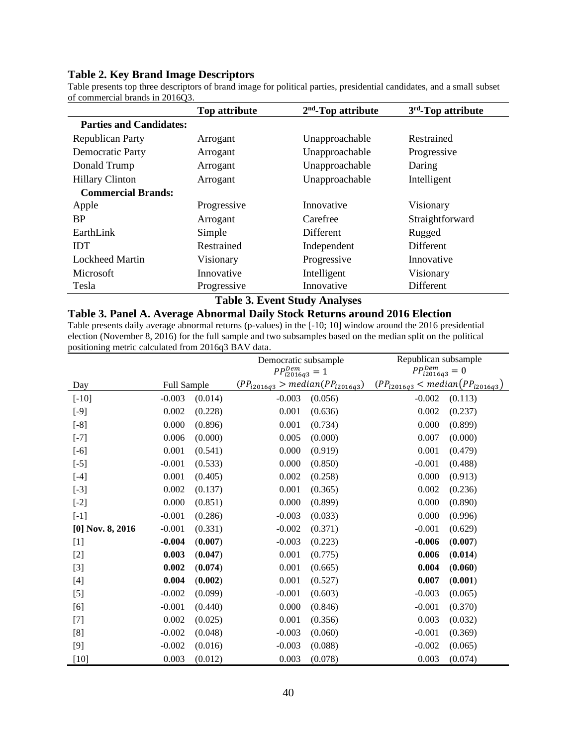### Table 2. Key Brand Image Descriptors

Table presents top three descriptors of brand image for political parties, presidential candidates, and a small subset of commercial brands in 2016Q3.

| | Top attribute | 2nd-Top attribute | 3rd-Top attribute |
|---|---|---|---|
| **Parties and Candidates:** | | | |
| Republican Party | Arrogant | Unapproachable | Restrained |
| Democratic Party | Arrogant | Unapproachable | Progressive |
| Donald Trump | Arrogant | Unapproachable | Daring |
| Hillary Clinton | Arrogant | Unapproachable | Intelligent |
| **Commercial Brands:** | | | |
| Apple | Progressive | Innovative | Visionary |
| BP | Arrogant | Carefree | Straightforward |
| EarthLink | Simple | Different | Rugged |
| IDT | Restrained | Independent | Different |
| Lockheed Martin | Visionary | Progressive | Innovative |
| Microsoft | Innovative | Intelligent | Visionary |
| Tesla | Progressive | Innovative | Different |

### Table 3. Event Study Analyses

### Table 3. Panel A. Average Abnormal Daily Stock Returns around 2016 Election

Table presents daily average abnormal returns (p-values) in the [-10; 10] window around the 2016 presidential election (November 8, 2016) for the full sample and two subsamples based on the median split on the political positioning metric calculated from 2016q3 BAV data.

| Day | Full Sample | | Democratic subsample $PP^{Dem}_{i2016q3} = 1$ $(PP_{i2016q3} > median(PP_{i2016q3}))$ | | Republican subsample $PP^{Dem}_{i2016q3} = 0$ $(PP_{i2016q3} < median(PP_{i2016q3}))$ | |
|---|---|---|---|---|---|---|
| [-10] | -0.003 | (0.014) | -0.003 | (0.056) | -0.002 | (0.113) |
| [-9] | 0.002 | (0.228) | 0.001 | (0.636) | 0.002 | (0.237) |
| [-8] | 0.000 | (0.896) | 0.001 | (0.734) | 0.000 | (0.899) |
| [-7] | 0.006 | (0.000) | 0.005 | (0.000) | 0.007 | (0.000) |
| [-6] | 0.001 | (0.541) | 0.000 | (0.919) | 0.001 | (0.479) |
| [-5] | -0.001 | (0.533) | 0.000 | (0.850) | -0.001 | (0.488) |
| [-4] | 0.001 | (0.405) | 0.002 | (0.258) | 0.000 | (0.913) |
| [-3] | 0.002 | (0.137) | 0.001 | (0.365) | 0.002 | (0.236) |
| [-2] | 0.000 | (0.851) | 0.000 | (0.899) | 0.000 | (0.890) |
| [-1] | -0.001 | (0.286) | -0.003 | (0.033) | 0.000 | (0.996) |
| **[0] Nov. 8, 2016** | -0.001 | (0.331) | -0.002 | (0.371) | -0.001 | (0.629) |
| [1] | **-0.004** | (**0.007**) | -0.003 | (0.223) | **-0.006** | (**0.007**) |
| [2] | **0.003** | (**0.047**) | 0.001 | (0.775) | **0.006** | (**0.014**) |
| [3] | **0.002** | (**0.074**) | 0.001 | (0.665) | **0.004** | (**0.060**) |
| [4] | **0.004** | (**0.002**) | 0.001 | (0.527) | **0.007** | (**0.001**) |
| [5] | -0.002 | (0.099) | -0.001 | (0.603) | -0.003 | (0.065) |
| [6] | -0.001 | (0.440) | 0.000 | (0.846) | -0.001 | (0.370) |
| [7] | 0.002 | (0.025) | 0.001 | (0.356) | 0.003 | (0.032) |
| [8] | -0.002 | (0.048) | -0.003 | (0.060) | -0.001 | (0.369) |
| [9] | -0.002 | (0.016) | -0.003 | (0.088) | -0.002 | (0.065) |
| [10] | 0.003 | (0.012) | 0.003 | (0.078) | 0.003 | (0.074) |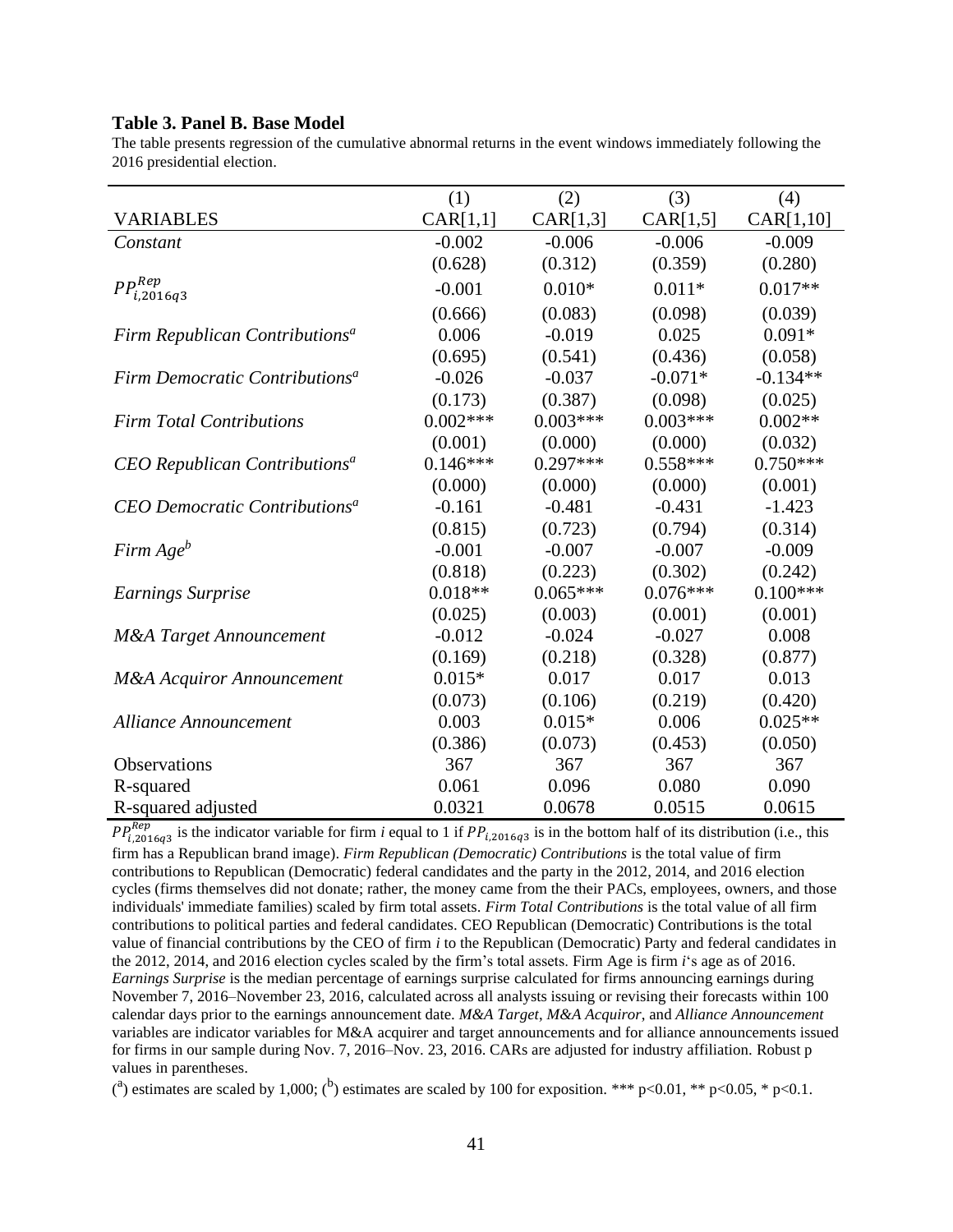**Table 3. Panel B. Base Model**

The table presents regression of the cumulative abnormal returns in the event windows immediately following the 2016 presidential election.

| | (1) | (2) | (3) | (4) |
|---|---|---|---|---|
| VARIABLES | CAR[1,1] | CAR[1,3] | CAR[1,5] | CAR[1,10] |
| *Constant* | -0.002 | -0.006 | -0.006 | -0.009 |
| | (0.628) | (0.312) | (0.359) | (0.280) |
| $PP^{Rep}_{i,2016q3}$ | -0.001 | 0.010* | 0.011* | 0.017** |
| | (0.666) | (0.083) | (0.098) | (0.039) |
| *Firm Republican Contributions*[a] | 0.006 | -0.019 | 0.025 | 0.091* |
| | (0.695) | (0.541) | (0.436) | (0.058) |
| *Firm Democratic Contributions*[a] | -0.026 | -0.037 | -0.071* | -0.134** |
| | (0.173) | (0.387) | (0.098) | (0.025) |
| *Firm Total Contributions* | 0.002*** | 0.003*** | 0.003*** | 0.002** |
| | (0.001) | (0.000) | (0.000) | (0.032) |
| *CEO Republican Contributions*[a] | 0.146*** | 0.297*** | 0.558*** | 0.750*** |
| | (0.000) | (0.000) | (0.000) | (0.001) |
| *CEO Democratic Contributions*[a] | -0.161 | -0.481 | -0.431 | -1.423 |
| | (0.815) | (0.723) | (0.794) | (0.314) |
| *Firm Age*[b] | -0.001 | -0.007 | -0.007 | -0.009 |
| | (0.818) | (0.223) | (0.302) | (0.242) |
| *Earnings Surprise* | 0.018** | 0.065*** | 0.076*** | 0.100*** |
| | (0.025) | (0.003) | (0.001) | (0.001) |
| *M&A Target Announcement* | -0.012 | -0.024 | -0.027 | 0.008 |
| | (0.169) | (0.218) | (0.328) | (0.877) |
| *M&A Acquiror Announcement* | 0.015* | 0.017 | 0.017 | 0.013 |
| | (0.073) | (0.106) | (0.219) | (0.420) |
| *Alliance Announcement* | 0.003 | 0.015* | 0.006 | 0.025** |
| | (0.386) | (0.073) | (0.453) | (0.050) |
| Observations | 367 | 367 | 367 | 367 |
| R-squared | 0.061 | 0.096 | 0.080 | 0.090 |
| R-squared adjusted | 0.0321 | 0.0678 | 0.0515 | 0.0615 |

$PP^{Rep}_{i,2016q3}$ is the indicator variable for firm *i* equal to 1 if $PP_{i,2016q3}$ is in the bottom half of its distribution (i.e., this firm has a Republican brand image). *Firm Republican (Democratic) Contributions* is the total value of firm contributions to Republican (Democratic) federal candidates and the party in the 2012, 2014, and 2016 election cycles (firms themselves did not donate; rather, the money came from the their PACs, employees, owners, and those individuals' immediate families) scaled by firm total assets. *Firm Total Contributions* is the total value of all firm contributions to political parties and federal candidates. CEO Republican (Democratic) Contributions is the total value of financial contributions by the CEO of firm *i* to the Republican (Democratic) Party and federal candidates in the 2012, 2014, and 2016 election cycles scaled by the firm's total assets. Firm Age is firm *i*'s age as of 2016. *Earnings Surprise* is the median percentage of earnings surprise calculated for firms announcing earnings during November 7, 2016–November 23, 2016, calculated across all analysts issuing or revising their forecasts within 100 calendar days prior to the earnings announcement date. *M&A Target*, *M&A Acquiror*, and *Alliance Announcement* variables are indicator variables for M&A acquirer and target announcements and for alliance announcements issued for firms in our sample during Nov. 7, 2016–Nov. 23, 2016. CARs are adjusted for industry affiliation. Robust p values in parentheses.

([a]) estimates are scaled by 1,000; ([b]) estimates are scaled by 100 for exposition. *** p<0.01, ** p<0.05, * p<0.1.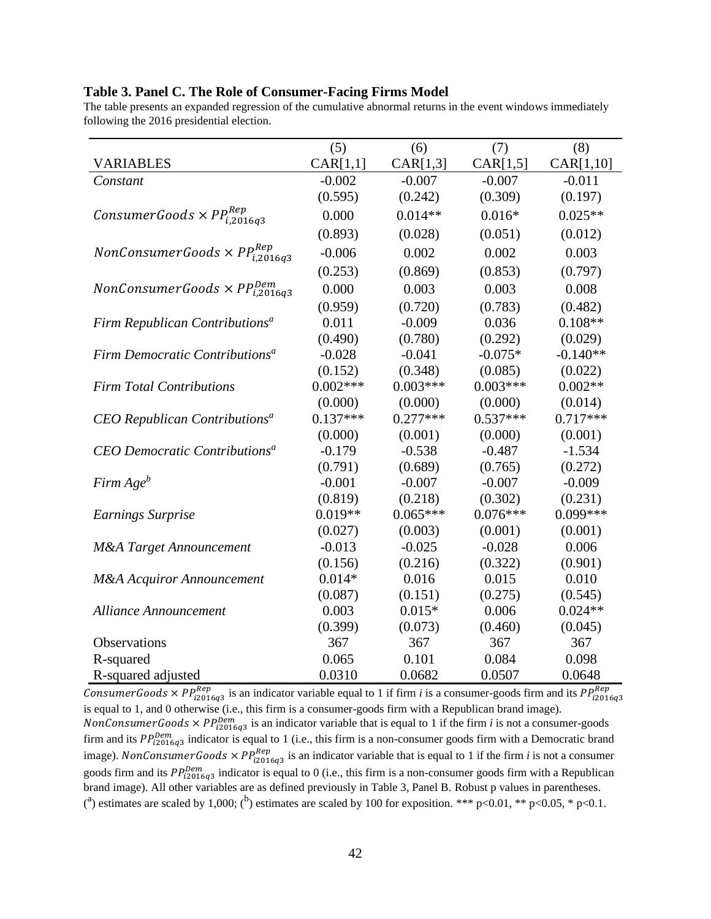**Table 3. Panel C. The Role of Consumer-Facing Firms Model**

The table presents an expanded regression of the cumulative abnormal returns in the event windows immediately following the 2016 presidential election.

| VARIABLES | (5) CAR[1,1] | (6) CAR[1,3] | (7) CAR[1,5] | (8) CAR[1,10] |
|---|---|---|---|---|
| *Constant* | -0.002 | -0.007 | -0.007 | -0.011 |
| | (0.595) | (0.242) | (0.309) | (0.197) |
| $ConsumerGoods \times PP^{Rep}_{i,2016q3}$ | 0.000 | 0.014** | 0.016* | 0.025** |
| | (0.893) | (0.028) | (0.051) | (0.012) |
| $NonConsumerGoods \times PP^{Rep}_{i,2016q3}$ | -0.006 | 0.002 | 0.002 | 0.003 |
| | (0.253) | (0.869) | (0.853) | (0.797) |
| $NonConsumerGoods \times PP^{Dem}_{i,2016q3}$ | 0.000 | 0.003 | 0.003 | 0.008 |
| | (0.959) | (0.720) | (0.783) | (0.482) |
| *Firm Republican Contributions*[a] | 0.011 | -0.009 | 0.036 | 0.108** |
| | (0.490) | (0.780) | (0.292) | (0.029) |
| *Firm Democratic Contributions*[a] | -0.028 | -0.041 | -0.075* | -0.140** |
| | (0.152) | (0.348) | (0.085) | (0.022) |
| *Firm Total Contributions* | 0.002*** | 0.003*** | 0.003*** | 0.002** |
| | (0.000) | (0.000) | (0.000) | (0.014) |
| *CEO Republican Contributions*[a] | 0.137*** | 0.277*** | 0.537*** | 0.717*** |
| | (0.000) | (0.001) | (0.000) | (0.001) |
| *CEO Democratic Contributions*[a] | -0.179 | -0.538 | -0.487 | -1.534 |
| | (0.791) | (0.689) | (0.765) | (0.272) |
| *Firm Age*[b] | -0.001 | -0.007 | -0.007 | -0.009 |
| | (0.819) | (0.218) | (0.302) | (0.231) |
| *Earnings Surprise* | 0.019** | 0.065*** | 0.076*** | 0.099*** |
| | (0.027) | (0.003) | (0.001) | (0.001) |
| *M&A Target Announcement* | -0.013 | -0.025 | -0.028 | 0.006 |
| | (0.156) | (0.216) | (0.322) | (0.901) |
| *M&A Acquiror Announcement* | 0.014* | 0.016 | 0.015 | 0.010 |
| | (0.087) | (0.151) | (0.275) | (0.545) |
| *Alliance Announcement* | 0.003 | 0.015* | 0.006 | 0.024** |
| | (0.399) | (0.073) | (0.460) | (0.045) |
| Observations | 367 | 367 | 367 | 367 |
| R-squared | 0.065 | 0.101 | 0.084 | 0.098 |
| R-squared adjusted | 0.0310 | 0.0682 | 0.0507 | 0.0648 |

$ConsumerGoods \times PP^{Rep}_{i2016q3}$ is an indicator variable equal to 1 if firm *i* is a consumer-goods firm and its $PP^{Rep}_{i2016q3}$ is equal to 1, and 0 otherwise (i.e., this firm is a consumer-goods firm with a Republican brand image). $NonConsumerGoods \times PP^{Dem}_{i2016q3}$ is an indicator variable that is equal to 1 if the firm *i* is not a consumer-goods firm and its $PP^{Dem}_{i2016q3}$ indicator is equal to 1 (i.e., this firm is a non-consumer goods firm with a Democratic brand image). $NonConsumerGoods \times PP^{Rep}_{i2016q3}$ is an indicator variable that is equal to 1 if the firm *i* is not a consumer goods firm and its $PP^{Dem}_{i2016q3}$ indicator is equal to 0 (i.e., this firm is a non-consumer goods firm with a Republican brand image). All other variables are as defined previously in Table 3, Panel B. Robust p values in parentheses. ([a]) estimates are scaled by 1,000; ([b]) estimates are scaled by 100 for exposition. *** p<0.01, ** p<0.05, * p<0.1.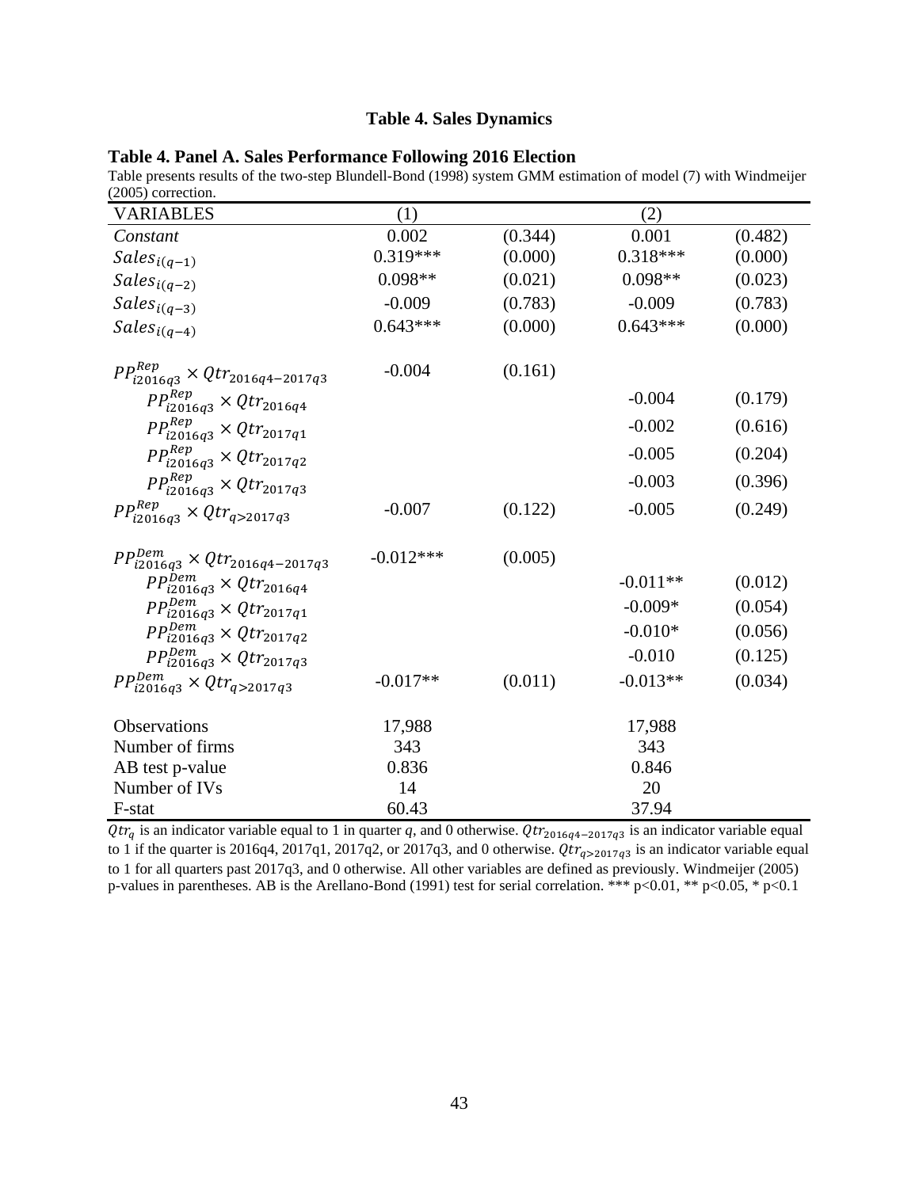### Table 4. Sales Dynamics

**Table 4. Panel A. Sales Performance Following 2016 Election**

Table presents results of the two-step Blundell-Bond (1998) system GMM estimation of model (7) with Windmeijer (2005) correction.

| VARIABLES | (1) | | (2) | |
|---|---|---|---|---|
| *Constant* | 0.002 | (0.344) | 0.001 | (0.482) |
| $Sales_{i(q-1)}$ | 0.319*** | (0.000) | 0.318*** | (0.000) |
| $Sales_{i(q-2)}$ | 0.098** | (0.021) | 0.098** | (0.023) |
| $Sales_{i(q-3)}$ | -0.009 | (0.783) | -0.009 | (0.783) |
| $Sales_{i(q-4)}$ | 0.643*** | (0.000) | 0.643*** | (0.000) |
| $PP^{Rep}_{i2016q3} \times Qtr_{2016q4-2017q3}$ | -0.004 | (0.161) | | |
| $PP^{Rep}_{i2016q3} \times Qtr_{2016q4}$ | | | -0.004 | (0.179) |
| $PP^{Rep}_{i2016q3} \times Qtr_{2017q1}$ | | | -0.002 | (0.616) |
| $PP^{Rep}_{i2016q3} \times Qtr_{2017q2}$ | | | -0.005 | (0.204) |
| $PP^{Rep}_{i2016q3} \times Qtr_{2017q3}$ | | | -0.003 | (0.396) |
| $PP^{Rep}_{i2016q3} \times Qtr_{q>2017q3}$ | -0.007 | (0.122) | -0.005 | (0.249) |
| $PP^{Dem}_{i2016q3} \times Qtr_{2016q4-2017q3}$ | -0.012*** | (0.005) | | |
| $PP^{Dem}_{i2016q3} \times Qtr_{2016q4}$ | | | -0.011** | (0.012) |
| $PP^{Dem}_{i2016q3} \times Qtr_{2017q1}$ | | | -0.009* | (0.054) |
| $PP^{Dem}_{i2016q3} \times Qtr_{2017q2}$ | | | -0.010* | (0.056) |
| $PP^{Dem}_{i2016q3} \times Qtr_{2017q3}$ | | | -0.010 | (0.125) |
| $PP^{Dem}_{i2016q3} \times Qtr_{q>2017q3}$ | -0.017** | (0.011) | -0.013** | (0.034) |
| Observations | 17,988 | | 17,988 | |
| Number of firms | 343 | | 343 | |
| AB test p-value | 0.836 | | 0.846 | |
| Number of IVs | 14 | | 20 | |
| F-stat | 60.43 | | 37.94 | |

$Qtr_q$ is an indicator variable equal to 1 in quarter $q$, and 0 otherwise. $Qtr_{2016q4-2017q3}$ is an indicator variable equal to 1 if the quarter is 2016q4, 2017q1, 2017q2, or 2017q3, and 0 otherwise. $Qtr_{q>2017q3}$ is an indicator variable equal to 1 for all quarters past 2017q3, and 0 otherwise. All other variables are defined as previously. Windmeijer (2005) p-values in parentheses. AB is the Arellano-Bond (1991) test for serial correlation. *** p<0.01, ** p<0.05, * p<0.1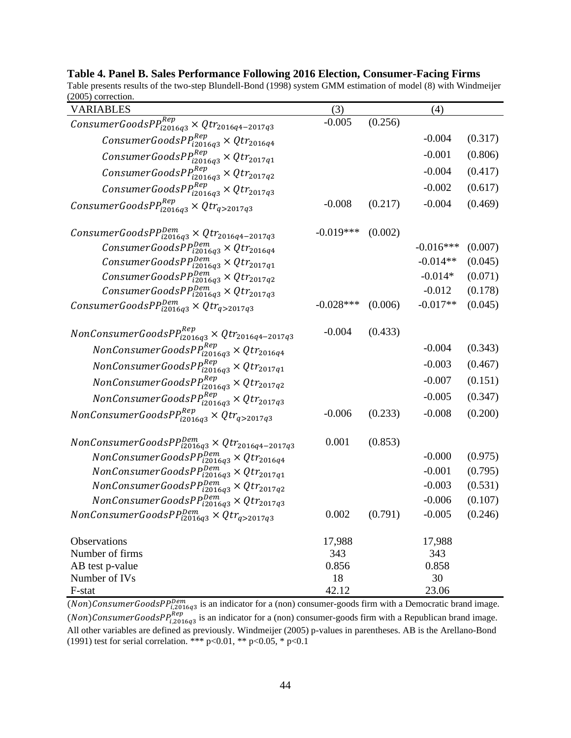**Table 4. Panel B. Sales Performance Following 2016 Election, Consumer-Facing Firms**

Table presents results of the two-step Blundell-Bond (1998) system GMM estimation of model (8) with Windmeijer (2005) correction.

| VARIABLES | (3) | | (4) | |
|---|---|---|---|---|
| $ConsumerGoodsPP^{Rep}_{i2016q3} \times Qtr_{2016q4-2017q3}$ | -0.005 | (0.256) | | |
| $ConsumerGoodsPP^{Rep}_{i2016q3} \times Qtr_{2016q4}$ | | | -0.004 | (0.317) |
| $ConsumerGoodsPP^{Rep}_{i2016q3} \times Qtr_{2017q1}$ | | | -0.001 | (0.806) |
| $ConsumerGoodsPP^{Rep}_{i2016q3} \times Qtr_{2017q2}$ | | | -0.004 | (0.417) |
| $ConsumerGoodsPP^{Rep}_{i2016q3} \times Qtr_{2017q3}$ | | | -0.002 | (0.617) |
| $ConsumerGoodsPP^{Rep}_{i2016q3} \times Qtr_{q>2017q3}$ | -0.008 | (0.217) | -0.004 | (0.469) |
| | | | | |
| $ConsumerGoodsPP^{Dem}_{i2016q3} \times Qtr_{2016q4-2017q3}$ | -0.019*** | (0.002) | | |
| $ConsumerGoodsPP^{Dem}_{i2016q3} \times Qtr_{2016q4}$ | | | -0.016*** | (0.007) |
| $ConsumerGoodsPP^{Dem}_{i2016q3} \times Qtr_{2017q1}$ | | | -0.014** | (0.045) |
| $ConsumerGoodsPP^{Dem}_{i2016q3} \times Qtr_{2017q2}$ | | | -0.014* | (0.071) |
| $ConsumerGoodsPP^{Dem}_{i2016q3} \times Qtr_{2017q3}$ | | | -0.012 | (0.178) |
| $ConsumerGoodsPP^{Dem}_{i2016q3} \times Qtr_{q>2017q3}$ | -0.028*** | (0.006) | -0.017** | (0.045) |
| | | | | |
| $NonConsumerGoodsPP^{Rep}_{i2016q3} \times Qtr_{2016q4-2017q3}$ | -0.004 | (0.433) | | |
| $NonConsumerGoodsPP^{Rep}_{i2016q3} \times Qtr_{2016q4}$ | | | -0.004 | (0.343) |
| $NonConsumerGoodsPP^{Rep}_{i2016q3} \times Qtr_{2017q1}$ | | | -0.003 | (0.467) |
| $NonConsumerGoodsPP^{Rep}_{i2016q3} \times Qtr_{2017q2}$ | | | -0.007 | (0.151) |
| $NonConsumerGoodsPP^{Rep}_{i2016q3} \times Qtr_{2017q3}$ | | | -0.005 | (0.347) |
| $NonConsumerGoodsPP^{Rep}_{i2016q3} \times Qtr_{q>2017q3}$ | -0.006 | (0.233) | -0.008 | (0.200) |
| | | | | |
| $NonConsumerGoodsPP^{Dem}_{i2016q3} \times Qtr_{2016q4-2017q3}$ | 0.001 | (0.853) | | |
| $NonConsumerGoodsPP^{Dem}_{i2016q3} \times Qtr_{2016q4}$ | | | -0.000 | (0.975) |
| $NonConsumerGoodsPP^{Dem}_{i2016q3} \times Qtr_{2017q1}$ | | | -0.001 | (0.795) |
| $NonConsumerGoodsPP^{Dem}_{i2016q3} \times Qtr_{2017q2}$ | | | -0.003 | (0.531) |
| $NonConsumerGoodsPP^{Dem}_{i2016q3} \times Qtr_{2017q3}$ | | | -0.006 | (0.107) |
| $NonConsumerGoodsPP^{Dem}_{i2016q3} \times Qtr_{q>2017q3}$ | 0.002 | (0.791) | -0.005 | (0.246) |
| | | | | |
| Observations | 17,988 | | 17,988 | |
| Number of firms | 343 | | 343 | |
| AB test p-value | 0.856 | | 0.858 | |
| Number of IVs | 18 | | 30 | |
| F-stat | 42.12 | | 23.06 | |

$(Non)ConsumerGoodsPP^{Dem}_{i,2016q3}$ is an indicator for a (non) consumer-goods firm with a Democratic brand image. $(Non)ConsumerGoodsPP^{Rep}_{i,2016q3}$ is an indicator for a (non) consumer-goods firm with a Republican brand image. All other variables are defined as previously. Windmeijer (2005) p-values in parentheses. AB is the Arellano-Bond (1991) test for serial correlation. *** p<0.01, ** p<0.05, * p<0.1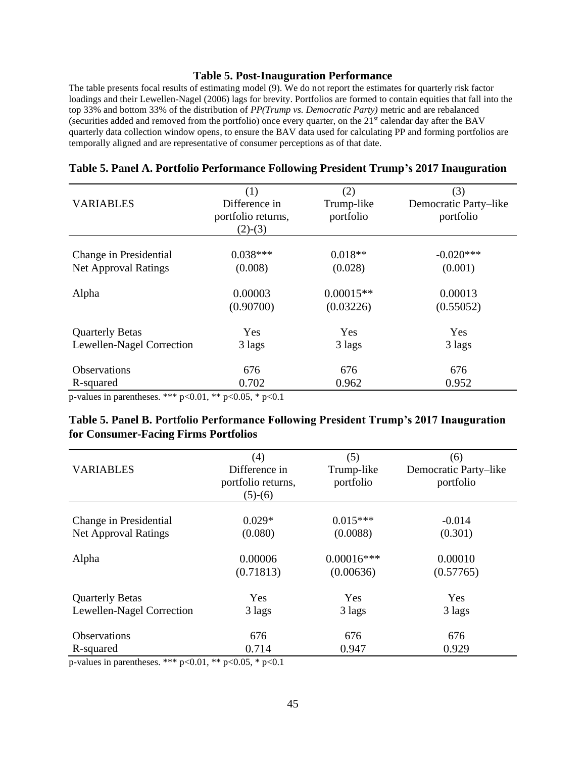## Table 5. Post-Inauguration Performance

The table presents focal results of estimating model (9). We do not report the estimates for quarterly risk factor loadings and their Lewellen-Nagel (2006) lags for brevity. Portfolios are formed to contain equities that fall into the top 33% and bottom 33% of the distribution of *PP(Trump vs. Democratic Party)* metric and are rebalanced (securities added and removed from the portfolio) once every quarter, on the 21st calendar day after the BAV quarterly data collection window opens, to ensure the BAV data used for calculating PP and forming portfolios are temporally aligned and are representative of consumer perceptions as of that date.

### Table 5. Panel A. Portfolio Performance Following President Trump's 2017 Inauguration

| VARIABLES | (1) Difference in portfolio returns, (2)-(3) | (2) Trump-like portfolio | (3) Democratic Party–like portfolio |
|---|---|---|---|
| Change in Presidential Net Approval Ratings | 0.038*** | 0.018** | -0.020*** |
| | (0.008) | (0.028) | (0.001) |
| Alpha | 0.00003 | 0.00015** | 0.00013 |
| | (0.90700) | (0.03226) | (0.55052) |
| Quarterly Betas | Yes | Yes | Yes |
| Lewellen-Nagel Correction | 3 lags | 3 lags | 3 lags |
| Observations | 676 | 676 | 676 |
| R-squared | 0.702 | 0.962 | 0.952 |

p-values in parentheses. *** p<0.01, ** p<0.05, * p<0.1

### Table 5. Panel B. Portfolio Performance Following President Trump's 2017 Inauguration for Consumer-Facing Firms Portfolios

| VARIABLES | (4) Difference in portfolio returns, (5)-(6) | (5) Trump-like portfolio | (6) Democratic Party–like portfolio |
|---|---|---|---|
| Change in Presidential Net Approval Ratings | 0.029* | 0.015*** | -0.014 |
| | (0.080) | (0.0088) | (0.301) |
| Alpha | 0.00006 | 0.00016*** | 0.00010 |
| | (0.71813) | (0.00636) | (0.57765) |
| Quarterly Betas | Yes | Yes | Yes |
| Lewellen-Nagel Correction | 3 lags | 3 lags | 3 lags |
| Observations | 676 | 676 | 676 |
| R-squared | 0.714 | 0.947 | 0.929 |

p-values in parentheses. *** p<0.01, ** p<0.05, * p<0.1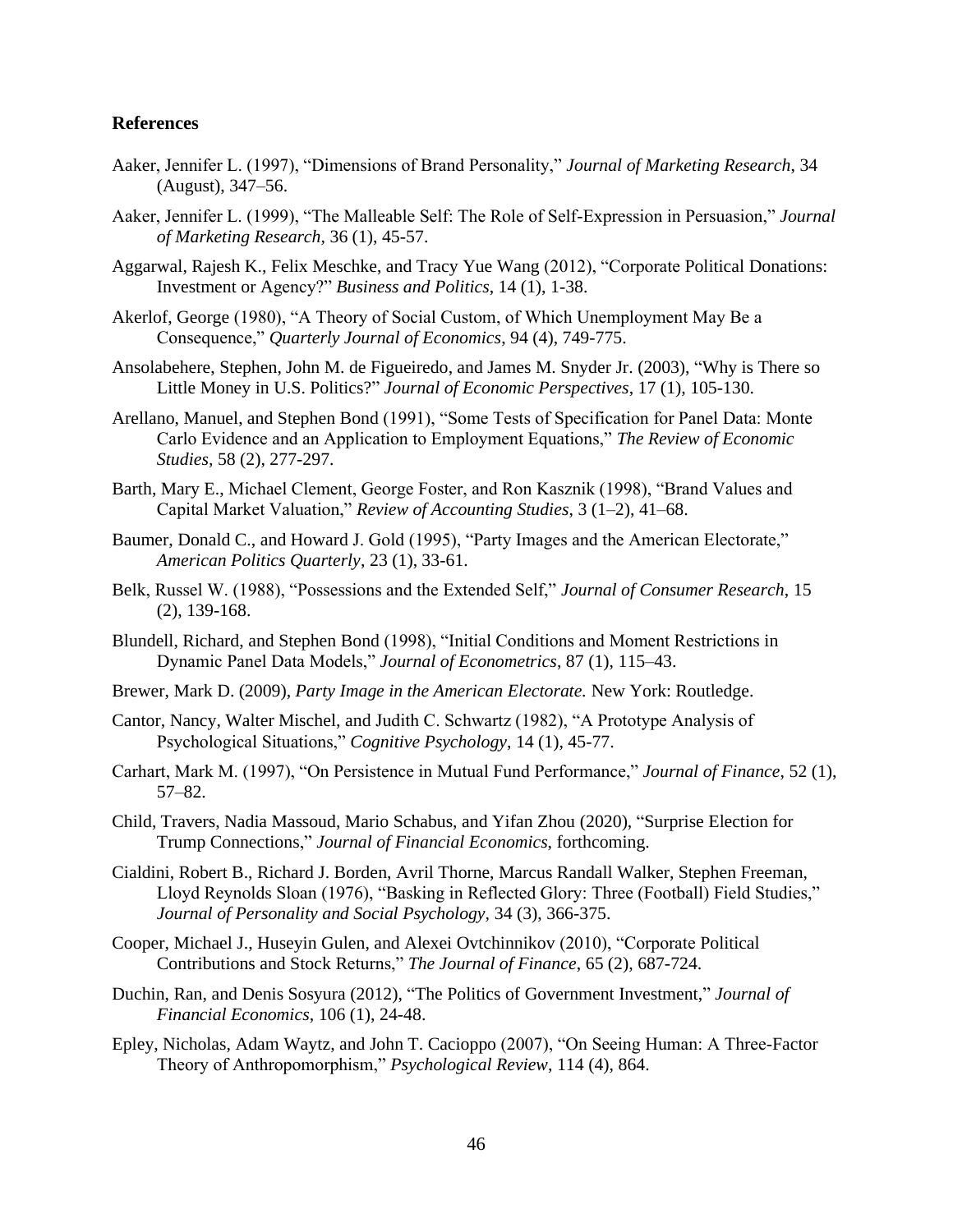## References

Aaker, Jennifer L. (1997), "Dimensions of Brand Personality," *Journal of Marketing Research*, 34 (August), 347–56.

Aaker, Jennifer L. (1999), "The Malleable Self: The Role of Self-Expression in Persuasion," *Journal of Marketing Research*, 36 (1), 45-57.

Aggarwal, Rajesh K., Felix Meschke, and Tracy Yue Wang (2012), "Corporate Political Donations: Investment or Agency?" *Business and Politics*, 14 (1), 1-38.

Akerlof, George (1980), "A Theory of Social Custom, of Which Unemployment May Be a Consequence," *Quarterly Journal of Economics*, 94 (4), 749-775.

Ansolabehere, Stephen, John M. de Figueiredo, and James M. Snyder Jr. (2003), "Why is There so Little Money in U.S. Politics?" *Journal of Economic Perspectives*, 17 (1), 105-130.

Arellano, Manuel, and Stephen Bond (1991), "Some Tests of Specification for Panel Data: Monte Carlo Evidence and an Application to Employment Equations," *The Review of Economic Studies*, 58 (2), 277-297.

Barth, Mary E., Michael Clement, George Foster, and Ron Kasznik (1998), "Brand Values and Capital Market Valuation," *Review of Accounting Studies*, 3 (1–2), 41–68.

Baumer, Donald C., and Howard J. Gold (1995), "Party Images and the American Electorate," *American Politics Quarterly*, 23 (1), 33-61.

Belk, Russel W. (1988), "Possessions and the Extended Self," *Journal of Consumer Research*, 15 (2), 139-168.

Blundell, Richard, and Stephen Bond (1998), "Initial Conditions and Moment Restrictions in Dynamic Panel Data Models," *Journal of Econometrics*, 87 (1), 115–43.

Brewer, Mark D. (2009), *Party Image in the American Electorate.* New York: Routledge.

Cantor, Nancy, Walter Mischel, and Judith C. Schwartz (1982), "A Prototype Analysis of Psychological Situations," *Cognitive Psychology*, 14 (1), 45-77.

Carhart, Mark M. (1997), "On Persistence in Mutual Fund Performance," *Journal of Finance*, 52 (1), 57–82.

Child, Travers, Nadia Massoud, Mario Schabus, and Yifan Zhou (2020), "Surprise Election for Trump Connections," *Journal of Financial Economics*, forthcoming.

Cialdini, Robert B., Richard J. Borden, Avril Thorne, Marcus Randall Walker, Stephen Freeman, Lloyd Reynolds Sloan (1976), "Basking in Reflected Glory: Three (Football) Field Studies," *Journal of Personality and Social Psychology*, 34 (3), 366-375.

Cooper, Michael J., Huseyin Gulen, and Alexei Ovtchinnikov (2010), "Corporate Political Contributions and Stock Returns," *The Journal of Finance*, 65 (2), 687-724.

Duchin, Ran, and Denis Sosyura (2012), "The Politics of Government Investment," *Journal of Financial Economics*, 106 (1), 24-48.

Epley, Nicholas, Adam Waytz, and John T. Cacioppo (2007), "On Seeing Human: A Three-Factor Theory of Anthropomorphism," *Psychological Review*, 114 (4), 864.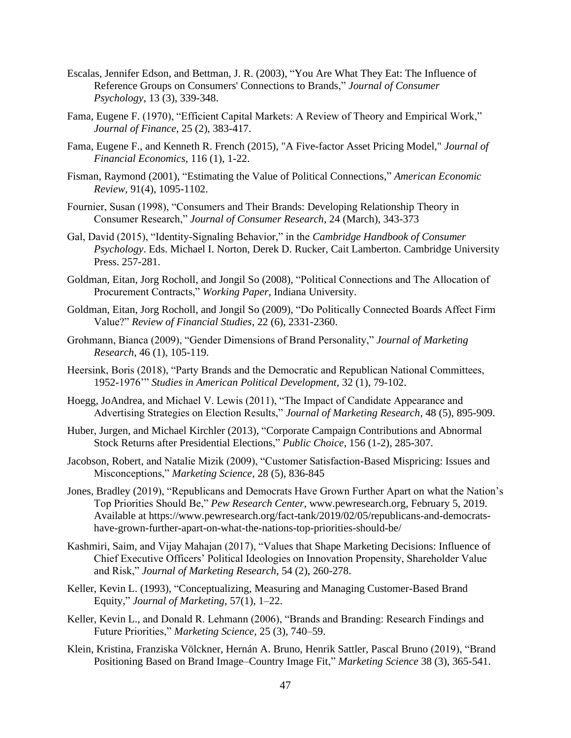Escalas, Jennifer Edson, and Bettman, J. R. (2003), "You Are What They Eat: The Influence of Reference Groups on Consumers' Connections to Brands," *Journal of Consumer Psychology*, 13 (3), 339-348.

Fama, Eugene F. (1970), "Efficient Capital Markets: A Review of Theory and Empirical Work," *Journal of Finance*, 25 (2), 383-417.

Fama, Eugene F., and Kenneth R. French (2015), "A Five-factor Asset Pricing Model," *Journal of Financial Economics*, 116 (1), 1-22.

Fisman, Raymond (2001), "Estimating the Value of Political Connections," *American Economic Review*, 91(4), 1095-1102.

Fournier, Susan (1998), "Consumers and Their Brands: Developing Relationship Theory in Consumer Research," *Journal of Consumer Research*, 24 (March), 343-373

Gal, David (2015), "Identity-Signaling Behavior," in the *Cambridge Handbook of Consumer Psychology*. Eds. Michael I. Norton, Derek D. Rucker, Cait Lamberton. Cambridge University Press. 257-281.

Goldman, Eitan, Jorg Rocholl, and Jongil So (2008), "Political Connections and The Allocation of Procurement Contracts," *Working Paper*, Indiana University.

Goldman, Eitan, Jorg Rocholl, and Jongil So (2009), "Do Politically Connected Boards Affect Firm Value?" *Review of Financial Studies*, 22 (6), 2331-2360.

Grohmann, Bianca (2009), "Gender Dimensions of Brand Personality," *Journal of Marketing Research*, 46 (1), 105-119.

Heersink, Boris (2018), "Party Brands and the Democratic and Republican National Committees, 1952-1976'" *Studies in American Political Development*, 32 (1), 79-102.

Hoegg, JoAndrea, and Michael V. Lewis (2011), "The Impact of Candidate Appearance and Advertising Strategies on Election Results," *Journal of Marketing Research*, 48 (5), 895-909.

Huber, Jurgen, and Michael Kirchler (2013), "Corporate Campaign Contributions and Abnormal Stock Returns after Presidential Elections," *Public Choice*, 156 (1-2), 285-307.

Jacobson, Robert, and Natalie Mizik (2009), "Customer Satisfaction-Based Mispricing: Issues and Misconceptions," *Marketing Science*, 28 (5), 836-845

Jones, Bradley (2019), "Republicans and Democrats Have Grown Further Apart on what the Nation's Top Priorities Should Be," *Pew Research Center*, www.pewresearch.org, February 5, 2019. Available at https://www.pewresearch.org/fact-tank/2019/02/05/republicans-and-democrats-have-grown-further-apart-on-what-the-nations-top-priorities-should-be/

Kashmiri, Saim, and Vijay Mahajan (2017), "Values that Shape Marketing Decisions: Influence of Chief Executive Officers' Political Ideologies on Innovation Propensity, Shareholder Value and Risk," *Journal of Marketing Research*, 54 (2), 260-278.

Keller, Kevin L. (1993), "Conceptualizing, Measuring and Managing Customer-Based Brand Equity," *Journal of Marketing*, 57(1), 1–22.

Keller, Kevin L., and Donald R. Lehmann (2006), "Brands and Branding: Research Findings and Future Priorities," *Marketing Science*, 25 (3), 740–59.

Klein, Kristina, Franziska Völckner, Hernán A. Bruno, Henrik Sattler, Pascal Bruno (2019), "Brand Positioning Based on Brand Image–Country Image Fit," *Marketing Science* 38 (3), 365-541.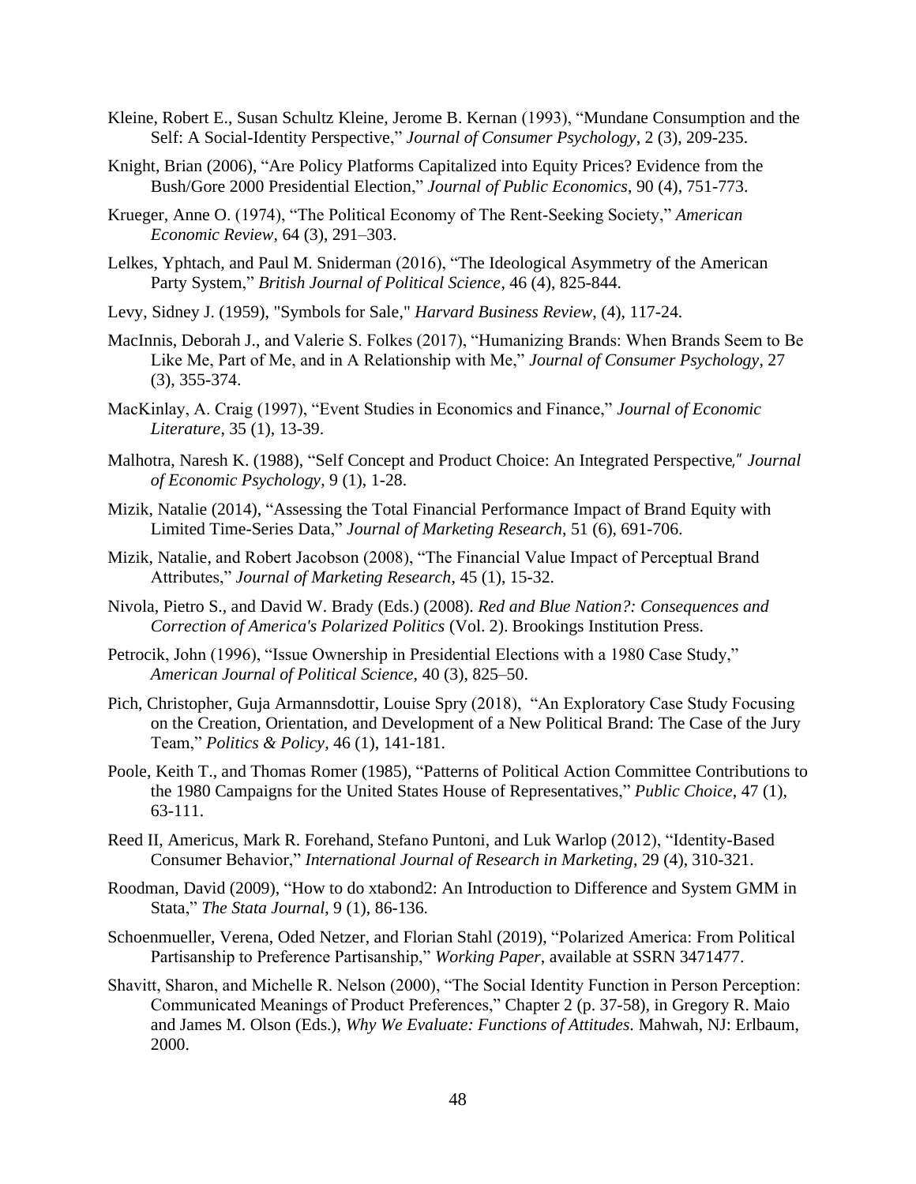Kleine, Robert E., Susan Schultz Kleine, Jerome B. Kernan (1993), "Mundane Consumption and the Self: A Social-Identity Perspective," *Journal of Consumer Psychology*, 2 (3), 209-235.

Knight, Brian (2006), "Are Policy Platforms Capitalized into Equity Prices? Evidence from the Bush/Gore 2000 Presidential Election," *Journal of Public Economics*, 90 (4), 751-773.

Krueger, Anne O. (1974), "The Political Economy of The Rent-Seeking Society," *American Economic Review*, 64 (3), 291–303.

Lelkes, Yphtach, and Paul M. Sniderman (2016), "The Ideological Asymmetry of the American Party System," *British Journal of Political Science*, 46 (4), 825-844.

Levy, Sidney J. (1959), "Symbols for Sale," *Harvard Business Review*, (4), 117-24.

MacInnis, Deborah J., and Valerie S. Folkes (2017), "Humanizing Brands: When Brands Seem to Be Like Me, Part of Me, and in A Relationship with Me," *Journal of Consumer Psychology*, 27 (3), 355-374.

MacKinlay, A. Craig (1997), "Event Studies in Economics and Finance," *Journal of Economic Literature*, 35 (1), 13-39.

Malhotra, Naresh K. (1988), "Self Concept and Product Choice: An Integrated Perspective," *Journal of Economic Psychology*, 9 (1), 1-28.

Mizik, Natalie (2014), "Assessing the Total Financial Performance Impact of Brand Equity with Limited Time-Series Data," *Journal of Marketing Research*, 51 (6), 691-706.

Mizik, Natalie, and Robert Jacobson (2008), "The Financial Value Impact of Perceptual Brand Attributes," *Journal of Marketing Research*, 45 (1), 15-32.

Nivola, Pietro S., and David W. Brady (Eds.) (2008). *Red and Blue Nation?: Consequences and Correction of America's Polarized Politics* (Vol. 2). Brookings Institution Press.

Petrocik, John (1996), "Issue Ownership in Presidential Elections with a 1980 Case Study," *American Journal of Political Science*, 40 (3), 825–50.

Pich, Christopher, Guja Armannsdottir, Louise Spry (2018), "An Exploratory Case Study Focusing on the Creation, Orientation, and Development of a New Political Brand: The Case of the Jury Team," *Politics & Policy*, 46 (1), 141-181.

Poole, Keith T., and Thomas Romer (1985), "Patterns of Political Action Committee Contributions to the 1980 Campaigns for the United States House of Representatives," *Public Choice*, 47 (1), 63-111.

Reed II, Americus, Mark R. Forehand, Stefano Puntoni, and Luk Warlop (2012), "Identity-Based Consumer Behavior," *International Journal of Research in Marketing*, 29 (4), 310-321.

Roodman, David (2009), "How to do xtabond2: An Introduction to Difference and System GMM in Stata," *The Stata Journal*, 9 (1), 86-136.

Schoenmueller, Verena, Oded Netzer, and Florian Stahl (2019), "Polarized America: From Political Partisanship to Preference Partisanship," *Working Paper*, available at SSRN 3471477.

Shavitt, Sharon, and Michelle R. Nelson (2000), "The Social Identity Function in Person Perception: Communicated Meanings of Product Preferences," Chapter 2 (p. 37-58), in Gregory R. Maio and James M. Olson (Eds.), *Why We Evaluate: Functions of Attitudes*. Mahwah, NJ: Erlbaum, 2000.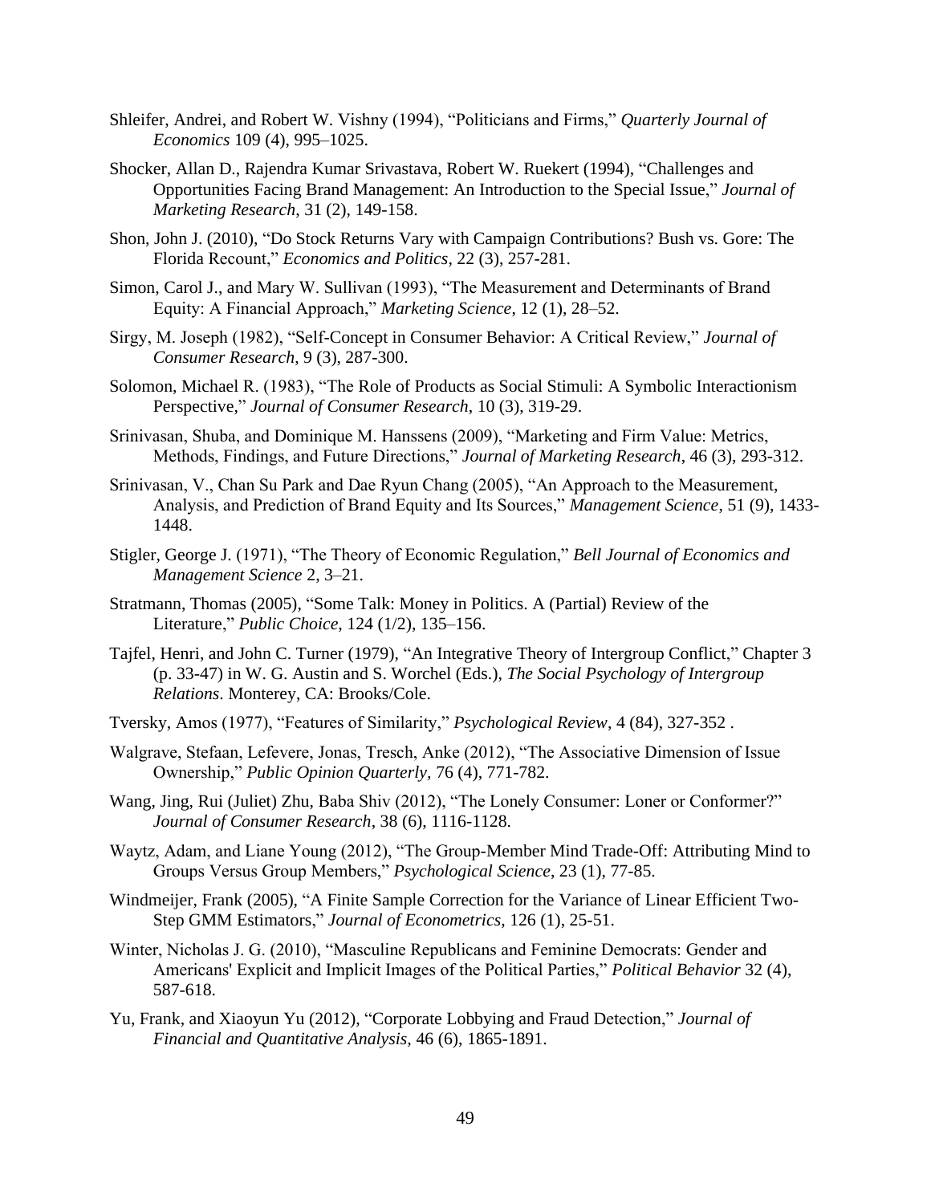Shleifer, Andrei, and Robert W. Vishny (1994), "Politicians and Firms," *Quarterly Journal of Economics* 109 (4), 995–1025.

Shocker, Allan D., Rajendra Kumar Srivastava, Robert W. Ruekert (1994), "Challenges and Opportunities Facing Brand Management: An Introduction to the Special Issue," *Journal of Marketing Research*, 31 (2), 149-158.

Shon, John J. (2010), "Do Stock Returns Vary with Campaign Contributions? Bush vs. Gore: The Florida Recount," *Economics and Politics*, 22 (3), 257-281.

Simon, Carol J., and Mary W. Sullivan (1993), "The Measurement and Determinants of Brand Equity: A Financial Approach," *Marketing Science*, 12 (1), 28–52.

Sirgy, M. Joseph (1982), "Self-Concept in Consumer Behavior: A Critical Review," *Journal of Consumer Research*, 9 (3), 287-300.

Solomon, Michael R. (1983), "The Role of Products as Social Stimuli: A Symbolic Interactionism Perspective," *Journal of Consumer Research*, 10 (3), 319-29.

Srinivasan, Shuba, and Dominique M. Hanssens (2009), "Marketing and Firm Value: Metrics, Methods, Findings, and Future Directions," *Journal of Marketing Research*, 46 (3), 293-312.

Srinivasan, V., Chan Su Park and Dae Ryun Chang (2005), "An Approach to the Measurement, Analysis, and Prediction of Brand Equity and Its Sources," *Management Science*, 51 (9), 1433-1448.

Stigler, George J. (1971), "The Theory of Economic Regulation," *Bell Journal of Economics and Management Science* 2, 3–21.

Stratmann, Thomas (2005), "Some Talk: Money in Politics. A (Partial) Review of the Literature," *Public Choice*, 124 (1/2), 135–156.

Tajfel, Henri, and John C. Turner (1979), "An Integrative Theory of Intergroup Conflict," Chapter 3 (p. 33-47) in W. G. Austin and S. Worchel (Eds.), *The Social Psychology of Intergroup Relations*. Monterey, CA: Brooks/Cole.

Tversky, Amos (1977), "Features of Similarity," *Psychological Review*, 4 (84), 327-352 .

Walgrave, Stefaan, Lefevere, Jonas, Tresch, Anke (2012), "The Associative Dimension of Issue Ownership," *Public Opinion Quarterly*, 76 (4), 771-782.

Wang, Jing, Rui (Juliet) Zhu, Baba Shiv (2012), "The Lonely Consumer: Loner or Conformer?" *Journal of Consumer Research*, 38 (6), 1116-1128.

Waytz, Adam, and Liane Young (2012), "The Group-Member Mind Trade-Off: Attributing Mind to Groups Versus Group Members," *Psychological Science*, 23 (1), 77-85.

Windmeijer, Frank (2005), "A Finite Sample Correction for the Variance of Linear Efficient Two-Step GMM Estimators," *Journal of Econometrics*, 126 (1), 25-51.

Winter, Nicholas J. G. (2010), "Masculine Republicans and Feminine Democrats: Gender and Americans' Explicit and Implicit Images of the Political Parties," *Political Behavior* 32 (4), 587-618.

Yu, Frank, and Xiaoyun Yu (2012), "Corporate Lobbying and Fraud Detection," *Journal of Financial and Quantitative Analysis*, 46 (6), 1865-1891.